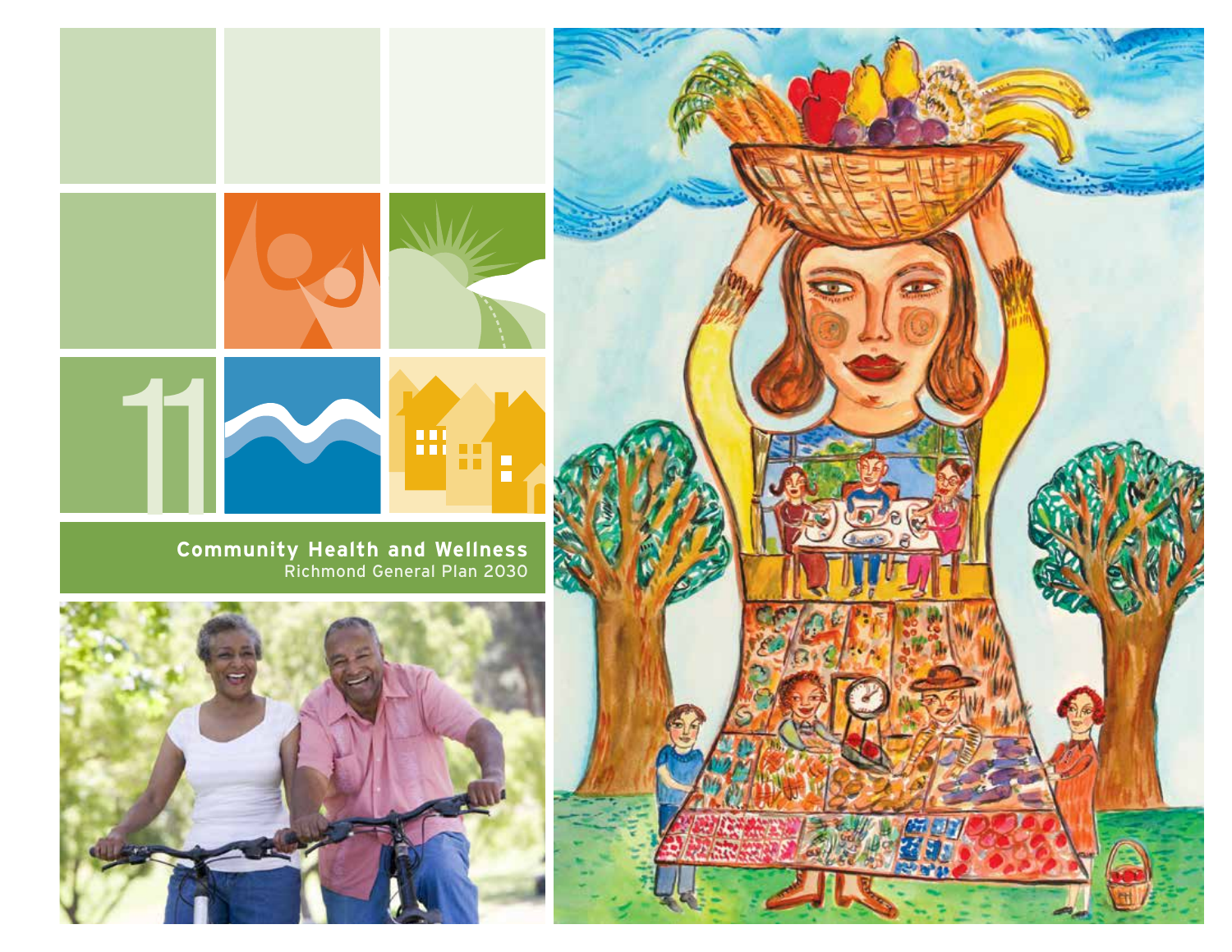11

# Community Health and Wellness

Richmond General Plan 2030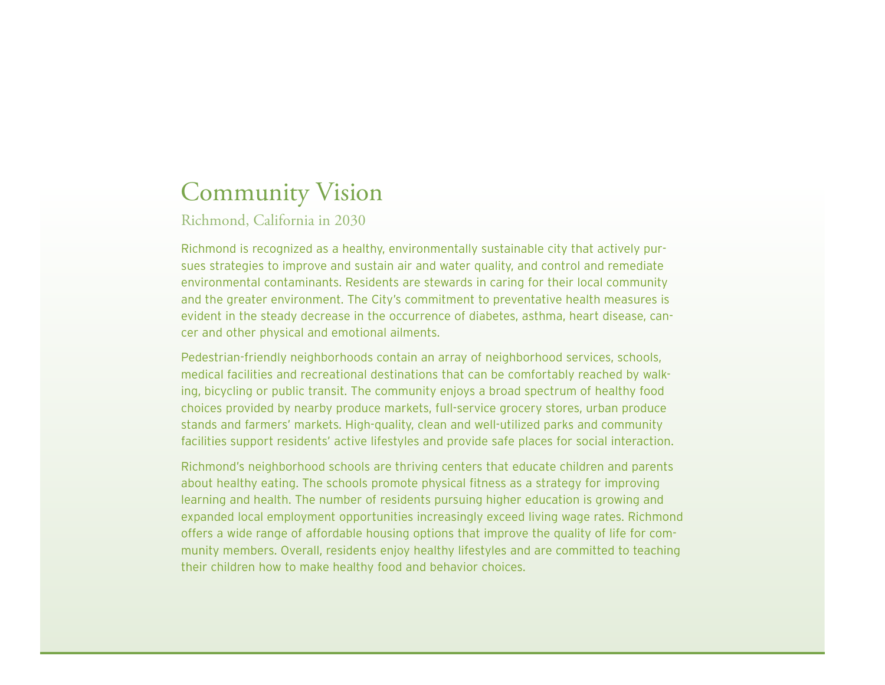# Community Vision

## Richmond, California in 2030

Richmond is recognized as a healthy, environmentally sustainable city that actively pursues strategies to improve and sustain air and water quality, and control and remediate environmental contaminants. Residents are stewards in caring for their local community and the greater environment. The City's commitment to preventative health measures is evident in the steady decrease in the occurrence of diabetes, asthma, heart disease, cancer and other physical and emotional ailments.

Pedestrian-friendly neighborhoods contain an array of neighborhood services, schools, medical facilities and recreational destinations that can be comfortably reached by walking, bicycling or public transit. The community enjoys a broad spectrum of healthy food choices provided by nearby produce markets, full-service grocery stores, urban produce stands and farmers' markets. High-quality, clean and well-utilized parks and community facilities support residents' active lifestyles and provide safe places for social interaction.

Richmond's neighborhood schools are thriving centers that educate children and parents about healthy eating. The schools promote physical fitness as a strategy for improving learning and health. The number of residents pursuing higher education is growing and expanded local employment opportunities increasingly exceed living wage rates. Richmond offers a wide range of affordable housing options that improve the quality of life for community members. Overall, residents enjoy healthy lifestyles and are committed to teaching their children how to make healthy food and behavior choices.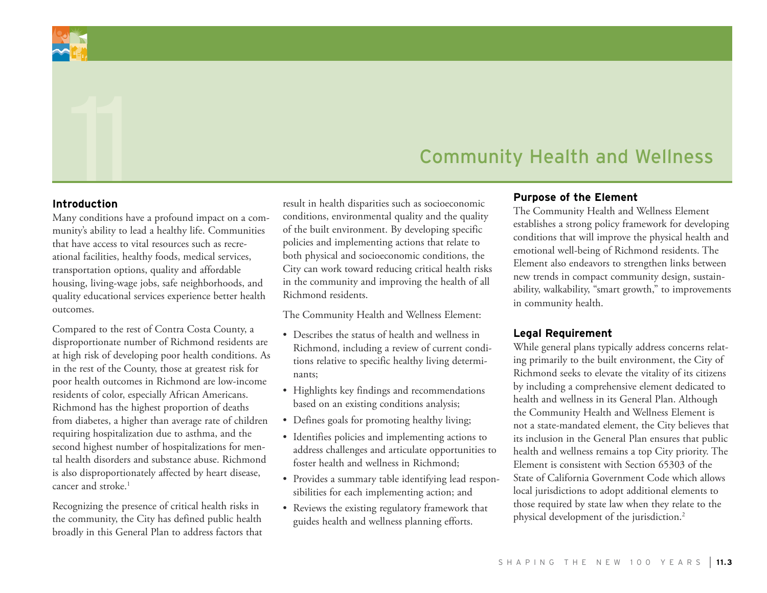# 11 Community Health and Wellness

## Introduction

Many conditions have a profound impact on a community's ability to lead a healthy life. Communities that have access to vital resources such as recreational facilities, healthy foods, medical services, transportation options, quality and affordable housing, living-wage jobs, safe neighborhoods, and quality educational services experience better health outcomes.

Compared to the rest of Contra Costa County, a disproportionate number of Richmond residents are at high risk of developing poor health conditions. As in the rest of the County, those at greatest risk for poor health outcomes in Richmond are low-income residents of color, especially African Americans. Richmond has the highest proportion of deaths from diabetes, a higher than average rate of children requiring hospitalization due to asthma, and the second highest number of hospitalizations for mental health disorders and substance abuse. Richmond is also disproportionately affected by heart disease, cancer and stroke.[1]

Recognizing the presence of critical health risks in the community, the City has defined public health broadly in this General Plan to address factors that result in health disparities such as socioeconomic conditions, environmental quality and the quality of the built environment. By developing specific policies and implementing actions that relate to both physical and socioeconomic conditions, the City can work toward reducing critical health risks in the community and improving the health of all Richmond residents.

The Community Health and Wellness Element:

- Describes the status of health and wellness in Richmond, including a review of current conditions relative to specific healthy living determinants;
- Highlights key findings and recommendations based on an existing conditions analysis;
- Defines goals for promoting healthy living;
- Identifies policies and implementing actions to address challenges and articulate opportunities to foster health and wellness in Richmond;
- Provides a summary table identifying lead responsibilities for each implementing action; and
- Reviews the existing regulatory framework that guides health and wellness planning efforts.

## Purpose of the Element

The Community Health and Wellness Element establishes a strong policy framework for developing conditions that will improve the physical health and emotional well-being of Richmond residents. The Element also endeavors to strengthen links between new trends in compact community design, sustainability, walkability, "smart growth," to improvements in community health.

## Legal Requirement

While general plans typically address concerns relating primarily to the built environment, the City of Richmond seeks to elevate the vitality of its citizens by including a comprehensive element dedicated to health and wellness in its General Plan. Although the Community Health and Wellness Element is not a state-mandated element, the City believes that its inclusion in the General Plan ensures that public health and wellness remains a top City priority. The Element is consistent with Section 65303 of the State of California Government Code which allows local jurisdictions to adopt additional elements to those required by state law when they relate to the physical development of the jurisdiction.[2]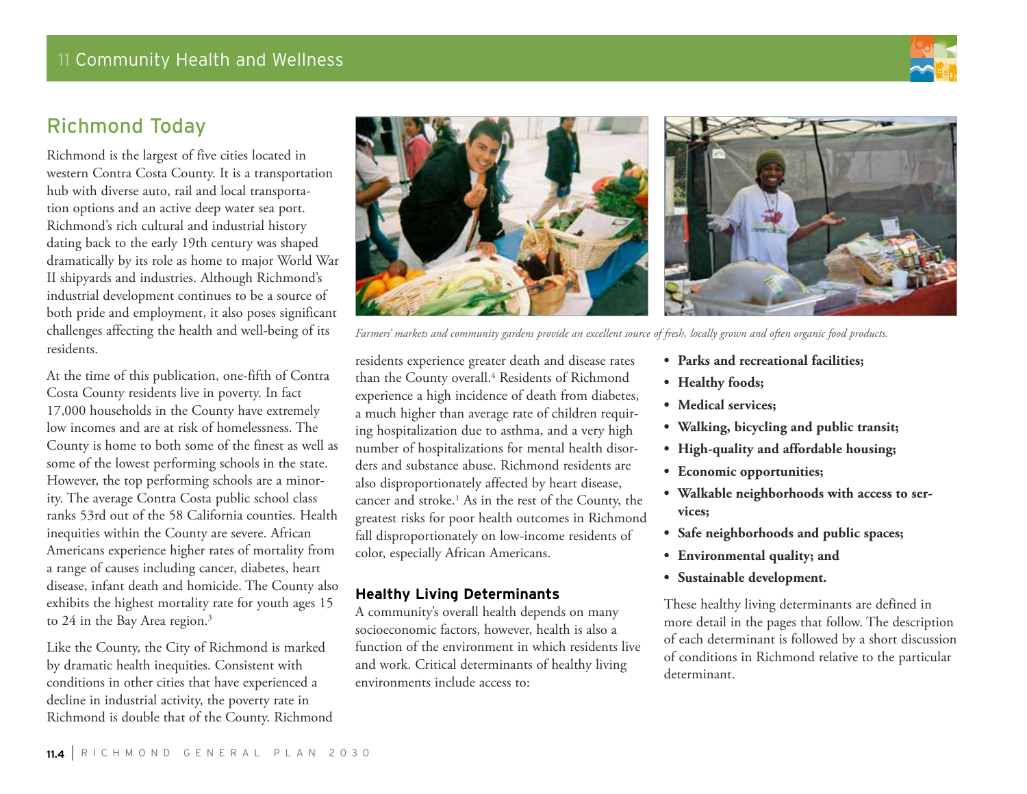## Richmond Today

Richmond is the largest of five cities located in western Contra Costa County. It is a transportation hub with diverse auto, rail and local transportation options and an active deep water sea port. Richmond's rich cultural and industrial history dating back to the early 19th century was shaped dramatically by its role as home to major World War II shipyards and industries. Although Richmond's industrial development continues to be a source of both pride and employment, it also poses significant challenges affecting the health and well-being of its residents.

At the time of this publication, one-fifth of Contra Costa County residents live in poverty. In fact 17,000 households in the County have extremely low incomes and are at risk of homelessness. The County is home to both some of the finest as well as some of the lowest performing schools in the state. However, the top performing schools are a minority. The average Contra Costa public school class ranks 53rd out of the 58 California counties. Health inequities within the County are severe. African Americans experience higher rates of mortality from a range of causes including cancer, diabetes, heart disease, infant death and homicide. The County also exhibits the highest mortality rate for youth ages 15 to 24 in the Bay Area region.[3]

Like the County, the City of Richmond is marked by dramatic health inequities. Consistent with conditions in other cities that have experienced a decline in industrial activity, the poverty rate in Richmond is double that of the County. Richmond residents experience greater death and disease rates than the County overall.[4] Residents of Richmond experience a high incidence of death from diabetes, a much higher than average rate of children requiring hospitalization due to asthma, and a very high number of hospitalizations for mental health disorders and substance abuse. Richmond residents are also disproportionately affected by heart disease, cancer and stroke.[1] As in the rest of the County, the greatest risks for poor health outcomes in Richmond fall disproportionately on low-income residents of color, especially African Americans.

*Farmers' markets and community gardens provide an excellent source of fresh, locally grown and often organic food products.*

### Healthy Living Determinants

A community's overall health depends on many socioeconomic factors, however, health is also a function of the environment in which residents live and work. Critical determinants of healthy living environments include access to:

- **Parks and recreational facilities;**
- **Healthy foods;**
- **Medical services;**
- **Walking, bicycling and public transit;**
- **High-quality and affordable housing;**
- **Economic opportunities;**
- **Walkable neighborhoods with access to services;**
- **Safe neighborhoods and public spaces;**
- **Environmental quality; and**
- **Sustainable development.**

These healthy living determinants are defined in more detail in the pages that follow. The description of each determinant is followed by a short discussion of conditions in Richmond relative to the particular determinant.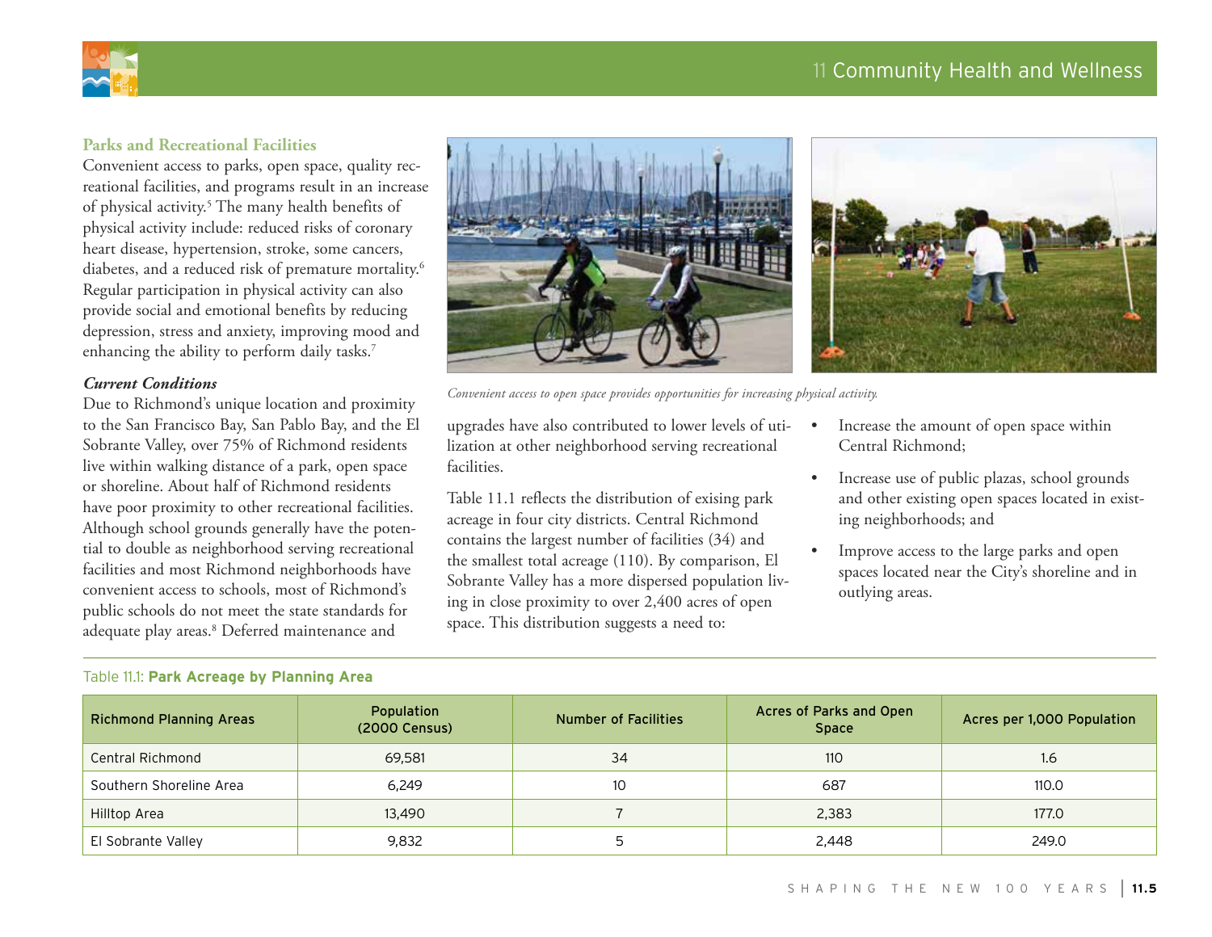### Parks and Recreational Facilities

Convenient access to parks, open space, quality recreational facilities, and programs result in an increase of physical activity.[5] The many health benefits of physical activity include: reduced risks of coronary heart disease, hypertension, stroke, some cancers, diabetes, and a reduced risk of premature mortality.[6] Regular participation in physical activity can also provide social and emotional benefits by reducing depression, stress and anxiety, improving mood and enhancing the ability to perform daily tasks.[7]

#### *Current Conditions*

Due to Richmond's unique location and proximity to the San Francisco Bay, San Pablo Bay, and the El Sobrante Valley, over 75% of Richmond residents live within walking distance of a park, open space or shoreline. About half of Richmond residents have poor proximity to other recreational facilities. Although school grounds generally have the potential to double as neighborhood serving recreational facilities and most Richmond neighborhoods have convenient access to schools, most of Richmond's public schools do not meet the state standards for adequate play areas.[8] Deferred maintenance and upgrades have also contributed to lower levels of utilization at other neighborhood serving recreational facilities.

*Convenient access to open space provides opportunities for increasing physical activity.*

Table 11.1 reflects the distribution of exising park acreage in four city districts. Central Richmond contains the largest number of facilities (34) and the smallest total acreage (110). By comparison, El Sobrante Valley has a more dispersed population living in close proximity to over 2,400 acres of open space. This distribution suggests a need to:

- Increase the amount of open space within Central Richmond;
- Increase use of public plazas, school grounds and other existing open spaces located in existing neighborhoods; and
- Improve access to the large parks and open spaces located near the City's shoreline and in outlying areas.

Table 11.1: **Park Acreage by Planning Area**

| Richmond Planning Areas | Population (2000 Census) | Number of Facilities | Acres of Parks and Open Space | Acres per 1,000 Population |
|---|---|---|---|---|
| Central Richmond | 69,581 | 34 | 110 | 1.6 |
| Southern Shoreline Area | 6,249 | 10 | 687 | 110.0 |
| Hilltop Area | 13,490 | 7 | 2,383 | 177.0 |
| El Sobrante Valley | 9,832 | 5 | 2,448 | 249.0 |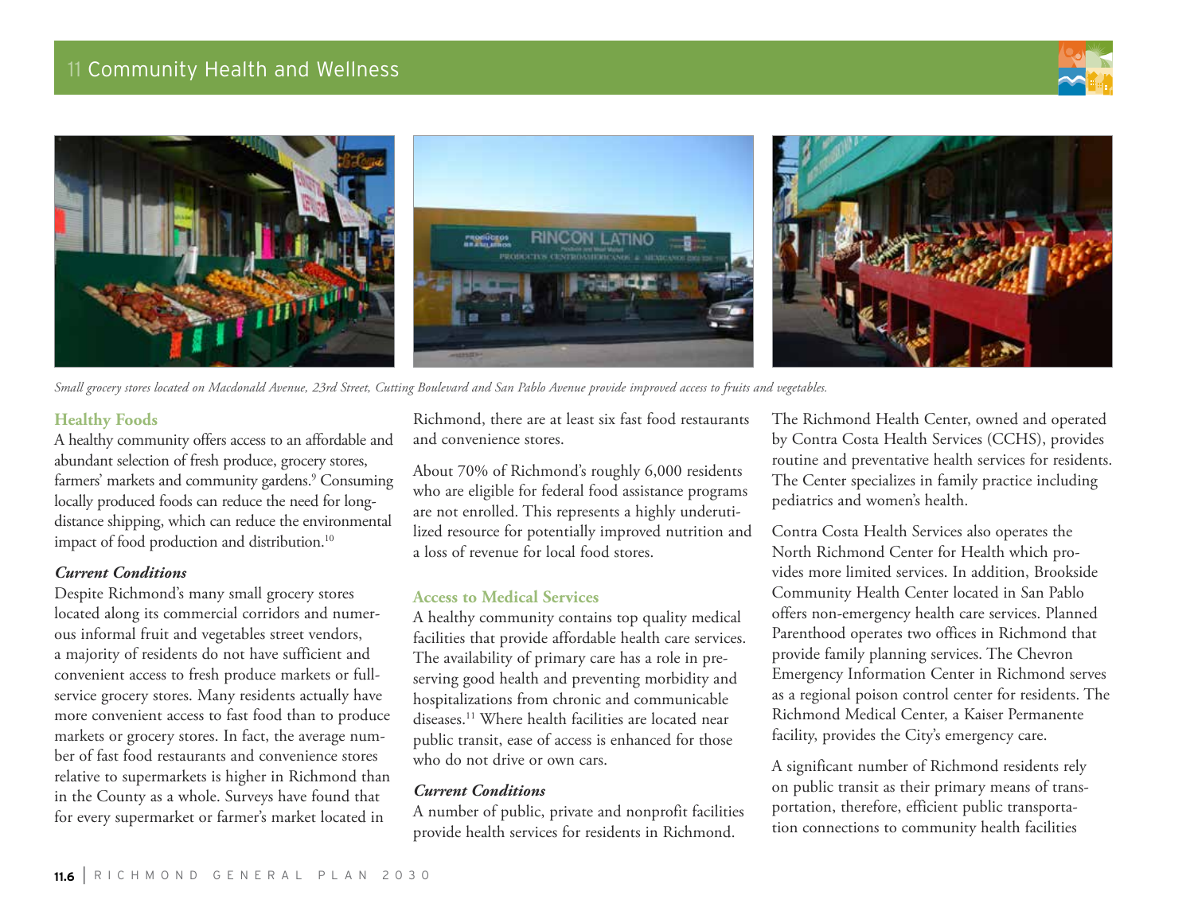*Small grocery stores located on Macdonald Avenue, 23rd Street, Cutting Boulevard and San Pablo Avenue provide improved access to fruits and vegetables.*

### Healthy Foods

A healthy community offers access to an affordable and abundant selection of fresh produce, grocery stores, farmers' markets and community gardens.[9] Consuming locally produced foods can reduce the need for long-distance shipping, which can reduce the environmental impact of food production and distribution.[10]

#### *Current Conditions*

Despite Richmond's many small grocery stores located along its commercial corridors and numerous informal fruit and vegetables street vendors, a majority of residents do not have sufficient and convenient access to fresh produce markets or full-service grocery stores. Many residents actually have more convenient access to fast food than to produce markets or grocery stores. In fact, the average number of fast food restaurants and convenience stores relative to supermarkets is higher in Richmond than in the County as a whole. Surveys have found that for every supermarket or farmer's market located in Richmond, there are at least six fast food restaurants and convenience stores.

About 70% of Richmond's roughly 6,000 residents who are eligible for federal food assistance programs are not enrolled. This represents a highly underutilized resource for potentially improved nutrition and a loss of revenue for local food stores.

### Access to Medical Services

A healthy community contains top quality medical facilities that provide affordable health care services. The availability of primary care has a role in preserving good health and preventing morbidity and hospitalizations from chronic and communicable diseases.[11] Where health facilities are located near public transit, ease of access is enhanced for those who do not drive or own cars.

#### *Current Conditions*

A number of public, private and nonprofit facilities provide health services for residents in Richmond. The Richmond Health Center, owned and operated by Contra Costa Health Services (CCHS), provides routine and preventative health services for residents. The Center specializes in family practice including pediatrics and women's health.

Contra Costa Health Services also operates the North Richmond Center for Health which provides more limited services. In addition, Brookside Community Health Center located in San Pablo offers non-emergency health care services. Planned Parenthood operates two offices in Richmond that provide family planning services. The Chevron Emergency Information Center in Richmond serves as a regional poison control center for residents. The Richmond Medical Center, a Kaiser Permanente facility, provides the City's emergency care.

A significant number of Richmond residents rely on public transit as their primary means of transportation, therefore, efficient public transportation connections to community health facilities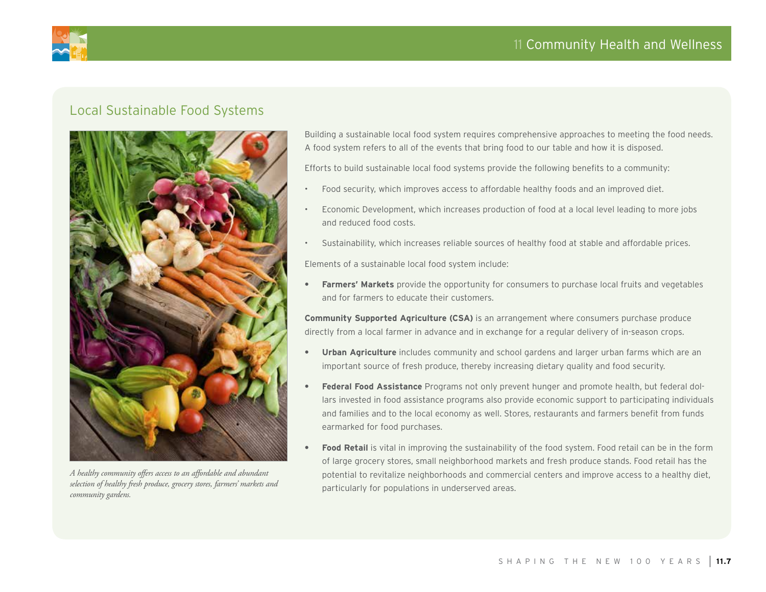## Local Sustainable Food Systems

*A healthy community offers access to an affordable and abundant selection of healthy fresh produce, grocery stores, farmers' markets and community gardens.*

Building a sustainable local food system requires comprehensive approaches to meeting the food needs. A food system refers to all of the events that bring food to our table and how it is disposed.

Efforts to build sustainable local food systems provide the following benefits to a community:

- Food security, which improves access to affordable healthy foods and an improved diet.
- Economic Development, which increases production of food at a local level leading to more jobs and reduced food costs.
- Sustainability, which increases reliable sources of healthy food at stable and affordable prices.

Elements of a sustainable local food system include:

- **Farmers' Markets** provide the opportunity for consumers to purchase local fruits and vegetables and for farmers to educate their customers.

**Community Supported Agriculture (CSA)** is an arrangement where consumers purchase produce directly from a local farmer in advance and in exchange for a regular delivery of in-season crops.

- **Urban Agriculture** includes community and school gardens and larger urban farms which are an important source of fresh produce, thereby increasing dietary quality and food security.
- **Federal Food Assistance** Programs not only prevent hunger and promote health, but federal dollars invested in food assistance programs also provide economic support to participating individuals and families and to the local economy as well. Stores, restaurants and farmers benefit from funds earmarked for food purchases.
- **Food Retail** is vital in improving the sustainability of the food system. Food retail can be in the form of large grocery stores, small neighborhood markets and fresh produce stands. Food retail has the potential to revitalize neighborhoods and commercial centers and improve access to a healthy diet, particularly for populations in underserved areas.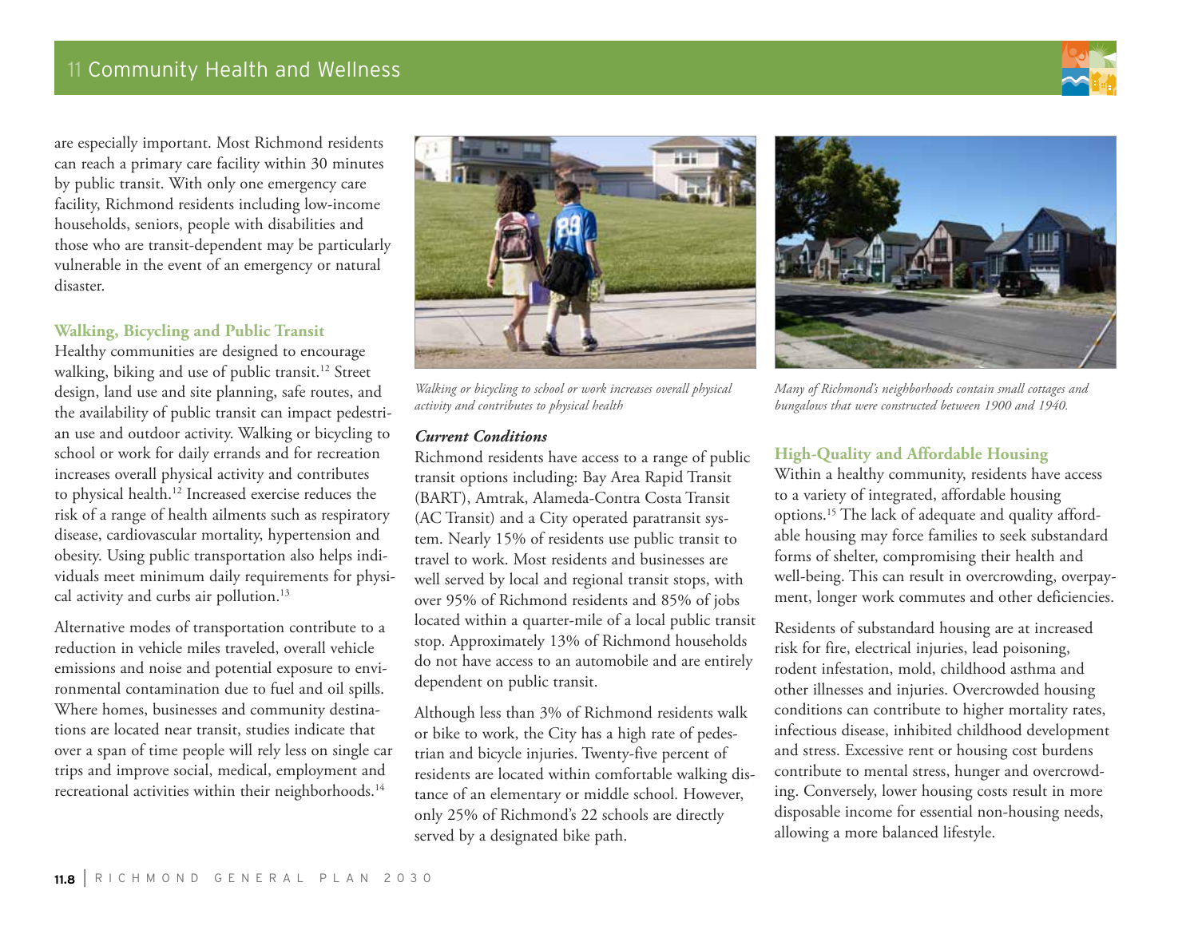are especially important. Most Richmond residents can reach a primary care facility within 30 minutes by public transit. With only one emergency care facility, Richmond residents including low-income households, seniors, people with disabilities and those who are transit-dependent may be particularly vulnerable in the event of an emergency or natural disaster.

### Walking, Bicycling and Public Transit

Healthy communities are designed to encourage walking, biking and use of public transit.[12] Street design, land use and site planning, safe routes, and the availability of public transit can impact pedestrian use and outdoor activity. Walking or bicycling to school or work for daily errands and for recreation increases overall physical activity and contributes to physical health.[12] Increased exercise reduces the risk of a range of health ailments such as respiratory disease, cardiovascular mortality, hypertension and obesity. Using public transportation also helps individuals meet minimum daily requirements for physical activity and curbs air pollution.[13]

Alternative modes of transportation contribute to a reduction in vehicle miles traveled, overall vehicle emissions and noise and potential exposure to environmental contamination due to fuel and oil spills. Where homes, businesses and community destinations are located near transit, studies indicate that over a span of time people will rely less on single car trips and improve social, medical, employment and recreational activities within their neighborhoods.[14]

*Walking or bicycling to school or work increases overall physical activity and contributes to physical health*

#### *Current Conditions*

Richmond residents have access to a range of public transit options including: Bay Area Rapid Transit (BART), Amtrak, Alameda-Contra Costa Transit (AC Transit) and a City operated paratransit system. Nearly 15% of residents use public transit to travel to work. Most residents and businesses are well served by local and regional transit stops, with over 95% of Richmond residents and 85% of jobs located within a quarter-mile of a local public transit stop. Approximately 13% of Richmond households do not have access to an automobile and are entirely dependent on public transit.

Although less than 3% of Richmond residents walk or bike to work, the City has a high rate of pedestrian and bicycle injuries. Twenty-five percent of residents are located within comfortable walking distance of an elementary or middle school. However, only 25% of Richmond's 22 schools are directly served by a designated bike path.

*Many of Richmond's neighborhoods contain small cottages and bungalows that were constructed between 1900 and 1940.*

### High-Quality and Affordable Housing

Within a healthy community, residents have access to a variety of integrated, affordable housing options.[15] The lack of adequate and quality affordable housing may force families to seek substandard forms of shelter, compromising their health and well-being. This can result in overcrowding, overpayment, longer work commutes and other deficiencies.

Residents of substandard housing are at increased risk for fire, electrical injuries, lead poisoning, rodent infestation, mold, childhood asthma and other illnesses and injuries. Overcrowded housing conditions can contribute to higher mortality rates, infectious disease, inhibited childhood development and stress. Excessive rent or housing cost burdens contribute to mental stress, hunger and overcrowding. Conversely, lower housing costs result in more disposable income for essential non-housing needs, allowing a more balanced lifestyle.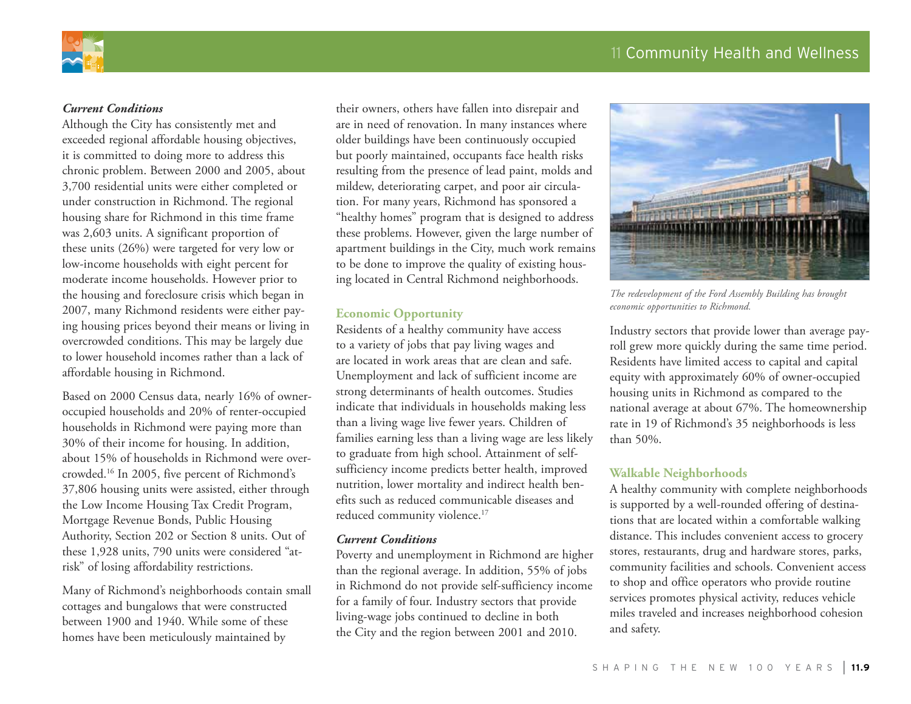### *Current Conditions*

Although the City has consistently met and exceeded regional affordable housing objectives, it is committed to doing more to address this chronic problem. Between 2000 and 2005, about 3,700 residential units were either completed or under construction in Richmond. The regional housing share for Richmond in this time frame was 2,603 units. A significant proportion of these units (26%) were targeted for very low or low-income households with eight percent for moderate income households. However prior to the housing and foreclosure crisis which began in 2007, many Richmond residents were either paying housing prices beyond their means or living in overcrowded conditions. This may be largely due to lower household incomes rather than a lack of affordable housing in Richmond.

Based on 2000 Census data, nearly 16% of owner-occupied households and 20% of renter-occupied households in Richmond were paying more than 30% of their income for housing. In addition, about 15% of households in Richmond were overcrowded.[16] In 2005, five percent of Richmond's 37,806 housing units were assisted, either through the Low Income Housing Tax Credit Program, Mortgage Revenue Bonds, Public Housing Authority, Section 202 or Section 8 units. Out of these 1,928 units, 790 units were considered "at-risk" of losing affordability restrictions.

Many of Richmond's neighborhoods contain small cottages and bungalows that were constructed between 1900 and 1940. While some of these homes have been meticulously maintained by their owners, others have fallen into disrepair and are in need of renovation. In many instances where older buildings have been continuously occupied but poorly maintained, occupants face health risks resulting from the presence of lead paint, molds and mildew, deteriorating carpet, and poor air circulation. For many years, Richmond has sponsored a "healthy homes" program that is designed to address these problems. However, given the large number of apartment buildings in the City, much work remains to be done to improve the quality of existing housing located in Central Richmond neighborhoods.

## Economic Opportunity

Residents of a healthy community have access to a variety of jobs that pay living wages and are located in work areas that are clean and safe. Unemployment and lack of sufficient income are strong determinants of health outcomes. Studies indicate that individuals in households making less than a living wage live fewer years. Children of families earning less than a living wage are less likely to graduate from high school. Attainment of self-sufficiency income predicts better health, improved nutrition, lower mortality and indirect health benefits such as reduced communicable diseases and reduced community violence.[17]

### *Current Conditions*

Poverty and unemployment in Richmond are higher than the regional average. In addition, 55% of jobs in Richmond do not provide self-sufficiency income for a family of four. Industry sectors that provide living-wage jobs continued to decline in both the City and the region between 2001 and 2010.

*The redevelopment of the Ford Assembly Building has brought economic opportunities to Richmond.*

Industry sectors that provide lower than average payroll grew more quickly during the same time period. Residents have limited access to capital and capital equity with approximately 60% of owner-occupied housing units in Richmond as compared to the national average at about 67%. The homeownership rate in 19 of Richmond's 35 neighborhoods is less than 50%.

## Walkable Neighborhoods

A healthy community with complete neighborhoods is supported by a well-rounded offering of destinations that are located within a comfortable walking distance. This includes convenient access to grocery stores, restaurants, drug and hardware stores, parks, community facilities and schools. Convenient access to shop and office operators who provide routine services promotes physical activity, reduces vehicle miles traveled and increases neighborhood cohesion and safety.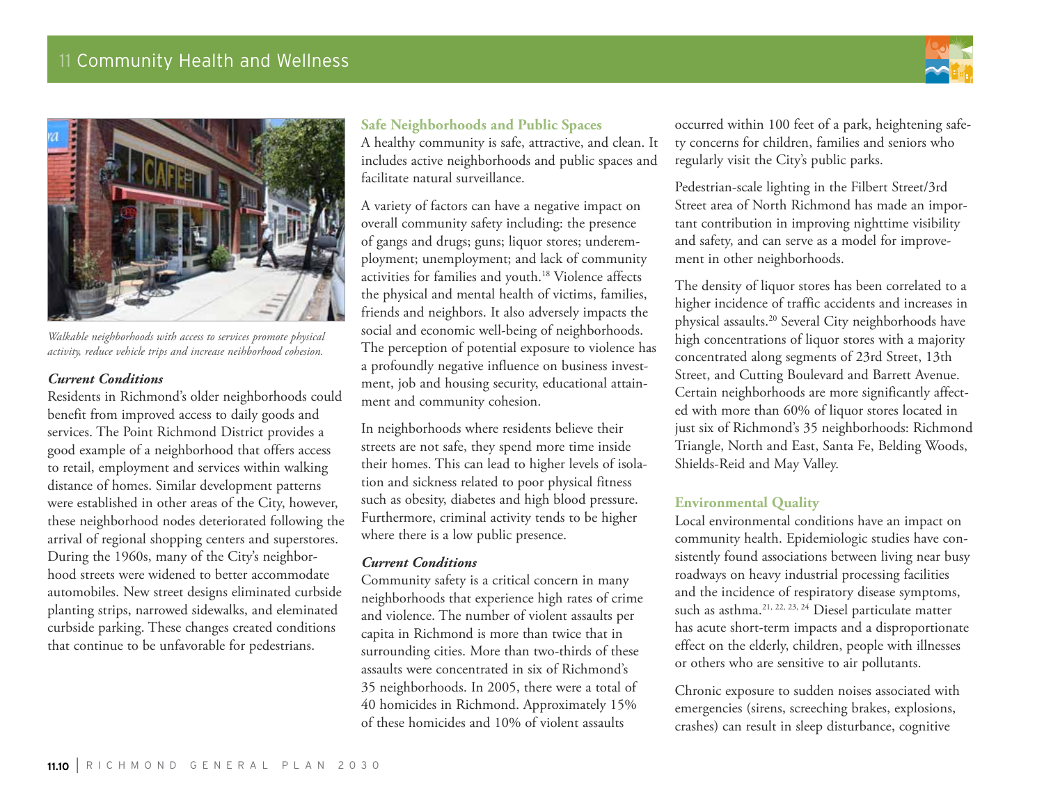*Walkable neighborhoods with access to services promote physical activity, reduce vehicle trips and increase neihborhood cohesion.*

#### *Current Conditions*

Residents in Richmond's older neighborhoods could benefit from improved access to daily goods and services. The Point Richmond District provides a good example of a neighborhood that offers access to retail, employment and services within walking distance of homes. Similar development patterns were established in other areas of the City, however, these neighborhood nodes deteriorated following the arrival of regional shopping centers and superstores. During the 1960s, many of the City's neighborhood streets were widened to better accommodate automobiles. New street designs eliminated curbside planting strips, narrowed sidewalks, and eleminated curbside parking. These changes created conditions that continue to be unfavorable for pedestrians.

### Safe Neighborhoods and Public Spaces

A healthy community is safe, attractive, and clean. It includes active neighborhoods and public spaces and facilitate natural surveillance.

A variety of factors can have a negative impact on overall community safety including: the presence of gangs and drugs; guns; liquor stores; underemployment; unemployment; and lack of community activities for families and youth.[18] Violence affects the physical and mental health of victims, families, friends and neighbors. It also adversely impacts the social and economic well-being of neighborhoods. The perception of potential exposure to violence has a profoundly negative influence on business investment, job and housing security, educational attainment and community cohesion.

In neighborhoods where residents believe their streets are not safe, they spend more time inside their homes. This can lead to higher levels of isolation and sickness related to poor physical fitness such as obesity, diabetes and high blood pressure. Furthermore, criminal activity tends to be higher where there is a low public presence.

#### *Current Conditions*

Community safety is a critical concern in many neighborhoods that experience high rates of crime and violence. The number of violent assaults per capita in Richmond is more than twice that in surrounding cities. More than two-thirds of these assaults were concentrated in six of Richmond's 35 neighborhoods. In 2005, there were a total of 40 homicides in Richmond. Approximately 15% of these homicides and 10% of violent assaults occurred within 100 feet of a park, heightening safety concerns for children, families and seniors who regularly visit the City's public parks.

Pedestrian-scale lighting in the Filbert Street/3rd Street area of North Richmond has made an important contribution in improving nighttime visibility and safety, and can serve as a model for improvement in other neighborhoods.

The density of liquor stores has been correlated to a higher incidence of traffic accidents and increases in physical assaults.[20] Several City neighborhoods have high concentrations of liquor stores with a majority concentrated along segments of 23rd Street, 13th Street, and Cutting Boulevard and Barrett Avenue. Certain neighborhoods are more significantly affected with more than 60% of liquor stores located in just six of Richmond's 35 neighborhoods: Richmond Triangle, North and East, Santa Fe, Belding Woods, Shields-Reid and May Valley.

### Environmental Quality

Local environmental conditions have an impact on community health. Epidemiologic studies have consistently found associations between living near busy roadways on heavy industrial processing facilities and the incidence of respiratory disease symptoms, such as asthma.[21, 22, 23, 24] Diesel particulate matter has acute short-term impacts and a disproportionate effect on the elderly, children, people with illnesses or others who are sensitive to air pollutants.

Chronic exposure to sudden noises associated with emergencies (sirens, screeching brakes, explosions, crashes) can result in sleep disturbance, cognitive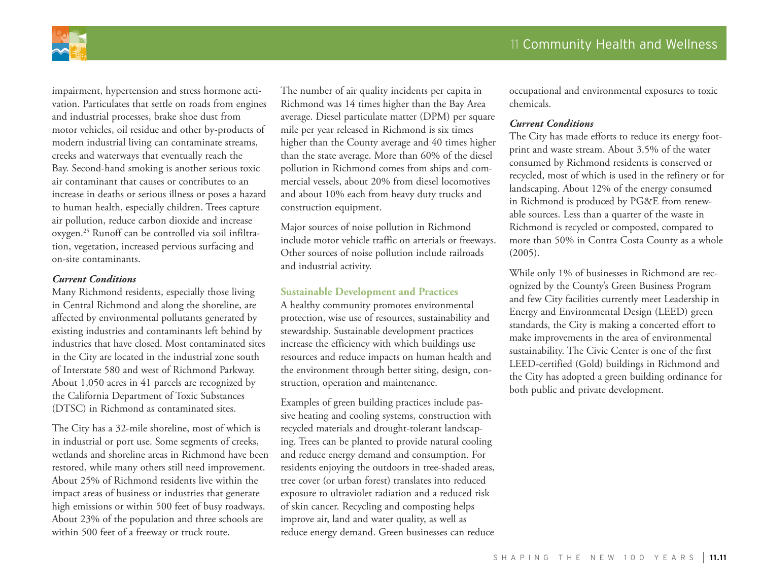impairment, hypertension and stress hormone activation. Particulates that settle on roads from engines and industrial processes, brake shoe dust from motor vehicles, oil residue and other by-products of modern industrial living can contaminate streams, creeks and waterways that eventually reach the Bay. Second-hand smoking is another serious toxic air contaminant that causes or contributes to an increase in deaths or serious illness or poses a hazard to human health, especially children. Trees capture air pollution, reduce carbon dioxide and increase oxygen.[25] Runoff can be controlled via soil infiltration, vegetation, increased pervious surfacing and on-site contaminants.

***Current Conditions***

Many Richmond residents, especially those living in Central Richmond and along the shoreline, are affected by environmental pollutants generated by existing industries and contaminants left behind by industries that have closed. Most contaminated sites in the City are located in the industrial zone south of Interstate 580 and west of Richmond Parkway. About 1,050 acres in 41 parcels are recognized by the California Department of Toxic Substances (DTSC) in Richmond as contaminated sites.

The City has a 32-mile shoreline, most of which is in industrial or port use. Some segments of creeks, wetlands and shoreline areas in Richmond have been restored, while many others still need improvement. About 25% of Richmond residents live within the impact areas of business or industries that generate high emissions or within 500 feet of busy roadways. About 23% of the population and three schools are within 500 feet of a freeway or truck route.

The number of air quality incidents per capita in Richmond was 14 times higher than the Bay Area average. Diesel particulate matter (DPM) per square mile per year released in Richmond is six times higher than the County average and 40 times higher than the state average. More than 60% of the diesel pollution in Richmond comes from ships and commercial vessels, about 20% from diesel locomotives and about 10% each from heavy duty trucks and construction equipment.

Major sources of noise pollution in Richmond include motor vehicle traffic on arterials or freeways. Other sources of noise pollution include railroads and industrial activity.

### Sustainable Development and Practices

A healthy community promotes environmental protection, wise use of resources, sustainability and stewardship. Sustainable development practices increase the efficiency with which buildings use resources and reduce impacts on human health and the environment through better siting, design, construction, operation and maintenance.

Examples of green building practices include passive heating and cooling systems, construction with recycled materials and drought-tolerant landscaping. Trees can be planted to provide natural cooling and reduce energy demand and consumption. For residents enjoying the outdoors in tree-shaded areas, tree cover (or urban forest) translates into reduced exposure to ultraviolet radiation and a reduced risk of skin cancer. Recycling and composting helps improve air, land and water quality, as well as reduce energy demand. Green businesses can reduce occupational and environmental exposures to toxic chemicals.

***Current Conditions***

The City has made efforts to reduce its energy footprint and waste stream. About 3.5% of the water consumed by Richmond residents is conserved or recycled, most of which is used in the refinery or for landscaping. About 12% of the energy consumed in Richmond is produced by PG&E from renewable sources. Less than a quarter of the waste in Richmond is recycled or composted, compared to more than 50% in Contra Costa County as a whole (2005).

While only 1% of businesses in Richmond are recognized by the County's Green Business Program and few City facilities currently meet Leadership in Energy and Environmental Design (LEED) green standards, the City is making a concerted effort to make improvements in the area of environmental sustainability. The Civic Center is one of the first LEED-certified (Gold) buildings in Richmond and the City has adopted a green building ordinance for both public and private development.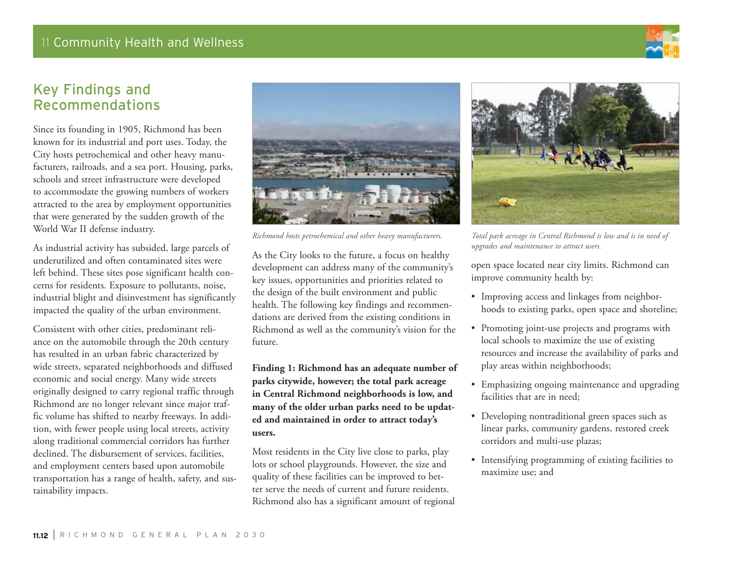## Key Findings and Recommendations

Since its founding in 1905, Richmond has been known for its industrial and port uses. Today, the City hosts petrochemical and other heavy manufacturers, railroads, and a sea port. Housing, parks, schools and street infrastructure were developed to accommodate the growing numbers of workers attracted to the area by employment opportunities that were generated by the sudden growth of the World War II defense industry.

As industrial activity has subsided, large parcels of underutilized and often contaminated sites were left behind. These sites pose significant health concerns for residents. Exposure to pollutants, noise, industrial blight and disinvestment has significantly impacted the quality of the urban environment.

Consistent with other cities, predominant reliance on the automobile through the 20th century has resulted in an urban fabric characterized by wide streets, separated neighborhoods and diffused economic and social energy. Many wide streets originally designed to carry regional traffic through Richmond are no longer relevant since major traffic volume has shifted to nearby freeways. In addition, with fewer people using local streets, activity along traditional commercial corridors has further declined. The disbursement of services, facilities, and employment centers based upon automobile transportation has a range of health, safety, and sustainability impacts.

*Richmond hosts petrochemical and other heavy manufacturers.*

As the City looks to the future, a focus on healthy development can address many of the community's key issues, opportunities and priorities related to the design of the built environment and public health. The following key findings and recommendations are derived from the existing conditions in Richmond as well as the community's vision for the future.

**Finding 1: Richmond has an adequate number of parks citywide, however; the total park acreage in Central Richmond neighborhoods is low, and many of the older urban parks need to be updated and maintained in order to attract today's users.**

Most residents in the City live close to parks, play lots or school playgrounds. However, the size and quality of these facilities can be improved to better serve the needs of current and future residents. Richmond also has a significant amount of regional open space located near city limits. Richmond can improve community health by:

*Total park acreage in Central Richmond is low and is in need of upgrades and maintenance to attract users.*

- Improving access and linkages from neighborhoods to existing parks, open space and shoreline;
- Promoting joint-use projects and programs with local schools to maximize the use of existing resources and increase the availability of parks and play areas within neighborhoods;
- Emphasizing ongoing maintenance and upgrading facilities that are in need;
- Developing nontraditional green spaces such as linear parks, community gardens, restored creek corridors and multi-use plazas;
- Intensifying programming of existing facilities to maximize use; and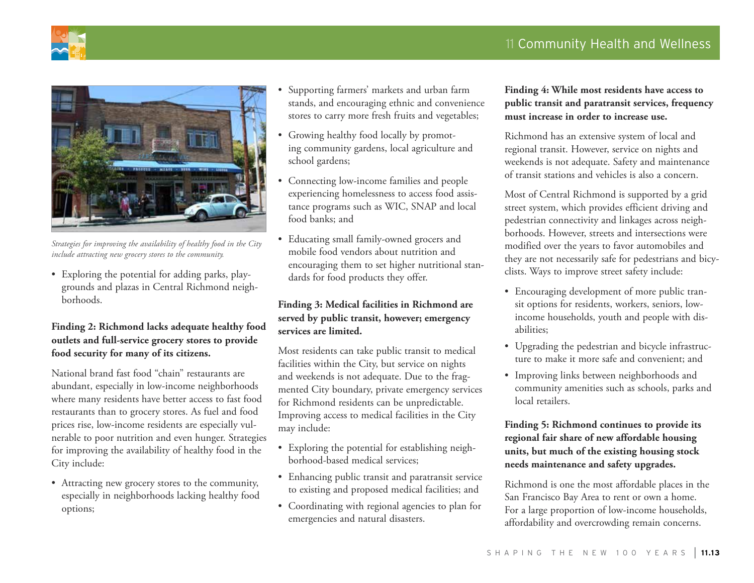*Strategies for improving the availability of healthy food in the City include attracting new grocery stores to the community.*

- Exploring the potential for adding parks, playgrounds and plazas in Central Richmond neighborhoods.

**Finding 2: Richmond lacks adequate healthy food outlets and full-service grocery stores to provide food security for many of its citizens.**

National brand fast food "chain" restaurants are abundant, especially in low-income neighborhoods where many residents have better access to fast food restaurants than to grocery stores. As fuel and food prices rise, low-income residents are especially vulnerable to poor nutrition and even hunger. Strategies for improving the availability of healthy food in the City include:

- Attracting new grocery stores to the community, especially in neighborhoods lacking healthy food options;
- Supporting farmers' markets and urban farm stands, and encouraging ethnic and convenience stores to carry more fresh fruits and vegetables;
- Growing healthy food locally by promoting community gardens, local agriculture and school gardens;
- Connecting low-income families and people experiencing homelessness to access food assistance programs such as WIC, SNAP and local food banks; and
- Educating small family-owned grocers and mobile food vendors about nutrition and encouraging them to set higher nutritional standards for food products they offer.

**Finding 3: Medical facilities in Richmond are served by public transit, however; emergency services are limited.**

Most residents can take public transit to medical facilities within the City, but service on nights and weekends is not adequate. Due to the fragmented City boundary, private emergency services for Richmond residents can be unpredictable. Improving access to medical facilities in the City may include:

- Exploring the potential for establishing neighborhood-based medical services;
- Enhancing public transit and paratransit service to existing and proposed medical facilities; and
- Coordinating with regional agencies to plan for emergencies and natural disasters.

**Finding 4: While most residents have access to public transit and paratransit services, frequency must increase in order to increase use.**

Richmond has an extensive system of local and regional transit. However, service on nights and weekends is not adequate. Safety and maintenance of transit stations and vehicles is also a concern.

Most of Central Richmond is supported by a grid street system, which provides efficient driving and pedestrian connectivity and linkages across neighborhoods. However, streets and intersections were modified over the years to favor automobiles and they are not necessarily safe for pedestrians and bicyclists. Ways to improve street safety include:

- Encouraging development of more public transit options for residents, workers, seniors, low-income households, youth and people with disabilities;
- Upgrading the pedestrian and bicycle infrastructure to make it more safe and convenient; and
- Improving links between neighborhoods and community amenities such as schools, parks and local retailers.

**Finding 5: Richmond continues to provide its regional fair share of new affordable housing units, but much of the existing housing stock needs maintenance and safety upgrades.**

Richmond is one the most affordable places in the San Francisco Bay Area to rent or own a home. For a large proportion of low-income households, affordability and overcrowding remain concerns.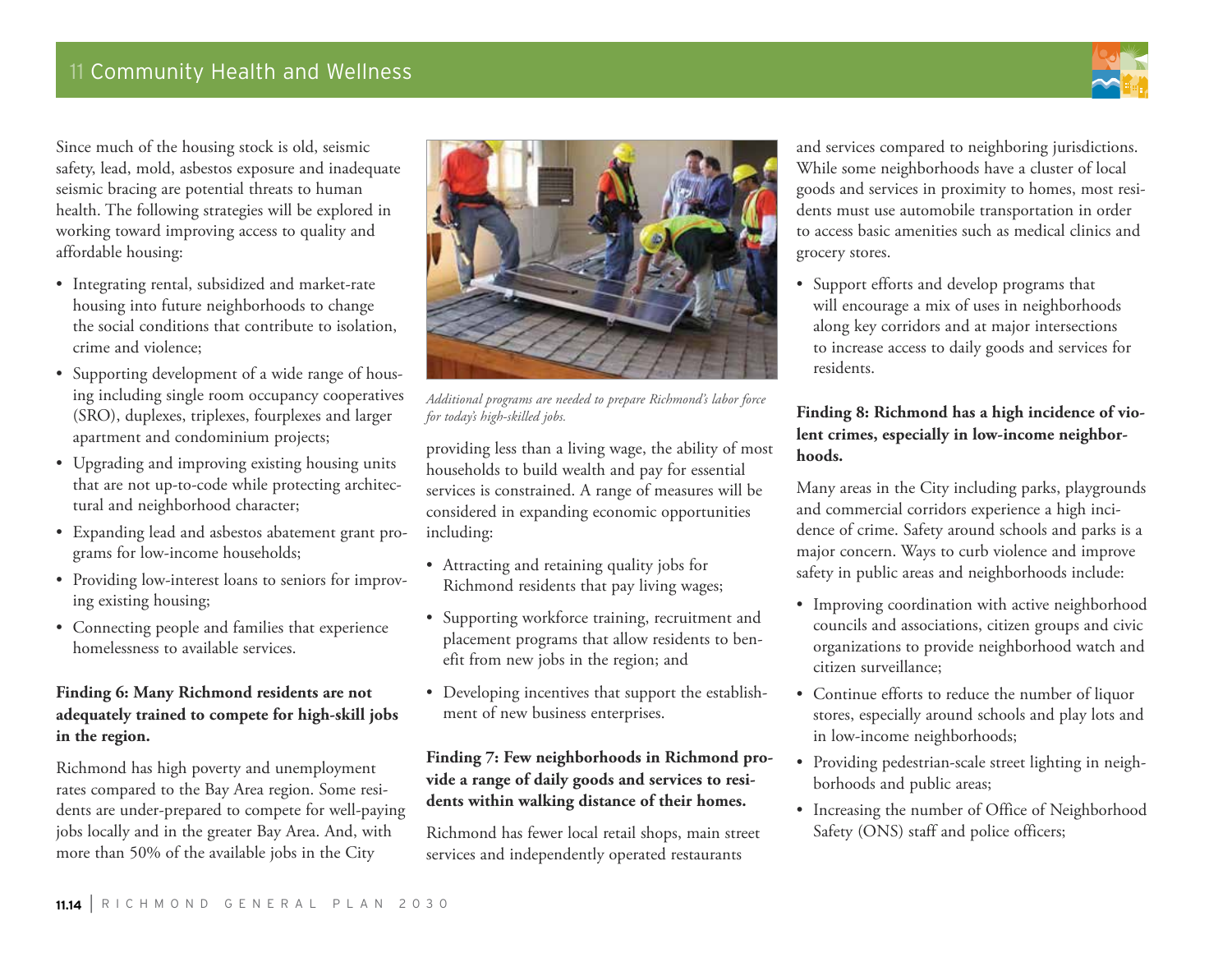Since much of the housing stock is old, seismic safety, lead, mold, asbestos exposure and inadequate seismic bracing are potential threats to human health. The following strategies will be explored in working toward improving access to quality and affordable housing:

- Integrating rental, subsidized and market-rate housing into future neighborhoods to change the social conditions that contribute to isolation, crime and violence;
- Supporting development of a wide range of housing including single room occupancy cooperatives (SRO), duplexes, triplexes, fourplexes and larger apartment and condominium projects;
- Upgrading and improving existing housing units that are not up-to-code while protecting architectural and neighborhood character;
- Expanding lead and asbestos abatement grant programs for low-income households;
- Providing low-interest loans to seniors for improving existing housing;
- Connecting people and families that experience homelessness to available services.

**Finding 6: Many Richmond residents are not adequately trained to compete for high-skill jobs in the region.**

Richmond has high poverty and unemployment rates compared to the Bay Area region. Some residents are under-prepared to compete for well-paying jobs locally and in the greater Bay Area. And, with more than 50% of the available jobs in the City providing less than a living wage, the ability of most households to build wealth and pay for essential services is constrained. A range of measures will be considered in expanding economic opportunities including:

*Additional programs are needed to prepare Richmond's labor force for today's high-skilled jobs.*

- Attracting and retaining quality jobs for Richmond residents that pay living wages;
- Supporting workforce training, recruitment and placement programs that allow residents to benefit from new jobs in the region; and
- Developing incentives that support the establishment of new business enterprises.

**Finding 7: Few neighborhoods in Richmond provide a range of daily goods and services to residents within walking distance of their homes.**

Richmond has fewer local retail shops, main street services and independently operated restaurants and services compared to neighboring jurisdictions. While some neighborhoods have a cluster of local goods and services in proximity to homes, most residents must use automobile transportation in order to access basic amenities such as medical clinics and grocery stores.

- Support efforts and develop programs that will encourage a mix of uses in neighborhoods along key corridors and at major intersections to increase access to daily goods and services for residents.

**Finding 8: Richmond has a high incidence of violent crimes, especially in low-income neighborhoods.**

Many areas in the City including parks, playgrounds and commercial corridors experience a high incidence of crime. Safety around schools and parks is a major concern. Ways to curb violence and improve safety in public areas and neighborhoods include:

- Improving coordination with active neighborhood councils and associations, citizen groups and civic organizations to provide neighborhood watch and citizen surveillance;
- Continue efforts to reduce the number of liquor stores, especially around schools and play lots and in low-income neighborhoods;
- Providing pedestrian-scale street lighting in neighborhoods and public areas;
- Increasing the number of Office of Neighborhood Safety (ONS) staff and police officers;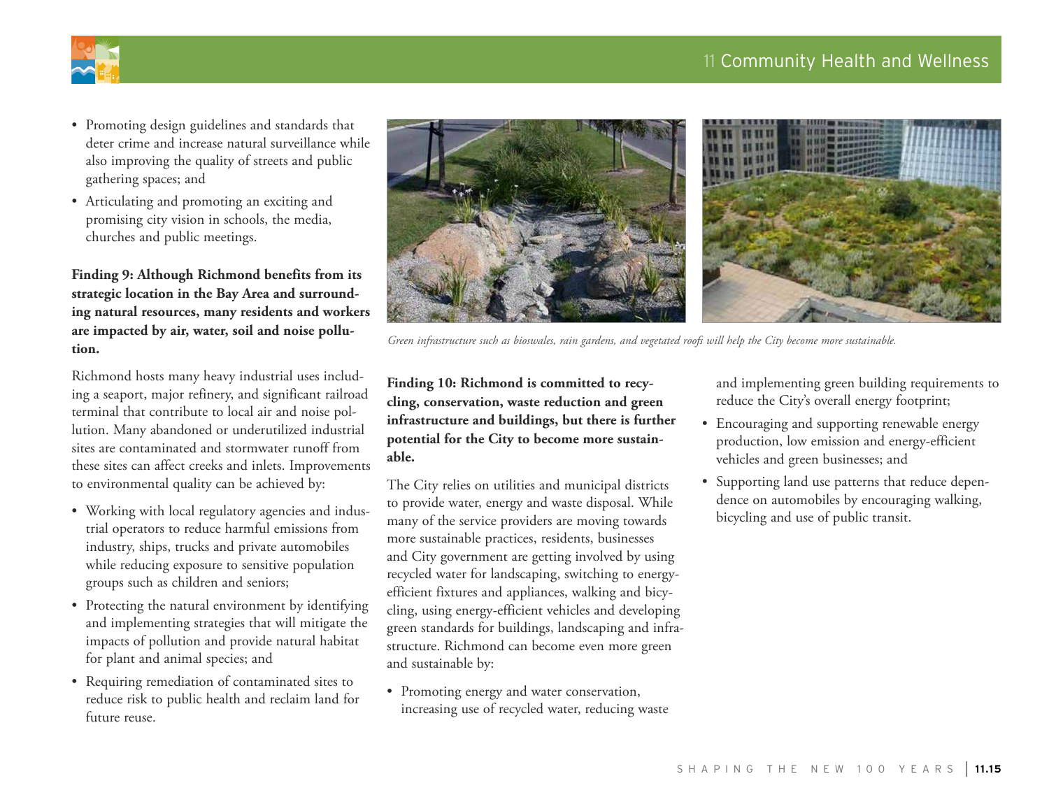- Promoting design guidelines and standards that deter crime and increase natural surveillance while also improving the quality of streets and public gathering spaces; and
- Articulating and promoting an exciting and promising city vision in schools, the media, churches and public meetings.

**Finding 9: Although Richmond benefits from its strategic location in the Bay Area and surrounding natural resources, many residents and workers are impacted by air, water, soil and noise pollution.**

Richmond hosts many heavy industrial uses including a seaport, major refinery, and significant railroad terminal that contribute to local air and noise pollution. Many abandoned or underutilized industrial sites are contaminated and stormwater runoff from these sites can affect creeks and inlets. Improvements to environmental quality can be achieved by:

- Working with local regulatory agencies and industrial operators to reduce harmful emissions from industry, ships, trucks and private automobiles while reducing exposure to sensitive population groups such as children and seniors;
- Protecting the natural environment by identifying and implementing strategies that will mitigate the impacts of pollution and provide natural habitat for plant and animal species; and
- Requiring remediation of contaminated sites to reduce risk to public health and reclaim land for future reuse.

*Green infrastructure such as bioswales, rain gardens, and vegetated roofs will help the City become more sustainable.*

**Finding 10: Richmond is committed to recycling, conservation, waste reduction and green infrastructure and buildings, but there is further potential for the City to become more sustainable.**

The City relies on utilities and municipal districts to provide water, energy and waste disposal. While many of the service providers are moving towards more sustainable practices, residents, businesses and City government are getting involved by using recycled water for landscaping, switching to energy-efficient fixtures and appliances, walking and bicycling, using energy-efficient vehicles and developing green standards for buildings, landscaping and infrastructure. Richmond can become even more green and sustainable by:

- Promoting energy and water conservation, increasing use of recycled water, reducing waste and implementing green building requirements to reduce the City's overall energy footprint;
- Encouraging and supporting renewable energy production, low emission and energy-efficient vehicles and green businesses; and
- Supporting land use patterns that reduce dependence on automobiles by encouraging walking, bicycling and use of public transit.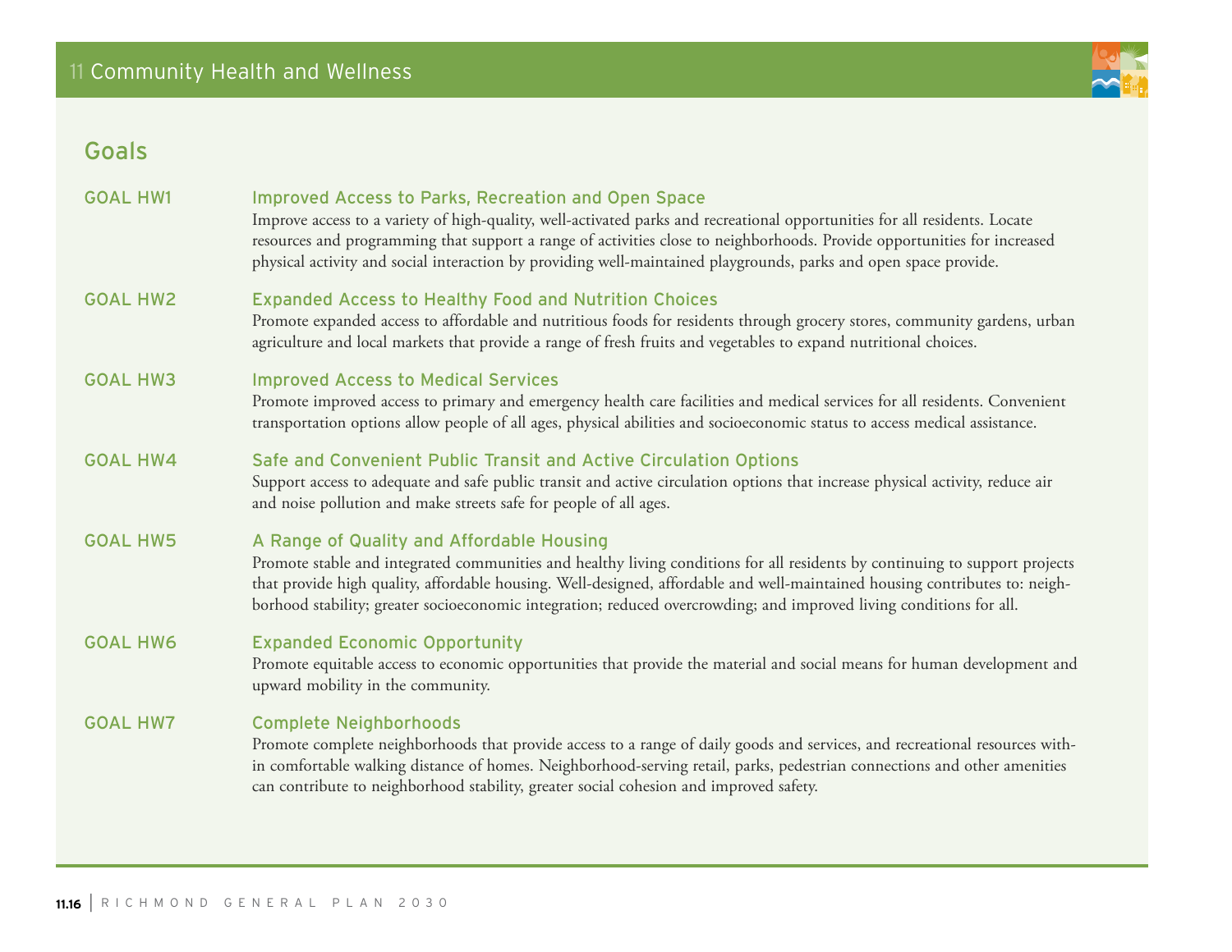## Goals

**GOAL HW1** — **Improved Access to Parks, Recreation and Open Space**

Improve access to a variety of high-quality, well-activated parks and recreational opportunities for all residents. Locate resources and programming that support a range of activities close to neighborhoods. Provide opportunities for increased physical activity and social interaction by providing well-maintained playgrounds, parks and open space provide.

**GOAL HW2** — **Expanded Access to Healthy Food and Nutrition Choices**

Promote expanded access to affordable and nutritious foods for residents through grocery stores, community gardens, urban agriculture and local markets that provide a range of fresh fruits and vegetables to expand nutritional choices.

**GOAL HW3** — **Improved Access to Medical Services**

Promote improved access to primary and emergency health care facilities and medical services for all residents. Convenient transportation options allow people of all ages, physical abilities and socioeconomic status to access medical assistance.

**GOAL HW4** — **Safe and Convenient Public Transit and Active Circulation Options**

Support access to adequate and safe public transit and active circulation options that increase physical activity, reduce air and noise pollution and make streets safe for people of all ages.

**GOAL HW5** — **A Range of Quality and Affordable Housing**

Promote stable and integrated communities and healthy living conditions for all residents by continuing to support projects that provide high quality, affordable housing. Well-designed, affordable and well-maintained housing contributes to: neighborhood stability; greater socioeconomic integration; reduced overcrowding; and improved living conditions for all.

**GOAL HW6** — **Expanded Economic Opportunity**

Promote equitable access to economic opportunities that provide the material and social means for human development and upward mobility in the community.

**GOAL HW7** — **Complete Neighborhoods**

Promote complete neighborhoods that provide access to a range of daily goods and services, and recreational resources within comfortable walking distance of homes. Neighborhood-serving retail, parks, pedestrian connections and other amenities can contribute to neighborhood stability, greater social cohesion and improved safety.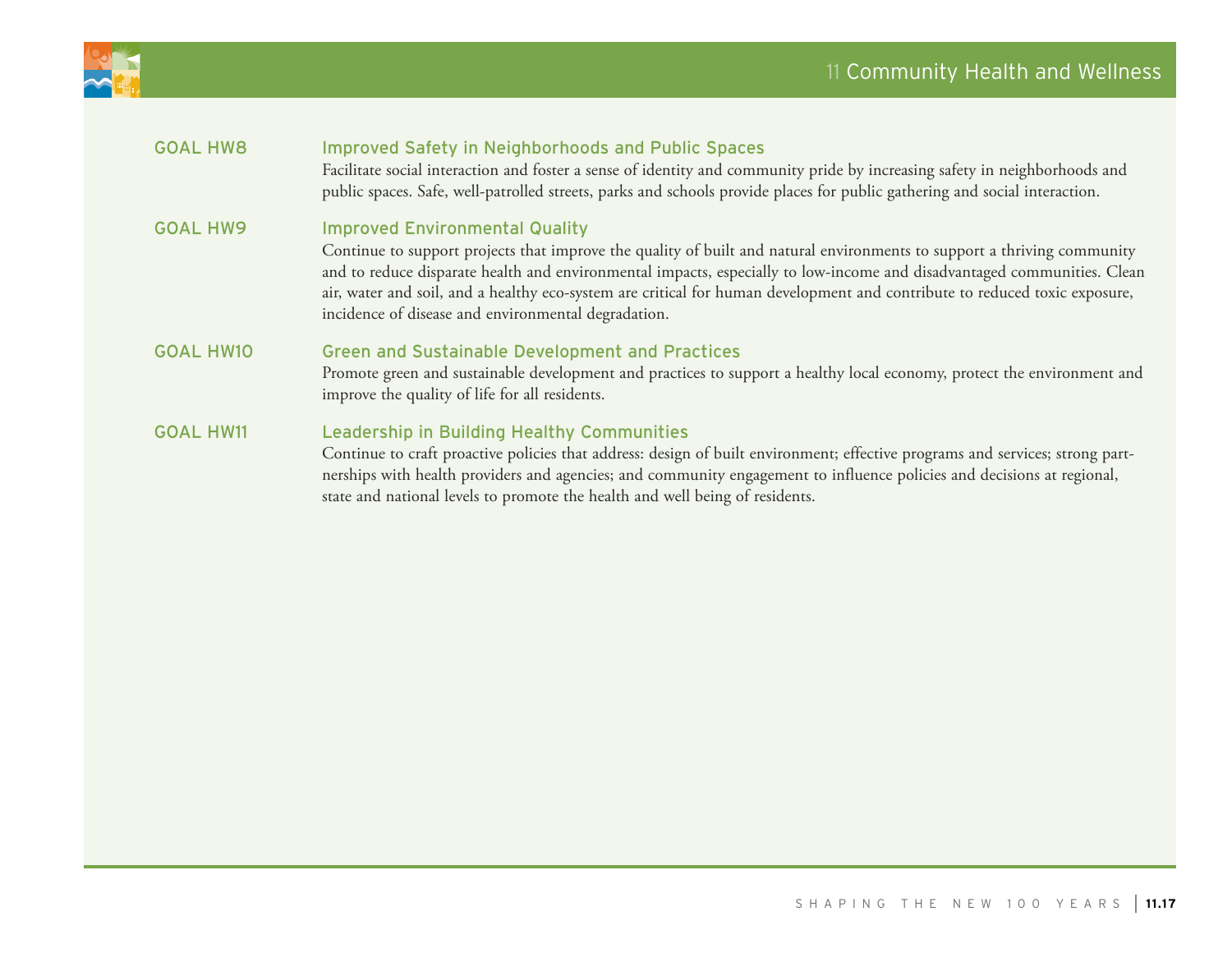**GOAL HW8** — **Improved Safety in Neighborhoods and Public Spaces**

Facilitate social interaction and foster a sense of identity and community pride by increasing safety in neighborhoods and public spaces. Safe, well-patrolled streets, parks and schools provide places for public gathering and social interaction.

**GOAL HW9** — **Improved Environmental Quality**

Continue to support projects that improve the quality of built and natural environments to support a thriving community and to reduce disparate health and environmental impacts, especially to low-income and disadvantaged communities. Clean air, water and soil, and a healthy eco-system are critical for human development and contribute to reduced toxic exposure, incidence of disease and environmental degradation.

**GOAL HW10** — **Green and Sustainable Development and Practices**

Promote green and sustainable development and practices to support a healthy local economy, protect the environment and improve the quality of life for all residents.

**GOAL HW11** — **Leadership in Building Healthy Communities**

Continue to craft proactive policies that address: design of built environment; effective programs and services; strong partnerships with health providers and agencies; and community engagement to influence policies and decisions at regional, state and national levels to promote the health and well being of residents.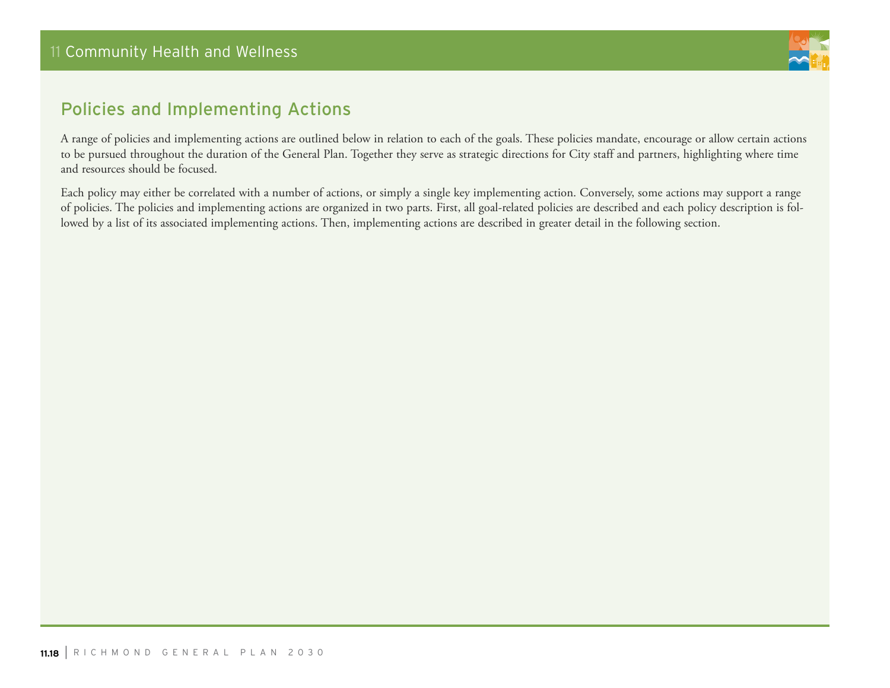## Policies and Implementing Actions

A range of policies and implementing actions are outlined below in relation to each of the goals. These policies mandate, encourage or allow certain actions to be pursued throughout the duration of the General Plan. Together they serve as strategic directions for City staff and partners, highlighting where time and resources should be focused.

Each policy may either be correlated with a number of actions, or simply a single key implementing action. Conversely, some actions may support a range of policies. The policies and implementing actions are organized in two parts. First, all goal-related policies are described and each policy description is followed by a list of its associated implementing actions. Then, implementing actions are described in greater detail in the following section.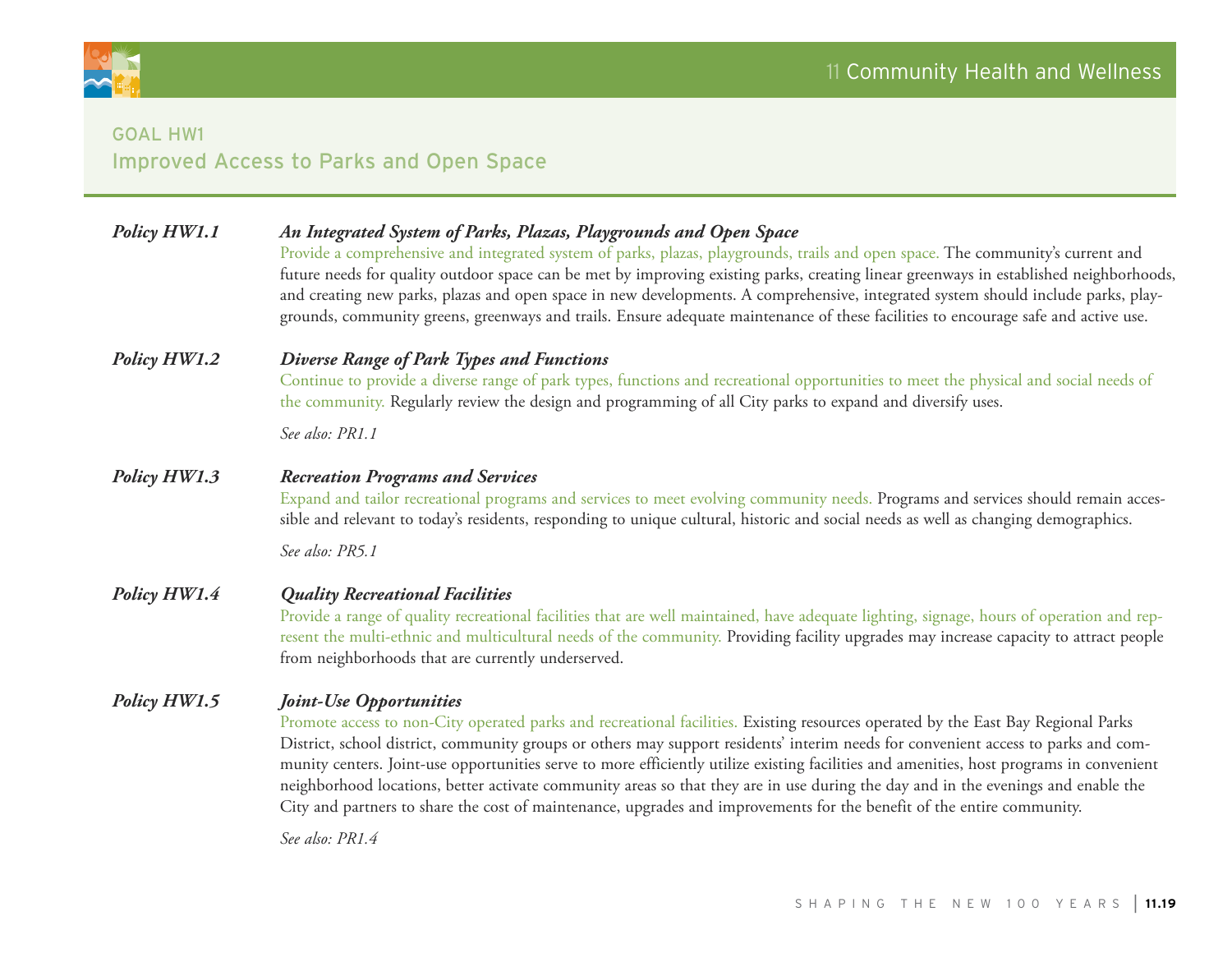## GOAL HW1
## Improved Access to Parks and Open Space

***Policy HW1.1*** ***An Integrated System of Parks, Plazas, Playgrounds and Open Space***

Provide a comprehensive and integrated system of parks, plazas, playgrounds, trails and open space. The community's current and future needs for quality outdoor space can be met by improving existing parks, creating linear greenways in established neighborhoods, and creating new parks, plazas and open space in new developments. A comprehensive, integrated system should include parks, playgrounds, community greens, greenways and trails. Ensure adequate maintenance of these facilities to encourage safe and active use.

***Policy HW1.2*** ***Diverse Range of Park Types and Functions***

Continue to provide a diverse range of park types, functions and recreational opportunities to meet the physical and social needs of the community. Regularly review the design and programming of all City parks to expand and diversify uses.

*See also: PR1.1*

***Policy HW1.3*** ***Recreation Programs and Services***

Expand and tailor recreational programs and services to meet evolving community needs. Programs and services should remain accessible and relevant to today's residents, responding to unique cultural, historic and social needs as well as changing demographics.

*See also: PR5.1*

***Policy HW1.4*** ***Quality Recreational Facilities***

Provide a range of quality recreational facilities that are well maintained, have adequate lighting, signage, hours of operation and represent the multi-ethnic and multicultural needs of the community. Providing facility upgrades may increase capacity to attract people from neighborhoods that are currently underserved.

***Policy HW1.5*** ***Joint-Use Opportunities***

Promote access to non-City operated parks and recreational facilities. Existing resources operated by the East Bay Regional Parks District, school district, community groups or others may support residents' interim needs for convenient access to parks and community centers. Joint-use opportunities serve to more efficiently utilize existing facilities and amenities, host programs in convenient neighborhood locations, better activate community areas so that they are in use during the day and in the evenings and enable the City and partners to share the cost of maintenance, upgrades and improvements for the benefit of the entire community.

*See also: PR1.4*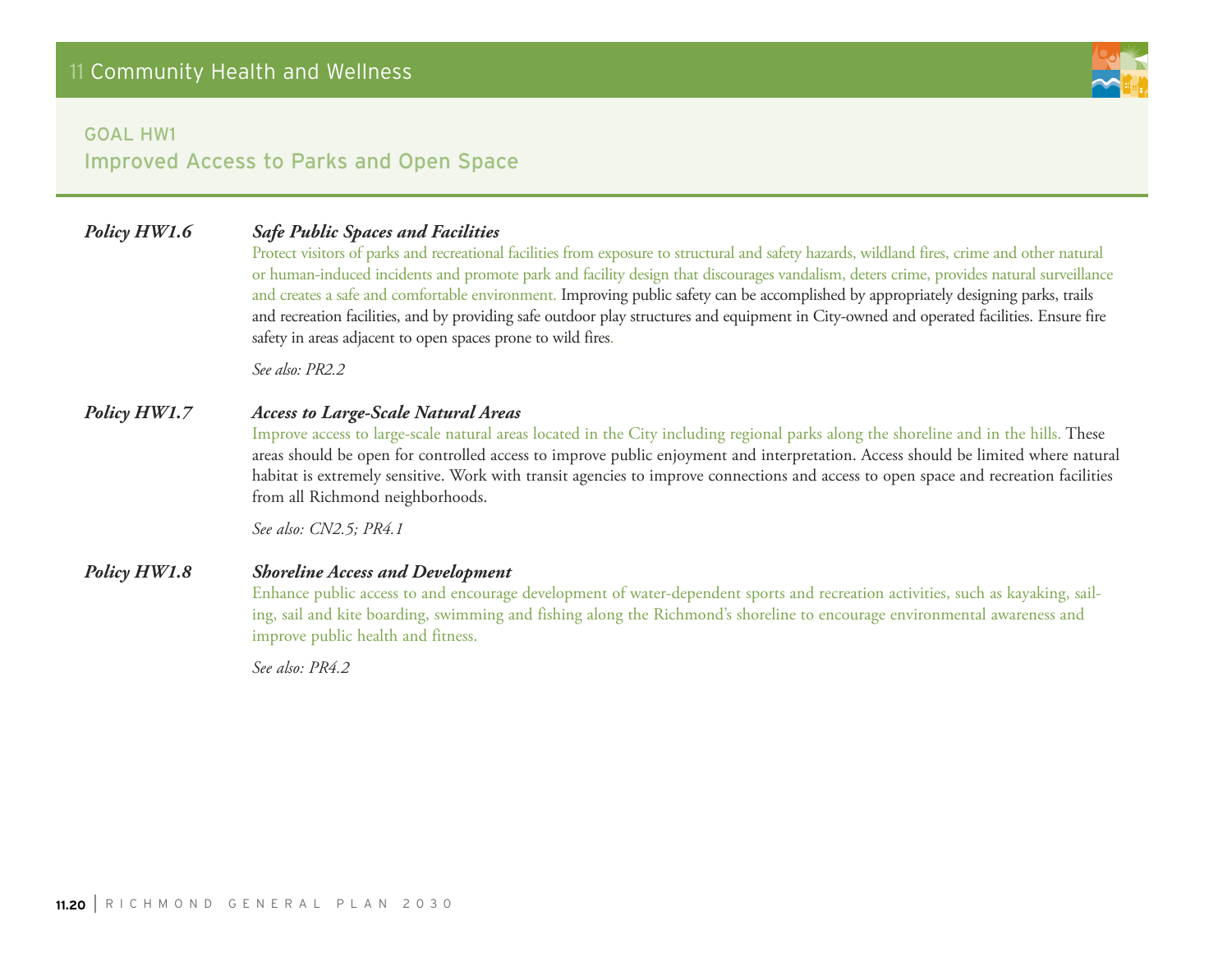## GOAL HW1
## Improved Access to Parks and Open Space

**Policy HW1.6** ***Safe Public Spaces and Facilities***

Protect visitors of parks and recreational facilities from exposure to structural and safety hazards, wildland fires, crime and other natural or human-induced incidents and promote park and facility design that discourages vandalism, deters crime, provides natural surveillance and creates a safe and comfortable environment. Improving public safety can be accomplished by appropriately designing parks, trails and recreation facilities, and by providing safe outdoor play structures and equipment in City-owned and operated facilities. Ensure fire safety in areas adjacent to open spaces prone to wild fires.

*See also: PR2.2*

**Policy HW1.7** ***Access to Large-Scale Natural Areas***

Improve access to large-scale natural areas located in the City including regional parks along the shoreline and in the hills. These areas should be open for controlled access to improve public enjoyment and interpretation. Access should be limited where natural habitat is extremely sensitive. Work with transit agencies to improve connections and access to open space and recreation facilities from all Richmond neighborhoods.

*See also: CN2.5; PR4.1*

**Policy HW1.8** ***Shoreline Access and Development***

Enhance public access to and encourage development of water-dependent sports and recreation activities, such as kayaking, sailing, sail and kite boarding, swimming and fishing along the Richmond's shoreline to encourage environmental awareness and improve public health and fitness.

*See also: PR4.2*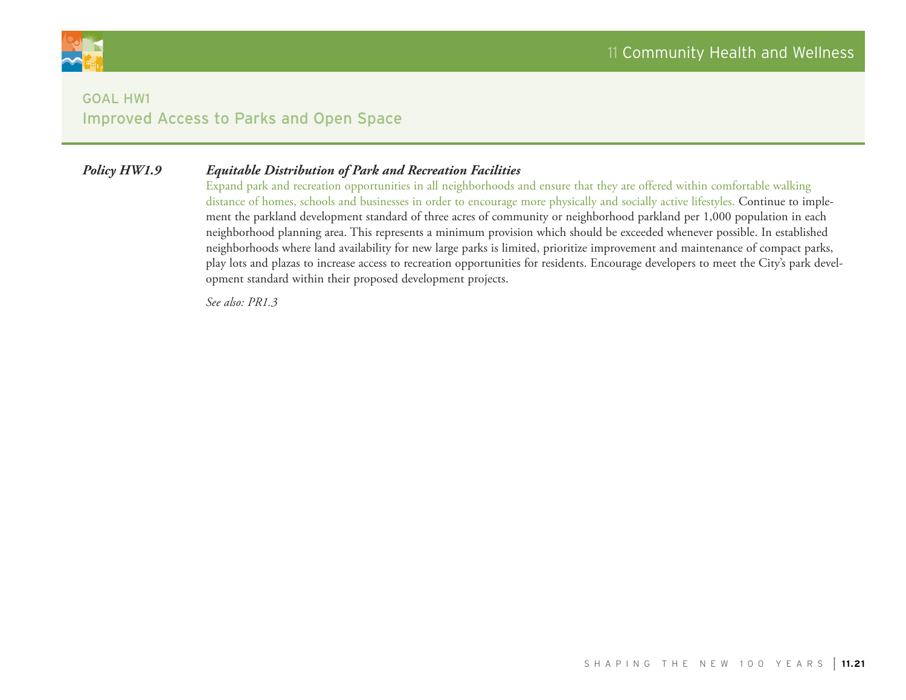## GOAL HW1
## Improved Access to Parks and Open Space

***Policy HW1.9*** ***Equitable Distribution of Park and Recreation Facilities***

Expand park and recreation opportunities in all neighborhoods and ensure that they are offered within comfortable walking distance of homes, schools and businesses in order to encourage more physically and socially active lifestyles. Continue to implement the parkland development standard of three acres of community or neighborhood parkland per 1,000 population in each neighborhood planning area. This represents a minimum provision which should be exceeded whenever possible. In established neighborhoods where land availability for new large parks is limited, prioritize improvement and maintenance of compact parks, play lots and plazas to increase access to recreation opportunities for residents. Encourage developers to meet the City's park development standard within their proposed development projects.

*See also: PR1.3*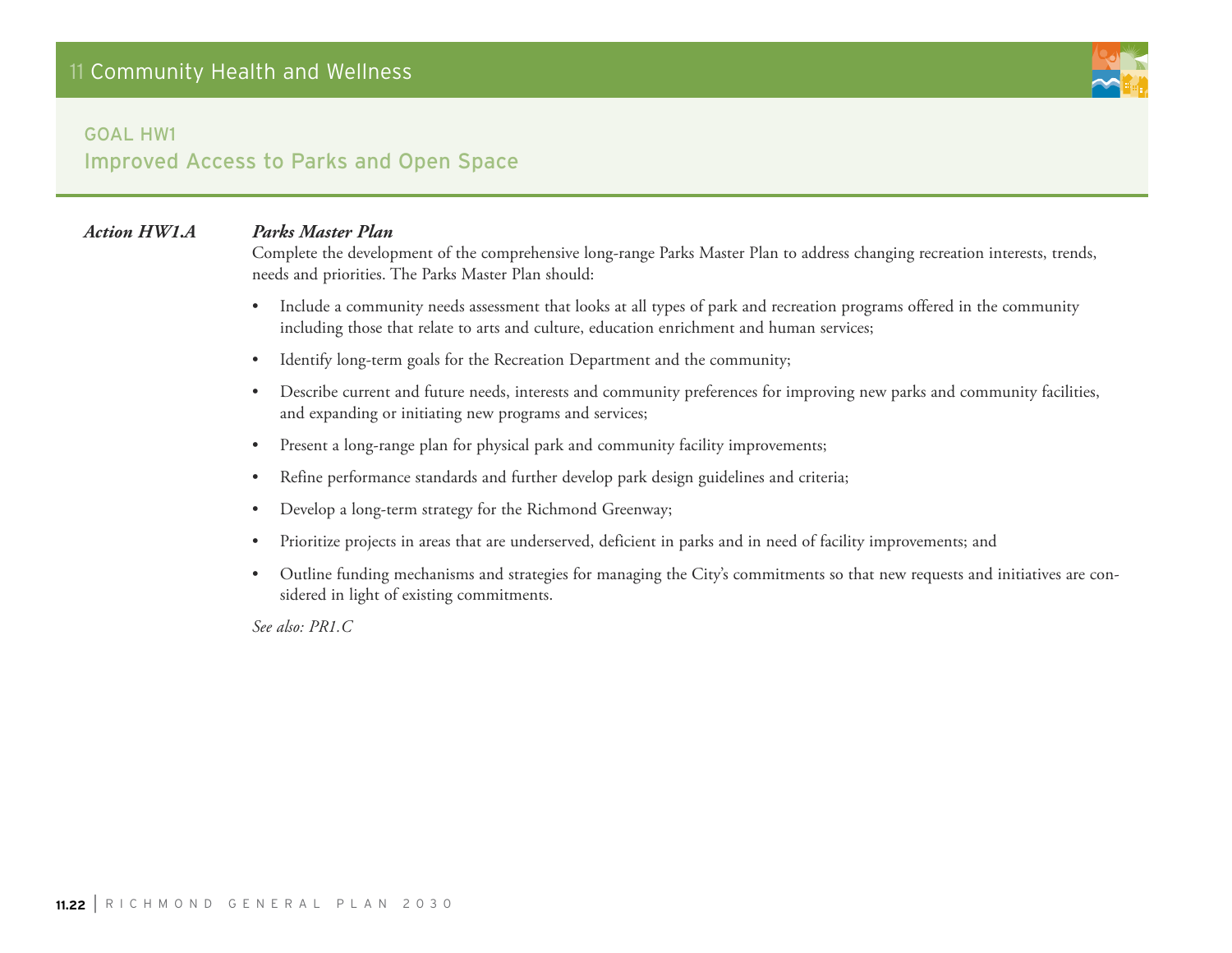## GOAL HW1
## Improved Access to Parks and Open Space

***Action HW1.A*** ***Parks Master Plan***

Complete the development of the comprehensive long-range Parks Master Plan to address changing recreation interests, trends, needs and priorities. The Parks Master Plan should:

- Include a community needs assessment that looks at all types of park and recreation programs offered in the community including those that relate to arts and culture, education enrichment and human services;
- Identify long-term goals for the Recreation Department and the community;
- Describe current and future needs, interests and community preferences for improving new parks and community facilities, and expanding or initiating new programs and services;
- Present a long-range plan for physical park and community facility improvements;
- Refine performance standards and further develop park design guidelines and criteria;
- Develop a long-term strategy for the Richmond Greenway;
- Prioritize projects in areas that are underserved, deficient in parks and in need of facility improvements; and
- Outline funding mechanisms and strategies for managing the City's commitments so that new requests and initiatives are considered in light of existing commitments.

*See also: PR1.C*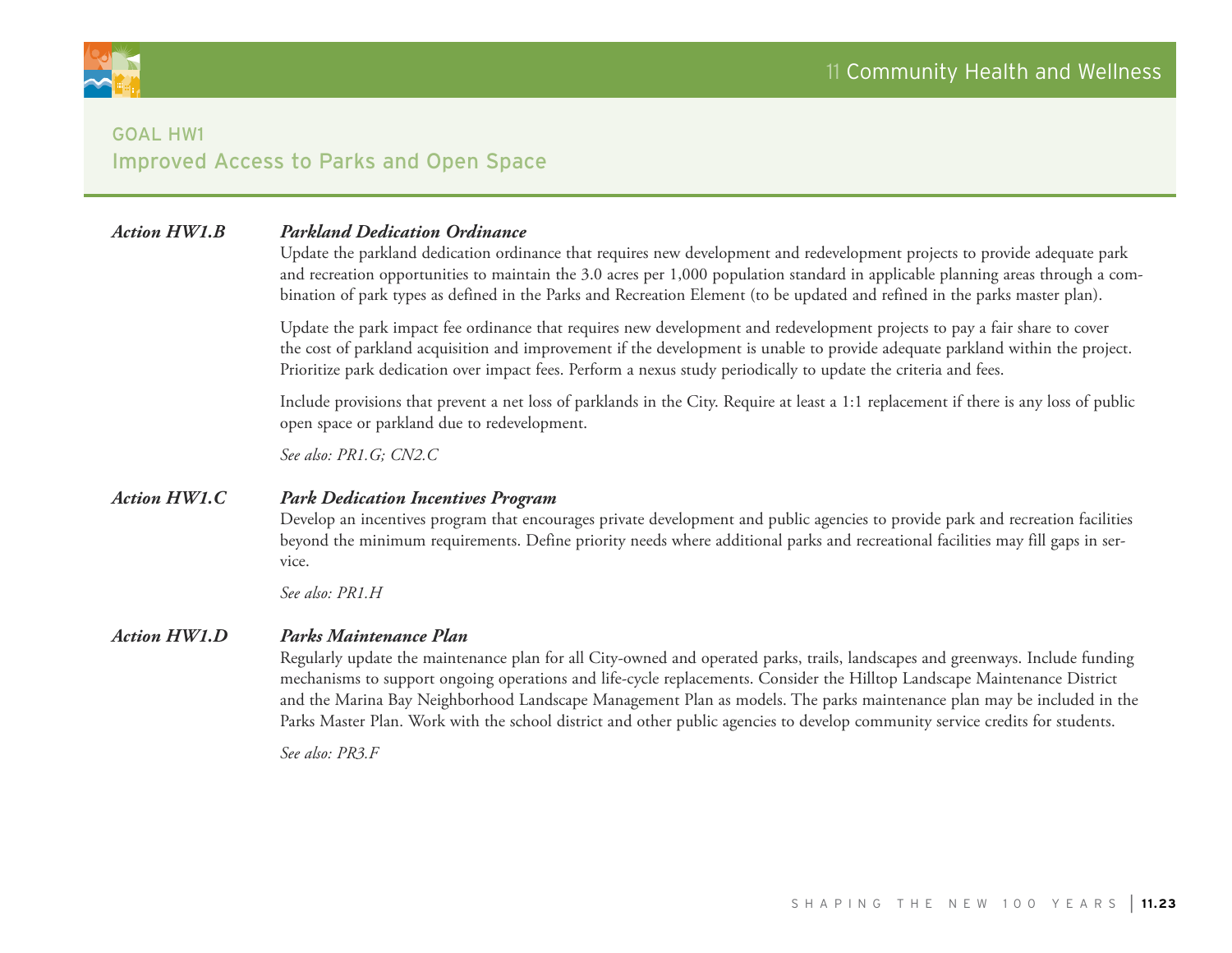## GOAL HW1
## Improved Access to Parks and Open Space

***Action HW1.B*** ***Parkland Dedication Ordinance***

Update the parkland dedication ordinance that requires new development and redevelopment projects to provide adequate park and recreation opportunities to maintain the 3.0 acres per 1,000 population standard in applicable planning areas through a combination of park types as defined in the Parks and Recreation Element (to be updated and refined in the parks master plan).

Update the park impact fee ordinance that requires new development and redevelopment projects to pay a fair share to cover the cost of parkland acquisition and improvement if the development is unable to provide adequate parkland within the project. Prioritize park dedication over impact fees. Perform a nexus study periodically to update the criteria and fees.

Include provisions that prevent a net loss of parklands in the City. Require at least a 1:1 replacement if there is any loss of public open space or parkland due to redevelopment.

*See also: PR1.G; CN2.C*

***Action HW1.C*** ***Park Dedication Incentives Program***

Develop an incentives program that encourages private development and public agencies to provide park and recreation facilities beyond the minimum requirements. Define priority needs where additional parks and recreational facilities may fill gaps in service.

*See also: PR1.H*

***Action HW1.D*** ***Parks Maintenance Plan***

Regularly update the maintenance plan for all City-owned and operated parks, trails, landscapes and greenways. Include funding mechanisms to support ongoing operations and life-cycle replacements. Consider the Hilltop Landscape Maintenance District and the Marina Bay Neighborhood Landscape Management Plan as models. The parks maintenance plan may be included in the Parks Master Plan. Work with the school district and other public agencies to develop community service credits for students.

*See also: PR3.F*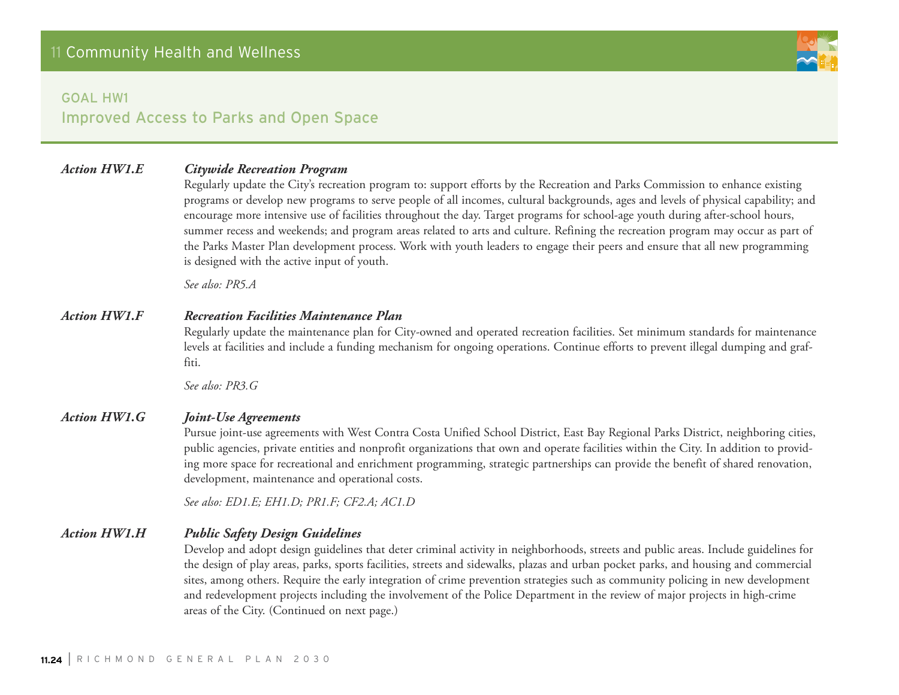## GOAL HW1
## Improved Access to Parks and Open Space

***Action HW1.E*** ***Citywide Recreation Program***

Regularly update the City's recreation program to: support efforts by the Recreation and Parks Commission to enhance existing programs or develop new programs to serve people of all incomes, cultural backgrounds, ages and levels of physical capability; and encourage more intensive use of facilities throughout the day. Target programs for school-age youth during after-school hours, summer recess and weekends; and program areas related to arts and culture. Refining the recreation program may occur as part of the Parks Master Plan development process. Work with youth leaders to engage their peers and ensure that all new programming is designed with the active input of youth.

*See also: PR5.A*

***Action HW1.F*** ***Recreation Facilities Maintenance Plan***

Regularly update the maintenance plan for City-owned and operated recreation facilities. Set minimum standards for maintenance levels at facilities and include a funding mechanism for ongoing operations. Continue efforts to prevent illegal dumping and graffiti.

*See also: PR3.G*

***Action HW1.G*** ***Joint-Use Agreements***

Pursue joint-use agreements with West Contra Costa Unified School District, East Bay Regional Parks District, neighboring cities, public agencies, private entities and nonprofit organizations that own and operate facilities within the City. In addition to providing more space for recreational and enrichment programming, strategic partnerships can provide the benefit of shared renovation, development, maintenance and operational costs.

*See also: ED1.E; EH1.D; PR1.F; CF2.A; AC1.D*

***Action HW1.H*** ***Public Safety Design Guidelines***

Develop and adopt design guidelines that deter criminal activity in neighborhoods, streets and public areas. Include guidelines for the design of play areas, parks, sports facilities, streets and sidewalks, plazas and urban pocket parks, and housing and commercial sites, among others. Require the early integration of crime prevention strategies such as community policing in new development and redevelopment projects including the involvement of the Police Department in the review of major projects in high-crime areas of the City. (Continued on next page.)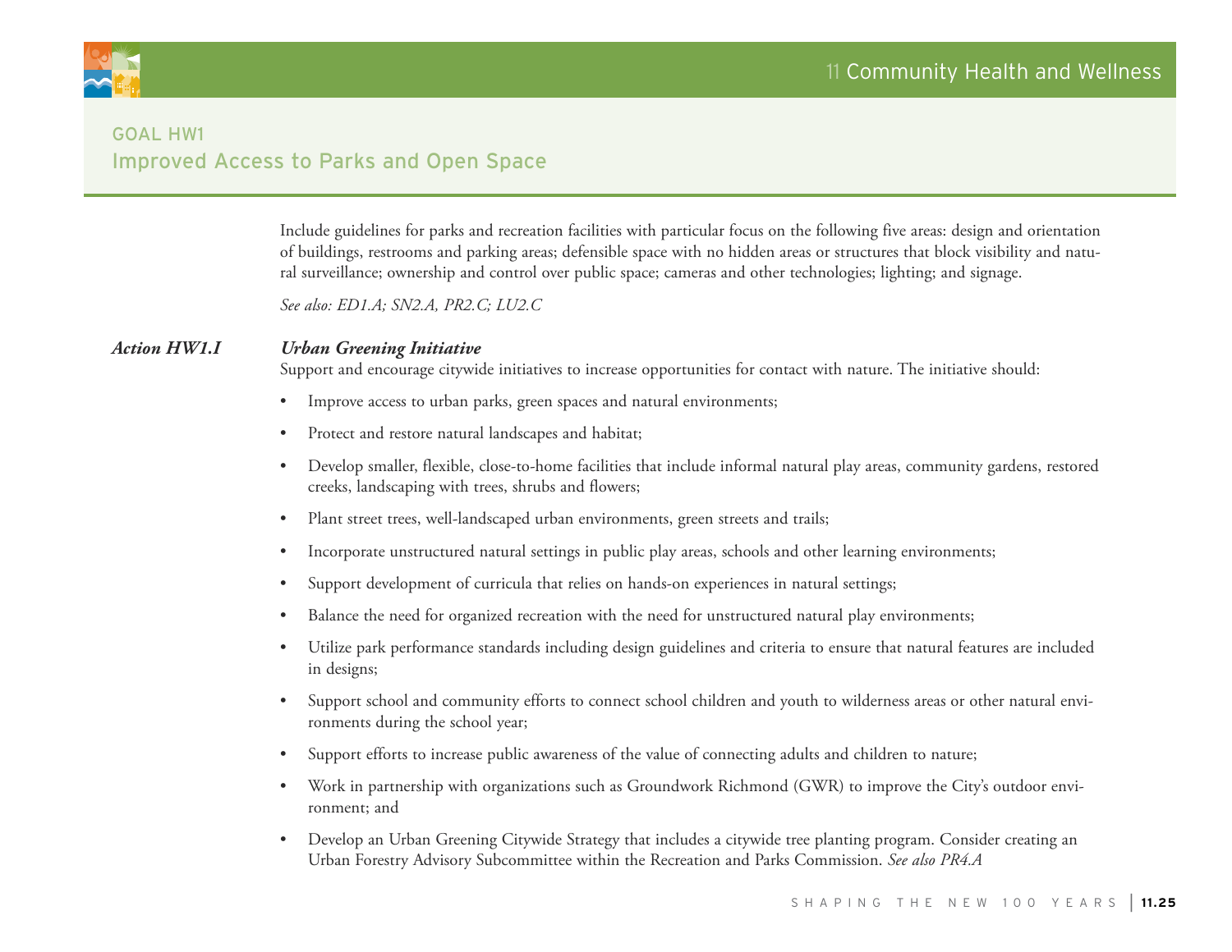## GOAL HW1
## Improved Access to Parks and Open Space

Include guidelines for parks and recreation facilities with particular focus on the following five areas: design and orientation of buildings, restrooms and parking areas; defensible space with no hidden areas or structures that block visibility and natural surveillance; ownership and control over public space; cameras and other technologies; lighting; and signage.

*See also: ED1.A; SN2.A, PR2.C; LU2.C*

***Action HW1.I*** ***Urban Greening Initiative***

Support and encourage citywide initiatives to increase opportunities for contact with nature. The initiative should:

- Improve access to urban parks, green spaces and natural environments;
- Protect and restore natural landscapes and habitat;
- Develop smaller, flexible, close-to-home facilities that include informal natural play areas, community gardens, restored creeks, landscaping with trees, shrubs and flowers;
- Plant street trees, well-landscaped urban environments, green streets and trails;
- Incorporate unstructured natural settings in public play areas, schools and other learning environments;
- Support development of curricula that relies on hands-on experiences in natural settings;
- Balance the need for organized recreation with the need for unstructured natural play environments;
- Utilize park performance standards including design guidelines and criteria to ensure that natural features are included in designs;
- Support school and community efforts to connect school children and youth to wilderness areas or other natural environments during the school year;
- Support efforts to increase public awareness of the value of connecting adults and children to nature;
- Work in partnership with organizations such as Groundwork Richmond (GWR) to improve the City's outdoor environment; and
- Develop an Urban Greening Citywide Strategy that includes a citywide tree planting program. Consider creating an Urban Forestry Advisory Subcommittee within the Recreation and Parks Commission. *See also PR4.A*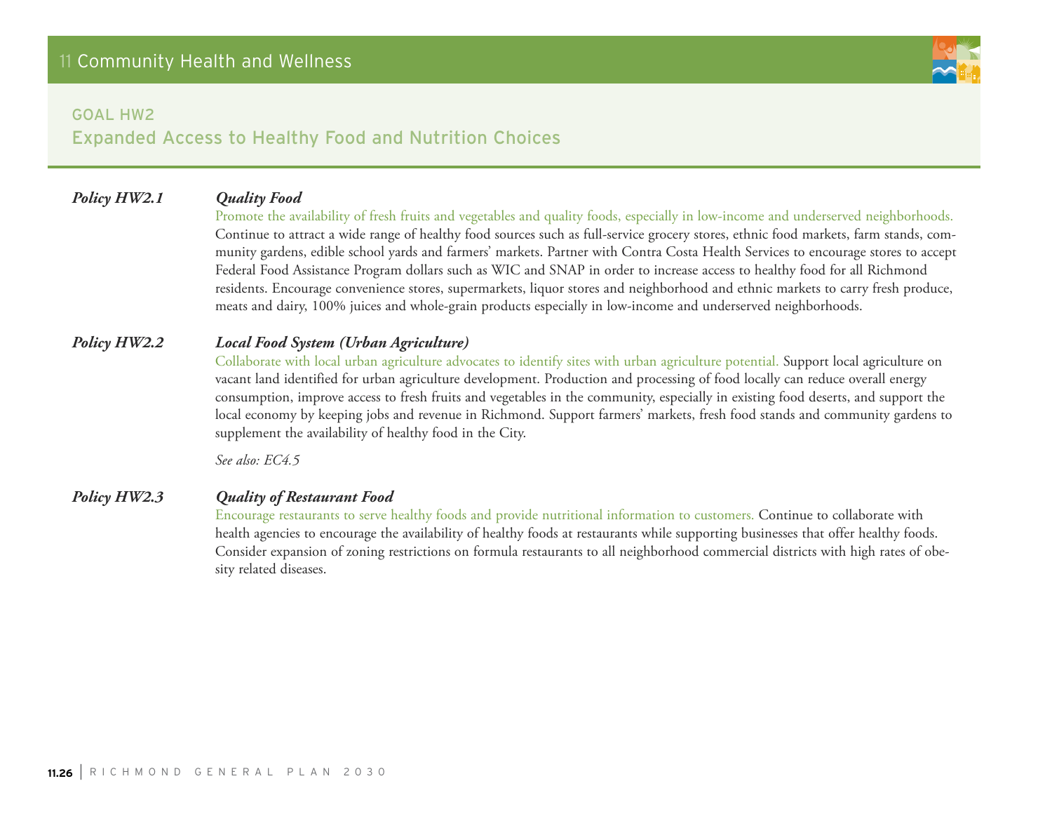## GOAL HW2
## Expanded Access to Healthy Food and Nutrition Choices

***Policy HW2.1*** ***Quality Food***

Promote the availability of fresh fruits and vegetables and quality foods, especially in low-income and underserved neighborhoods. Continue to attract a wide range of healthy food sources such as full-service grocery stores, ethnic food markets, farm stands, community gardens, edible school yards and farmers' markets. Partner with Contra Costa Health Services to encourage stores to accept Federal Food Assistance Program dollars such as WIC and SNAP in order to increase access to healthy food for all Richmond residents. Encourage convenience stores, supermarkets, liquor stores and neighborhood and ethnic markets to carry fresh produce, meats and dairy, 100% juices and whole-grain products especially in low-income and underserved neighborhoods.

***Policy HW2.2*** ***Local Food System (Urban Agriculture)***

Collaborate with local urban agriculture advocates to identify sites with urban agriculture potential. Support local agriculture on vacant land identified for urban agriculture development. Production and processing of food locally can reduce overall energy consumption, improve access to fresh fruits and vegetables in the community, especially in existing food deserts, and support the local economy by keeping jobs and revenue in Richmond. Support farmers' markets, fresh food stands and community gardens to supplement the availability of healthy food in the City.

*See also: EC4.5*

***Policy HW2.3*** ***Quality of Restaurant Food***

Encourage restaurants to serve healthy foods and provide nutritional information to customers. Continue to collaborate with health agencies to encourage the availability of healthy foods at restaurants while supporting businesses that offer healthy foods. Consider expansion of zoning restrictions on formula restaurants to all neighborhood commercial districts with high rates of obesity related diseases.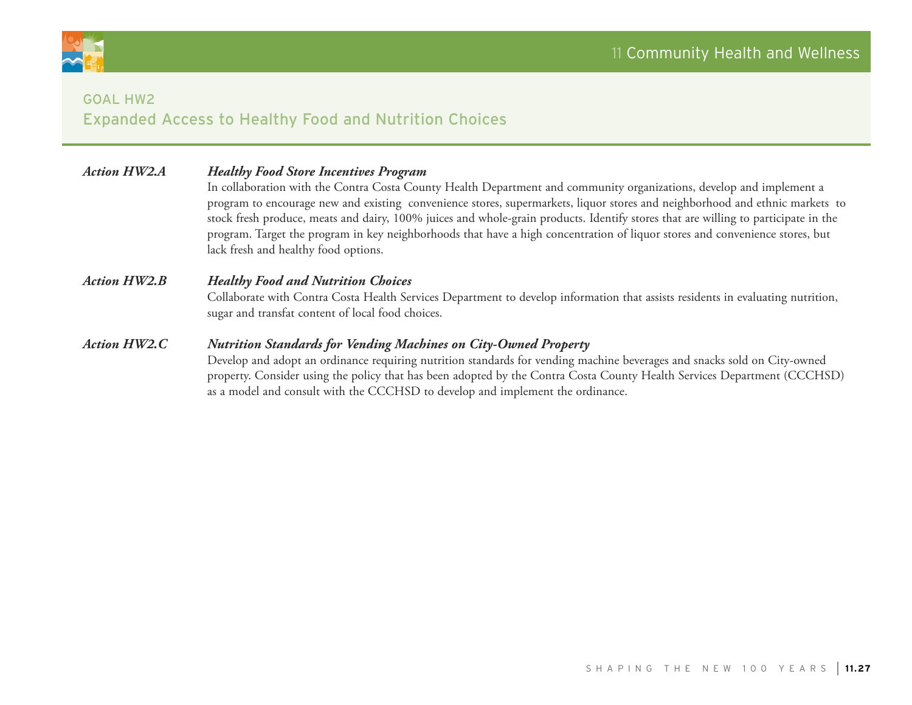## GOAL HW2
## Expanded Access to Healthy Food and Nutrition Choices

***Action HW2.A*** ***Healthy Food Store Incentives Program***

In collaboration with the Contra Costa County Health Department and community organizations, develop and implement a program to encourage new and existing convenience stores, supermarkets, liquor stores and neighborhood and ethnic markets to stock fresh produce, meats and dairy, 100% juices and whole-grain products. Identify stores that are willing to participate in the program. Target the program in key neighborhoods that have a high concentration of liquor stores and convenience stores, but lack fresh and healthy food options.

***Action HW2.B*** ***Healthy Food and Nutrition Choices***

Collaborate with Contra Costa Health Services Department to develop information that assists residents in evaluating nutrition, sugar and transfat content of local food choices.

***Action HW2.C*** ***Nutrition Standards for Vending Machines on City-Owned Property***

Develop and adopt an ordinance requiring nutrition standards for vending machine beverages and snacks sold on City-owned property. Consider using the policy that has been adopted by the Contra Costa County Health Services Department (CCCHSD) as a model and consult with the CCCHSD to develop and implement the ordinance.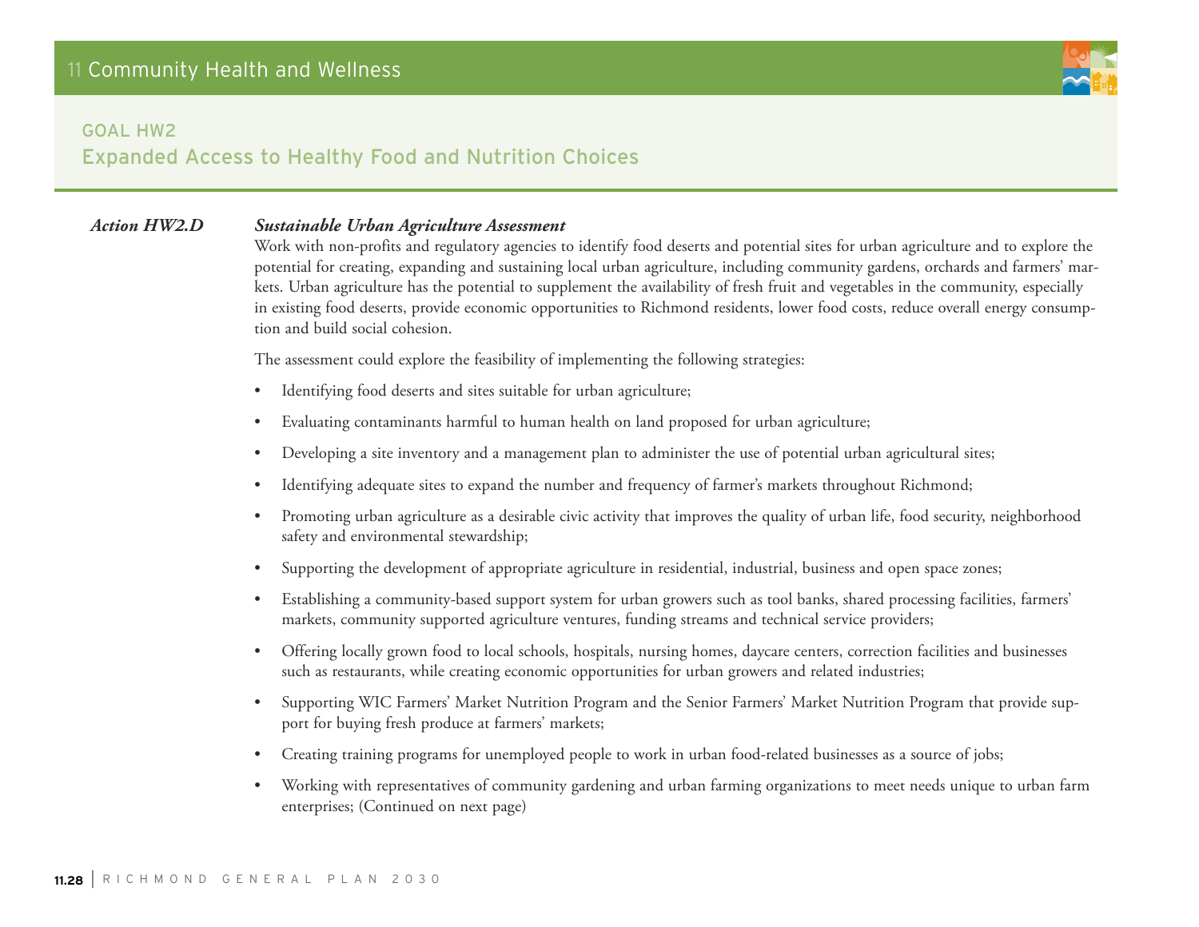## GOAL HW2
## Expanded Access to Healthy Food and Nutrition Choices

***Action HW2.D*** ***Sustainable Urban Agriculture Assessment***

Work with non-profits and regulatory agencies to identify food deserts and potential sites for urban agriculture and to explore the potential for creating, expanding and sustaining local urban agriculture, including community gardens, orchards and farmers' markets. Urban agriculture has the potential to supplement the availability of fresh fruit and vegetables in the community, especially in existing food deserts, provide economic opportunities to Richmond residents, lower food costs, reduce overall energy consumption and build social cohesion.

The assessment could explore the feasibility of implementing the following strategies:

- Identifying food deserts and sites suitable for urban agriculture;
- Evaluating contaminants harmful to human health on land proposed for urban agriculture;
- Developing a site inventory and a management plan to administer the use of potential urban agricultural sites;
- Identifying adequate sites to expand the number and frequency of farmer's markets throughout Richmond;
- Promoting urban agriculture as a desirable civic activity that improves the quality of urban life, food security, neighborhood safety and environmental stewardship;
- Supporting the development of appropriate agriculture in residential, industrial, business and open space zones;
- Establishing a community-based support system for urban growers such as tool banks, shared processing facilities, farmers' markets, community supported agriculture ventures, funding streams and technical service providers;
- Offering locally grown food to local schools, hospitals, nursing homes, daycare centers, correction facilities and businesses such as restaurants, while creating economic opportunities for urban growers and related industries;
- Supporting WIC Farmers' Market Nutrition Program and the Senior Farmers' Market Nutrition Program that provide support for buying fresh produce at farmers' markets;
- Creating training programs for unemployed people to work in urban food-related businesses as a source of jobs;
- Working with representatives of community gardening and urban farming organizations to meet needs unique to urban farm enterprises; (Continued on next page)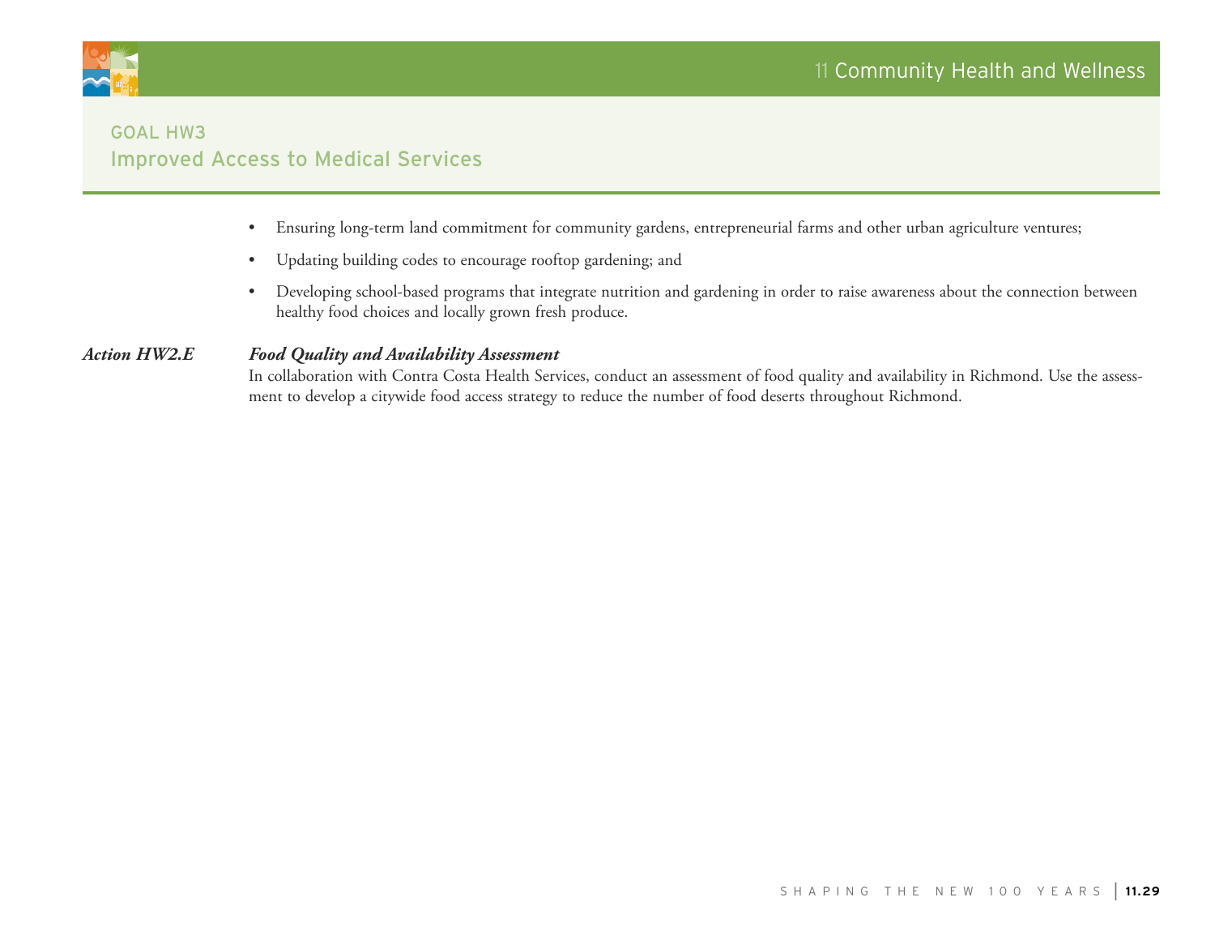## GOAL HW3
## Improved Access to Medical Services

- Ensuring long-term land commitment for community gardens, entrepreneurial farms and other urban agriculture ventures;
- Updating building codes to encourage rooftop gardening; and
- Developing school-based programs that integrate nutrition and gardening in order to raise awareness about the connection between healthy food choices and locally grown fresh produce.

***Action HW2.E*** ***Food Quality and Availability Assessment***

In collaboration with Contra Costa Health Services, conduct an assessment of food quality and availability in Richmond. Use the assessment to develop a citywide food access strategy to reduce the number of food deserts throughout Richmond.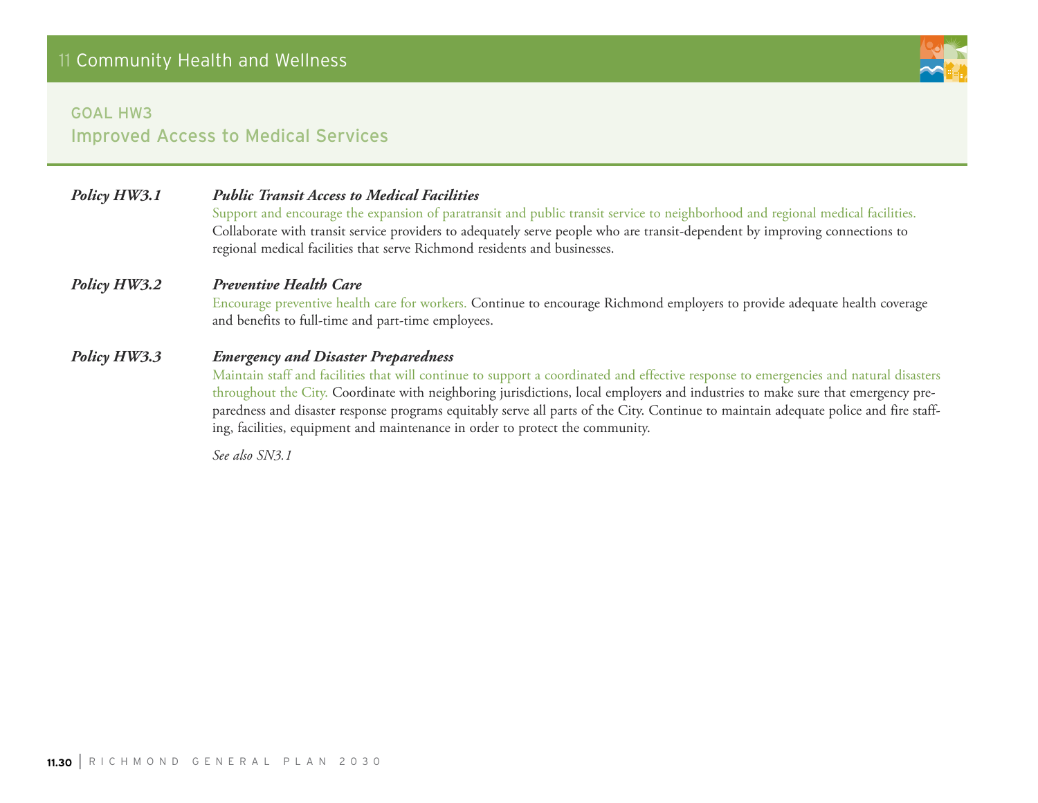## GOAL HW3
## Improved Access to Medical Services

***Policy HW3.1*** ***Public Transit Access to Medical Facilities***

Support and encourage the expansion of paratransit and public transit service to neighborhood and regional medical facilities. Collaborate with transit service providers to adequately serve people who are transit-dependent by improving connections to regional medical facilities that serve Richmond residents and businesses.

***Policy HW3.2*** ***Preventive Health Care***

Encourage preventive health care for workers. Continue to encourage Richmond employers to provide adequate health coverage and benefits to full-time and part-time employees.

***Policy HW3.3*** ***Emergency and Disaster Preparedness***

Maintain staff and facilities that will continue to support a coordinated and effective response to emergencies and natural disasters throughout the City. Coordinate with neighboring jurisdictions, local employers and industries to make sure that emergency preparedness and disaster response programs equitably serve all parts of the City. Continue to maintain adequate police and fire staffing, facilities, equipment and maintenance in order to protect the community.

*See also SN3.1*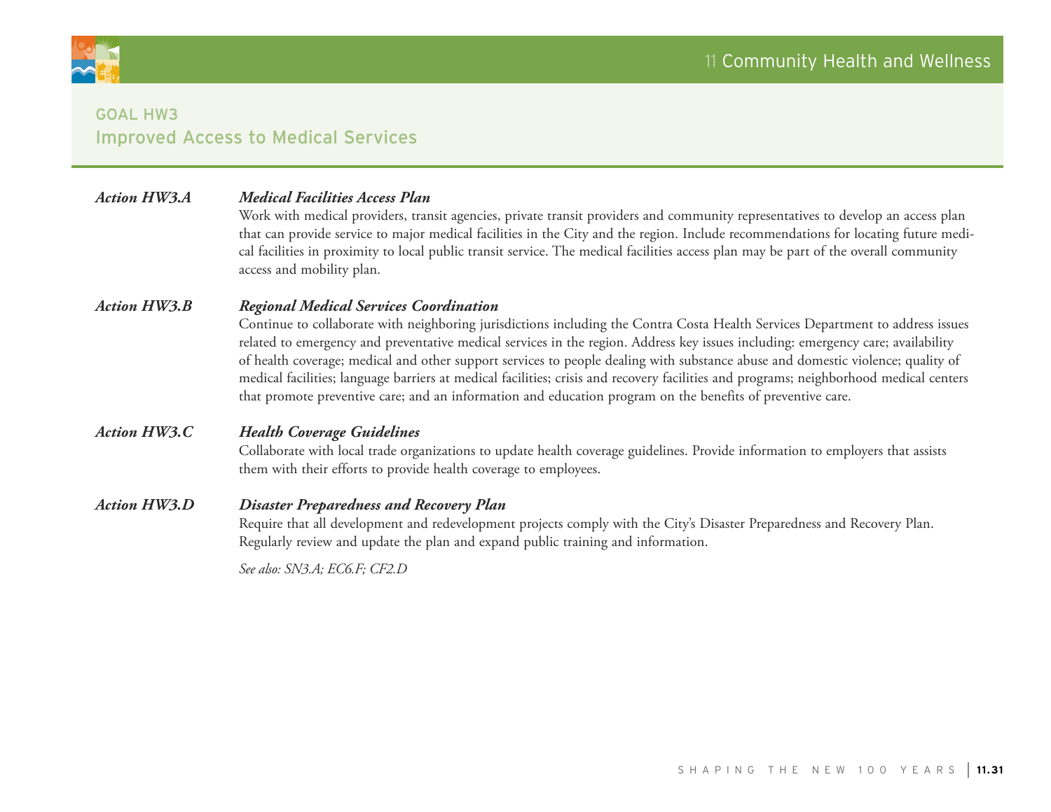## GOAL HW3
## Improved Access to Medical Services

***Action HW3.A*** ***Medical Facilities Access Plan***

Work with medical providers, transit agencies, private transit providers and community representatives to develop an access plan that can provide service to major medical facilities in the City and the region. Include recommendations for locating future medical facilities in proximity to local public transit service. The medical facilities access plan may be part of the overall community access and mobility plan.

***Action HW3.B*** ***Regional Medical Services Coordination***

Continue to collaborate with neighboring jurisdictions including the Contra Costa Health Services Department to address issues related to emergency and preventative medical services in the region. Address key issues including: emergency care; availability of health coverage; medical and other support services to people dealing with substance abuse and domestic violence; quality of medical facilities; language barriers at medical facilities; crisis and recovery facilities and programs; neighborhood medical centers that promote preventive care; and an information and education program on the benefits of preventive care.

***Action HW3.C*** ***Health Coverage Guidelines***

Collaborate with local trade organizations to update health coverage guidelines. Provide information to employers that assists them with their efforts to provide health coverage to employees.

***Action HW3.D*** ***Disaster Preparedness and Recovery Plan***

Require that all development and redevelopment projects comply with the City's Disaster Preparedness and Recovery Plan. Regularly review and update the plan and expand public training and information.

*See also: SN3.A; EC6.F; CF2.D*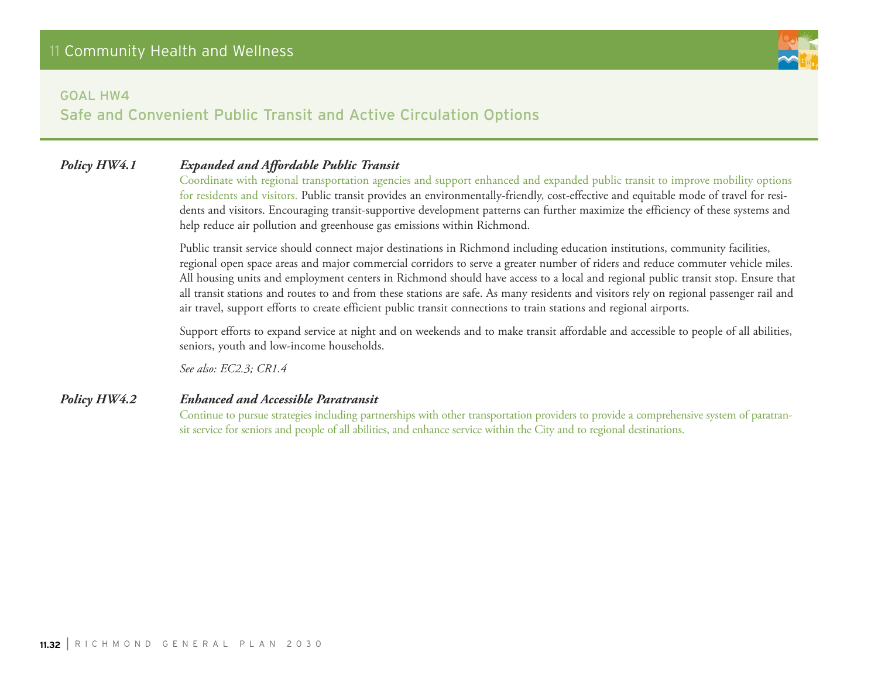## GOAL HW4
## Safe and Convenient Public Transit and Active Circulation Options

***Policy HW4.1*** ***Expanded and Affordable Public Transit***

Coordinate with regional transportation agencies and support enhanced and expanded public transit to improve mobility options for residents and visitors. Public transit provides an environmentally-friendly, cost-effective and equitable mode of travel for residents and visitors. Encouraging transit-supportive development patterns can further maximize the efficiency of these systems and help reduce air pollution and greenhouse gas emissions within Richmond.

Public transit service should connect major destinations in Richmond including education institutions, community facilities, regional open space areas and major commercial corridors to serve a greater number of riders and reduce commuter vehicle miles. All housing units and employment centers in Richmond should have access to a local and regional public transit stop. Ensure that all transit stations and routes to and from these stations are safe. As many residents and visitors rely on regional passenger rail and air travel, support efforts to create efficient public transit connections to train stations and regional airports.

Support efforts to expand service at night and on weekends and to make transit affordable and accessible to people of all abilities, seniors, youth and low-income households.

*See also: EC2.3; CR1.4*

***Policy HW4.2*** ***Enhanced and Accessible Paratransit***

Continue to pursue strategies including partnerships with other transportation providers to provide a comprehensive system of paratransit service for seniors and people of all abilities, and enhance service within the City and to regional destinations.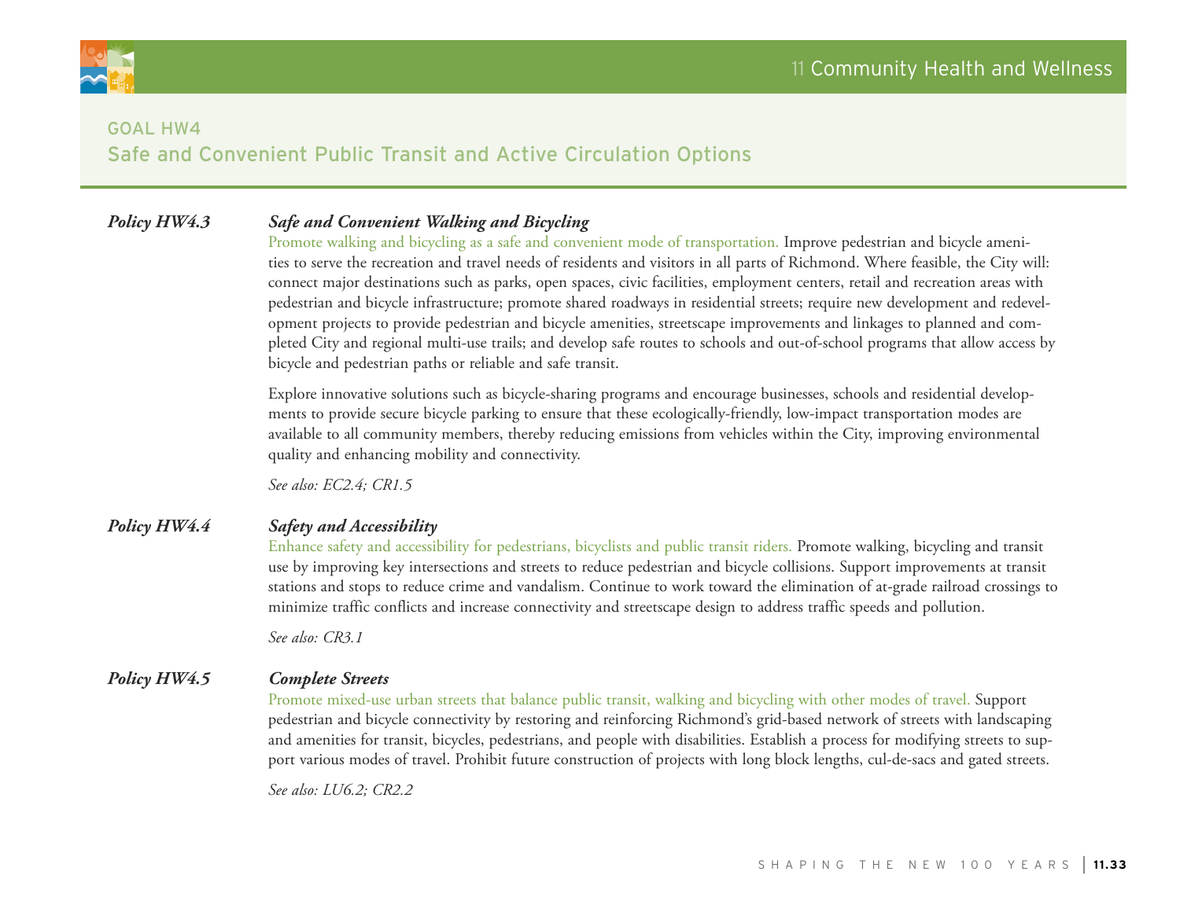## GOAL HW4
## Safe and Convenient Public Transit and Active Circulation Options

### *Policy HW4.3 Safe and Convenient Walking and Bicycling*

Promote walking and bicycling as a safe and convenient mode of transportation. Improve pedestrian and bicycle amenities to serve the recreation and travel needs of residents and visitors in all parts of Richmond. Where feasible, the City will: connect major destinations such as parks, open spaces, civic facilities, employment centers, retail and recreation areas with pedestrian and bicycle infrastructure; promote shared roadways in residential streets; require new development and redevelopment projects to provide pedestrian and bicycle amenities, streetscape improvements and linkages to planned and completed City and regional multi-use trails; and develop safe routes to schools and out-of-school programs that allow access by bicycle and pedestrian paths or reliable and safe transit.

Explore innovative solutions such as bicycle-sharing programs and encourage businesses, schools and residential developments to provide secure bicycle parking to ensure that these ecologically-friendly, low-impact transportation modes are available to all community members, thereby reducing emissions from vehicles within the City, improving environmental quality and enhancing mobility and connectivity.

*See also: EC2.4; CR1.5*

### *Policy HW4.4 Safety and Accessibility*

Enhance safety and accessibility for pedestrians, bicyclists and public transit riders. Promote walking, bicycling and transit use by improving key intersections and streets to reduce pedestrian and bicycle collisions. Support improvements at transit stations and stops to reduce crime and vandalism. Continue to work toward the elimination of at-grade railroad crossings to minimize traffic conflicts and increase connectivity and streetscape design to address traffic speeds and pollution.

*See also: CR3.1*

### *Policy HW4.5 Complete Streets*

Promote mixed-use urban streets that balance public transit, walking and bicycling with other modes of travel. Support pedestrian and bicycle connectivity by restoring and reinforcing Richmond's grid-based network of streets with landscaping and amenities for transit, bicycles, pedestrians, and people with disabilities. Establish a process for modifying streets to support various modes of travel. Prohibit future construction of projects with long block lengths, cul-de-sacs and gated streets.

*See also: LU6.2; CR2.2*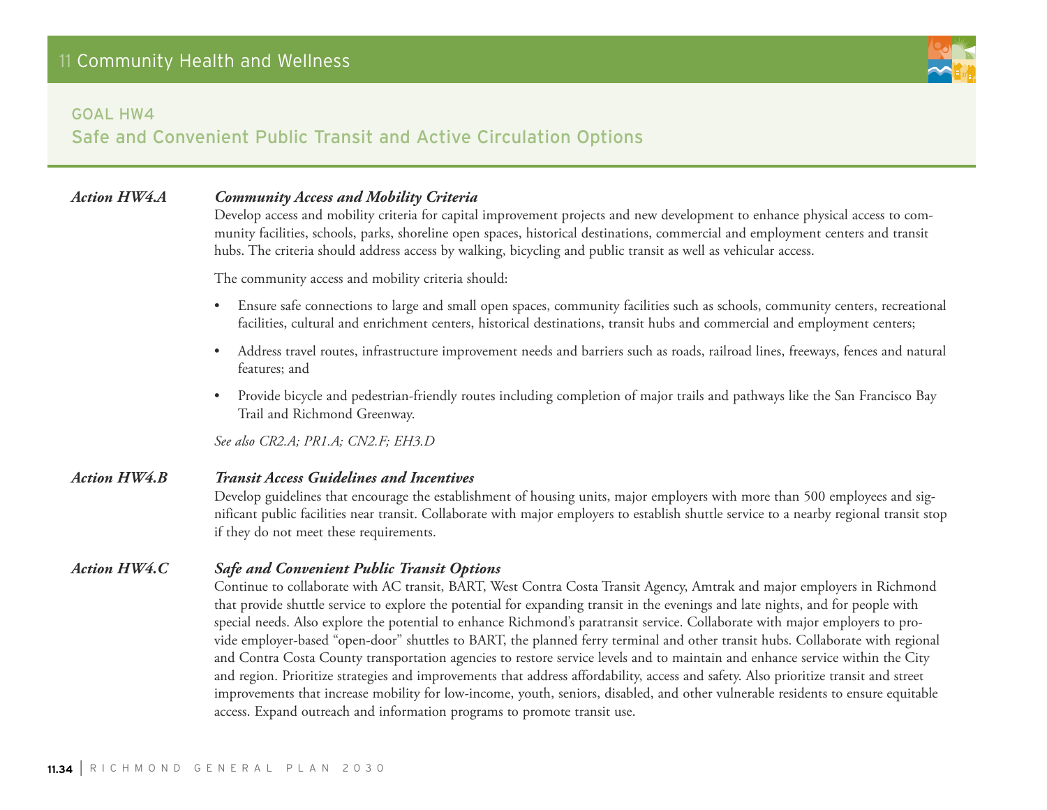## GOAL HW4
## Safe and Convenient Public Transit and Active Circulation Options

***Action HW4.A*** ***Community Access and Mobility Criteria***

Develop access and mobility criteria for capital improvement projects and new development to enhance physical access to community facilities, schools, parks, shoreline open spaces, historical destinations, commercial and employment centers and transit hubs. The criteria should address access by walking, bicycling and public transit as well as vehicular access.

The community access and mobility criteria should:

- Ensure safe connections to large and small open spaces, community facilities such as schools, community centers, recreational facilities, cultural and enrichment centers, historical destinations, transit hubs and commercial and employment centers;
- Address travel routes, infrastructure improvement needs and barriers such as roads, railroad lines, freeways, fences and natural features; and
- Provide bicycle and pedestrian-friendly routes including completion of major trails and pathways like the San Francisco Bay Trail and Richmond Greenway.

*See also CR2.A; PR1.A; CN2.F; EH3.D*

***Action HW4.B*** ***Transit Access Guidelines and Incentives***

Develop guidelines that encourage the establishment of housing units, major employers with more than 500 employees and significant public facilities near transit. Collaborate with major employers to establish shuttle service to a nearby regional transit stop if they do not meet these requirements.

***Action HW4.C*** ***Safe and Convenient Public Transit Options***

Continue to collaborate with AC transit, BART, West Contra Costa Transit Agency, Amtrak and major employers in Richmond that provide shuttle service to explore the potential for expanding transit in the evenings and late nights, and for people with special needs. Also explore the potential to enhance Richmond's paratransit service. Collaborate with major employers to provide employer-based "open-door" shuttles to BART, the planned ferry terminal and other transit hubs. Collaborate with regional and Contra Costa County transportation agencies to restore service levels and to maintain and enhance service within the City and region. Prioritize strategies and improvements that address affordability, access and safety. Also prioritize transit and street improvements that increase mobility for low-income, youth, seniors, disabled, and other vulnerable residents to ensure equitable access. Expand outreach and information programs to promote transit use.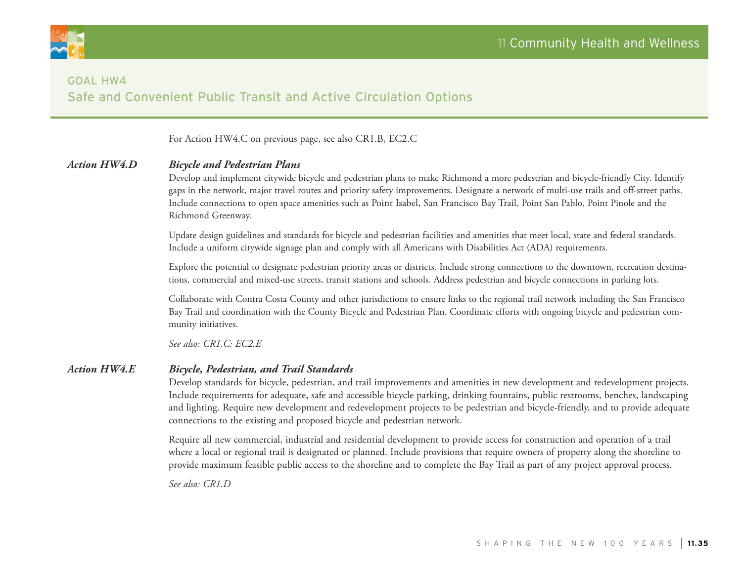## GOAL HW4
## Safe and Convenient Public Transit and Active Circulation Options

For Action HW4.C on previous page, see also CR1.B, EC2.C

***Action HW4.D*** ***Bicycle and Pedestrian Plans***

Develop and implement citywide bicycle and pedestrian plans to make Richmond a more pedestrian and bicycle-friendly City. Identify gaps in the network, major travel routes and priority safety improvements. Designate a network of multi-use trails and off-street paths. Include connections to open space amenities such as Point Isabel, San Francisco Bay Trail, Point San Pablo, Point Pinole and the Richmond Greenway.

Update design guidelines and standards for bicycle and pedestrian facilities and amenities that meet local, state and federal standards. Include a uniform citywide signage plan and comply with all Americans with Disabilities Act (ADA) requirements.

Explore the potential to designate pedestrian priority areas or districts. Include strong connections to the downtown, recreation destinations, commercial and mixed-use streets, transit stations and schools. Address pedestrian and bicycle connections in parking lots.

Collaborate with Contra Costa County and other jurisdictions to ensure links to the regional trail network including the San Francisco Bay Trail and coordination with the County Bicycle and Pedestrian Plan. Coordinate efforts with ongoing bicycle and pedestrian community initiatives.

*See also: CR1.C; EC2.E*

***Action HW4.E*** ***Bicycle, Pedestrian, and Trail Standards***

Develop standards for bicycle, pedestrian, and trail improvements and amenities in new development and redevelopment projects. Include requirements for adequate, safe and accessible bicycle parking, drinking fountains, public restrooms, benches, landscaping and lighting. Require new development and redevelopment projects to be pedestrian and bicycle-friendly, and to provide adequate connections to the existing and proposed bicycle and pedestrian network.

Require all new commercial, industrial and residential development to provide access for construction and operation of a trail where a local or regional trail is designated or planned. Include provisions that require owners of property along the shoreline to provide maximum feasible public access to the shoreline and to complete the Bay Trail as part of any project approval process.

*See also: CR1.D*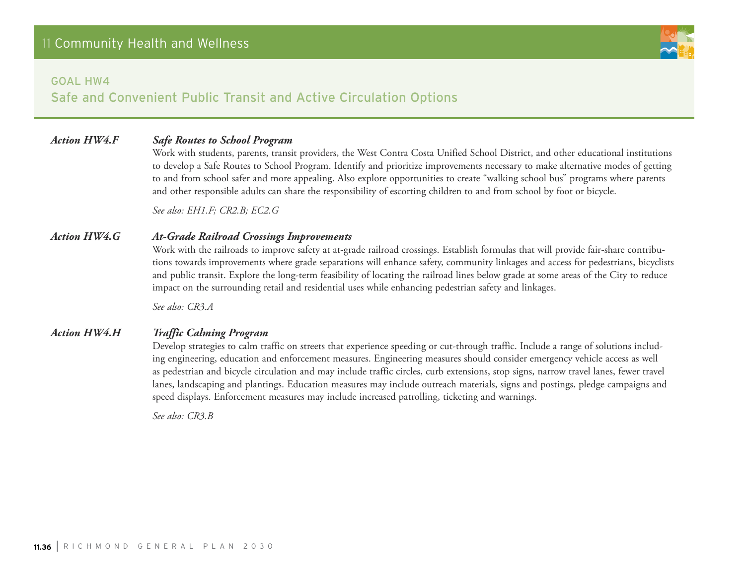## GOAL HW4
## Safe and Convenient Public Transit and Active Circulation Options

***Action HW4.F*** ***Safe Routes to School Program***

Work with students, parents, transit providers, the West Contra Costa Unified School District, and other educational institutions to develop a Safe Routes to School Program. Identify and prioritize improvements necessary to make alternative modes of getting to and from school safer and more appealing. Also explore opportunities to create "walking school bus" programs where parents and other responsible adults can share the responsibility of escorting children to and from school by foot or bicycle.

*See also: EH1.F; CR2.B; EC2.G*

***Action HW4.G*** ***At-Grade Railroad Crossings Improvements***

Work with the railroads to improve safety at at-grade railroad crossings. Establish formulas that will provide fair-share contributions towards improvements where grade separations will enhance safety, community linkages and access for pedestrians, bicyclists and public transit. Explore the long-term feasibility of locating the railroad lines below grade at some areas of the City to reduce impact on the surrounding retail and residential uses while enhancing pedestrian safety and linkages.

*See also: CR3.A*

***Action HW4.H*** ***Traffic Calming Program***

Develop strategies to calm traffic on streets that experience speeding or cut-through traffic. Include a range of solutions including engineering, education and enforcement measures. Engineering measures should consider emergency vehicle access as well as pedestrian and bicycle circulation and may include traffic circles, curb extensions, stop signs, narrow travel lanes, fewer travel lanes, landscaping and plantings. Education measures may include outreach materials, signs and postings, pledge campaigns and speed displays. Enforcement measures may include increased patrolling, ticketing and warnings.

*See also: CR3.B*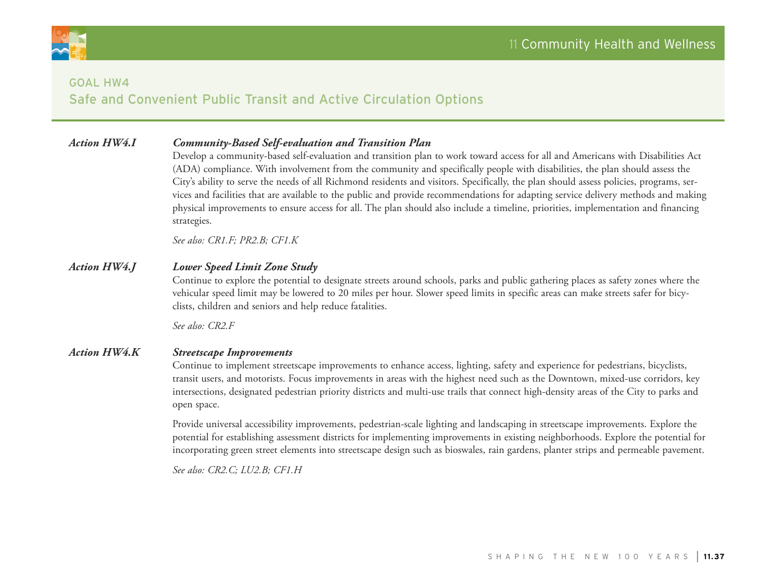## GOAL HW4
## Safe and Convenient Public Transit and Active Circulation Options

***Action HW4.I*** ***Community-Based Self-evaluation and Transition Plan***

Develop a community-based self-evaluation and transition plan to work toward access for all and Americans with Disabilities Act (ADA) compliance. With involvement from the community and specifically people with disabilities, the plan should assess the City's ability to serve the needs of all Richmond residents and visitors. Specifically, the plan should assess policies, programs, services and facilities that are available to the public and provide recommendations for adapting service delivery methods and making physical improvements to ensure access for all. The plan should also include a timeline, priorities, implementation and financing strategies.

*See also: CR1.F; PR2.B; CF1.K*

***Action HW4.J*** ***Lower Speed Limit Zone Study***

Continue to explore the potential to designate streets around schools, parks and public gathering places as safety zones where the vehicular speed limit may be lowered to 20 miles per hour. Slower speed limits in specific areas can make streets safer for bicyclists, children and seniors and help reduce fatalities.

*See also: CR2.F*

***Action HW4.K*** ***Streetscape Improvements***

Continue to implement streetscape improvements to enhance access, lighting, safety and experience for pedestrians, bicyclists, transit users, and motorists. Focus improvements in areas with the highest need such as the Downtown, mixed-use corridors, key intersections, designated pedestrian priority districts and multi-use trails that connect high-density areas of the City to parks and open space.

Provide universal accessibility improvements, pedestrian-scale lighting and landscaping in streetscape improvements. Explore the potential for establishing assessment districts for implementing improvements in existing neighborhoods. Explore the potential for incorporating green street elements into streetscape design such as bioswales, rain gardens, planter strips and permeable pavement.

*See also: CR2.C; LU2.B; CF1.H*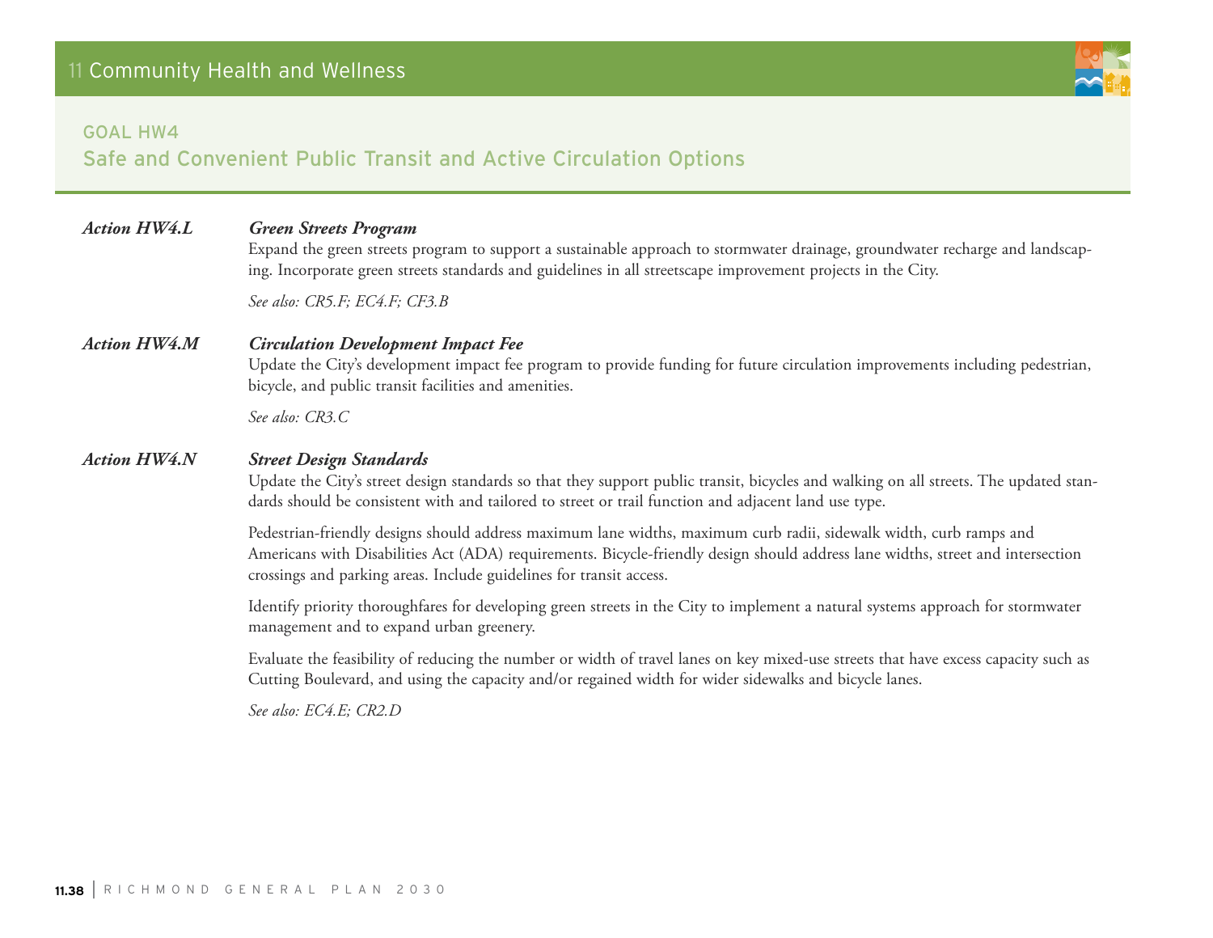## GOAL HW4
### Safe and Convenient Public Transit and Active Circulation Options

***Action HW4.L*** ***Green Streets Program***

Expand the green streets program to support a sustainable approach to stormwater drainage, groundwater recharge and landscaping. Incorporate green streets standards and guidelines in all streetscape improvement projects in the City.

*See also: CR5.F; EC4.F; CF3.B*

***Action HW4.M*** ***Circulation Development Impact Fee***

Update the City's development impact fee program to provide funding for future circulation improvements including pedestrian, bicycle, and public transit facilities and amenities.

*See also: CR3.C*

***Action HW4.N*** ***Street Design Standards***

Update the City's street design standards so that they support public transit, bicycles and walking on all streets. The updated standards should be consistent with and tailored to street or trail function and adjacent land use type.

Pedestrian-friendly designs should address maximum lane widths, maximum curb radii, sidewalk width, curb ramps and Americans with Disabilities Act (ADA) requirements. Bicycle-friendly design should address lane widths, street and intersection crossings and parking areas. Include guidelines for transit access.

Identify priority thoroughfares for developing green streets in the City to implement a natural systems approach for stormwater management and to expand urban greenery.

Evaluate the feasibility of reducing the number or width of travel lanes on key mixed-use streets that have excess capacity such as Cutting Boulevard, and using the capacity and/or regained width for wider sidewalks and bicycle lanes.

*See also: EC4.E; CR2.D*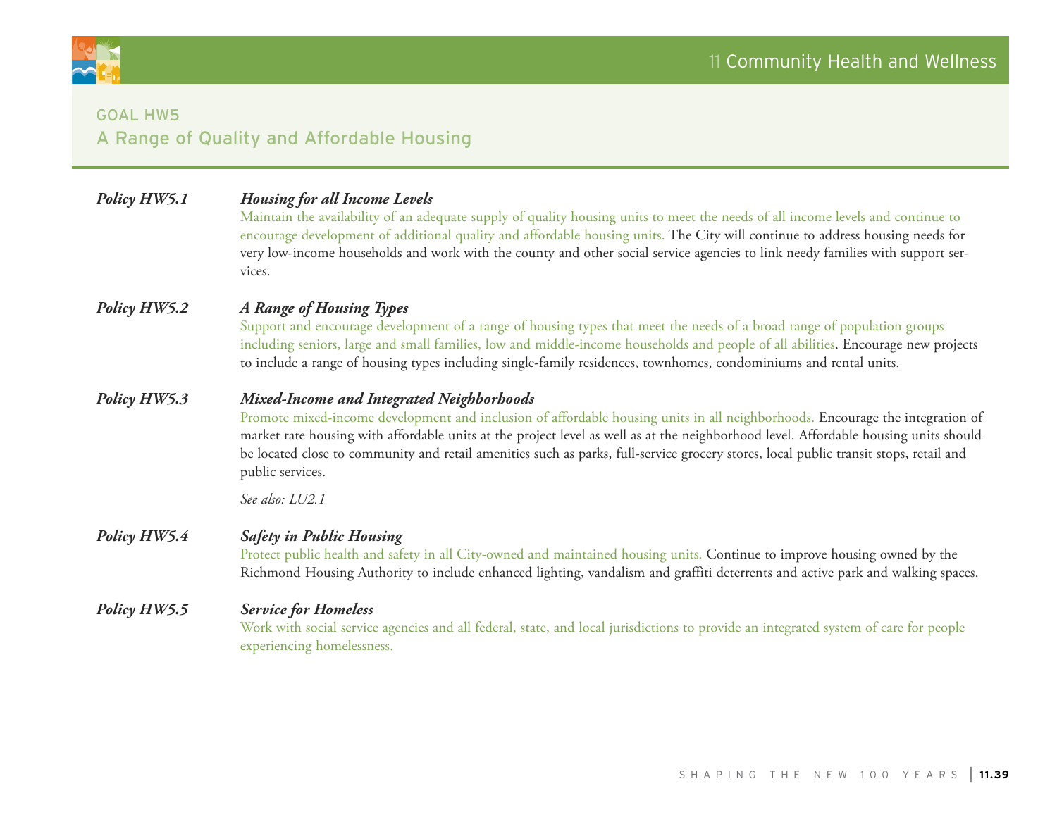## GOAL HW5
## A Range of Quality and Affordable Housing

***Policy HW5.1*** ***Housing for all Income Levels***

Maintain the availability of an adequate supply of quality housing units to meet the needs of all income levels and continue to encourage development of additional quality and affordable housing units. The City will continue to address housing needs for very low-income households and work with the county and other social service agencies to link needy families with support services.

***Policy HW5.2*** ***A Range of Housing Types***

Support and encourage development of a range of housing types that meet the needs of a broad range of population groups including seniors, large and small families, low and middle-income households and people of all abilities. Encourage new projects to include a range of housing types including single-family residences, townhomes, condominiums and rental units.

***Policy HW5.3*** ***Mixed-Income and Integrated Neighborhoods***

Promote mixed-income development and inclusion of affordable housing units in all neighborhoods. Encourage the integration of market rate housing with affordable units at the project level as well as at the neighborhood level. Affordable housing units should be located close to community and retail amenities such as parks, full-service grocery stores, local public transit stops, retail and public services.

*See also: LU2.1*

***Policy HW5.4*** ***Safety in Public Housing***

Protect public health and safety in all City-owned and maintained housing units. Continue to improve housing owned by the Richmond Housing Authority to include enhanced lighting, vandalism and graffiti deterrents and active park and walking spaces.

***Policy HW5.5*** ***Service for Homeless***

Work with social service agencies and all federal, state, and local jurisdictions to provide an integrated system of care for people experiencing homelessness.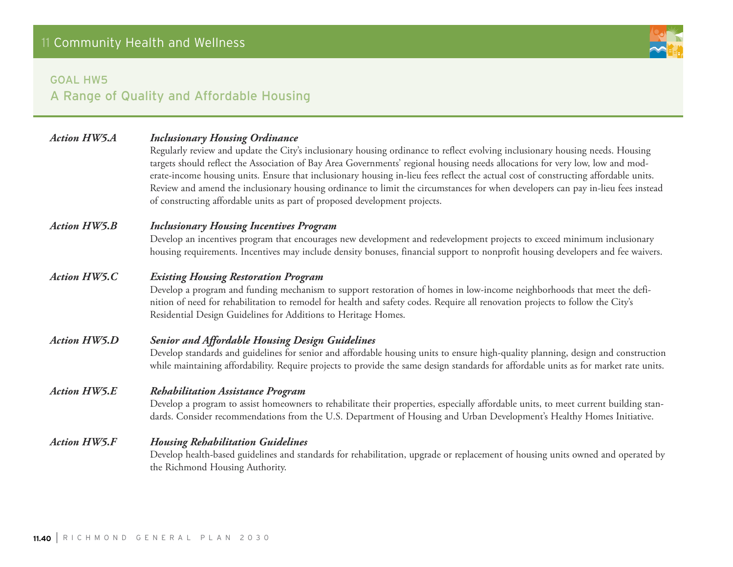## GOAL HW5
## A Range of Quality and Affordable Housing

***Action HW5.A*** ***Inclusionary Housing Ordinance***

Regularly review and update the City's inclusionary housing ordinance to reflect evolving inclusionary housing needs. Housing targets should reflect the Association of Bay Area Governments' regional housing needs allocations for very low, low and moderate-income housing units. Ensure that inclusionary housing in-lieu fees reflect the actual cost of constructing affordable units. Review and amend the inclusionary housing ordinance to limit the circumstances for when developers can pay in-lieu fees instead of constructing affordable units as part of proposed development projects.

***Action HW5.B*** ***Inclusionary Housing Incentives Program***

Develop an incentives program that encourages new development and redevelopment projects to exceed minimum inclusionary housing requirements. Incentives may include density bonuses, financial support to nonprofit housing developers and fee waivers.

***Action HW5.C*** ***Existing Housing Restoration Program***

Develop a program and funding mechanism to support restoration of homes in low-income neighborhoods that meet the definition of need for rehabilitation to remodel for health and safety codes. Require all renovation projects to follow the City's Residential Design Guidelines for Additions to Heritage Homes.

***Action HW5.D*** ***Senior and Affordable Housing Design Guidelines***

Develop standards and guidelines for senior and affordable housing units to ensure high-quality planning, design and construction while maintaining affordability. Require projects to provide the same design standards for affordable units as for market rate units.

***Action HW5.E*** ***Rehabilitation Assistance Program***

Develop a program to assist homeowners to rehabilitate their properties, especially affordable units, to meet current building standards. Consider recommendations from the U.S. Department of Housing and Urban Development's Healthy Homes Initiative.

***Action HW5.F*** ***Housing Rehabilitation Guidelines***

Develop health-based guidelines and standards for rehabilitation, upgrade or replacement of housing units owned and operated by the Richmond Housing Authority.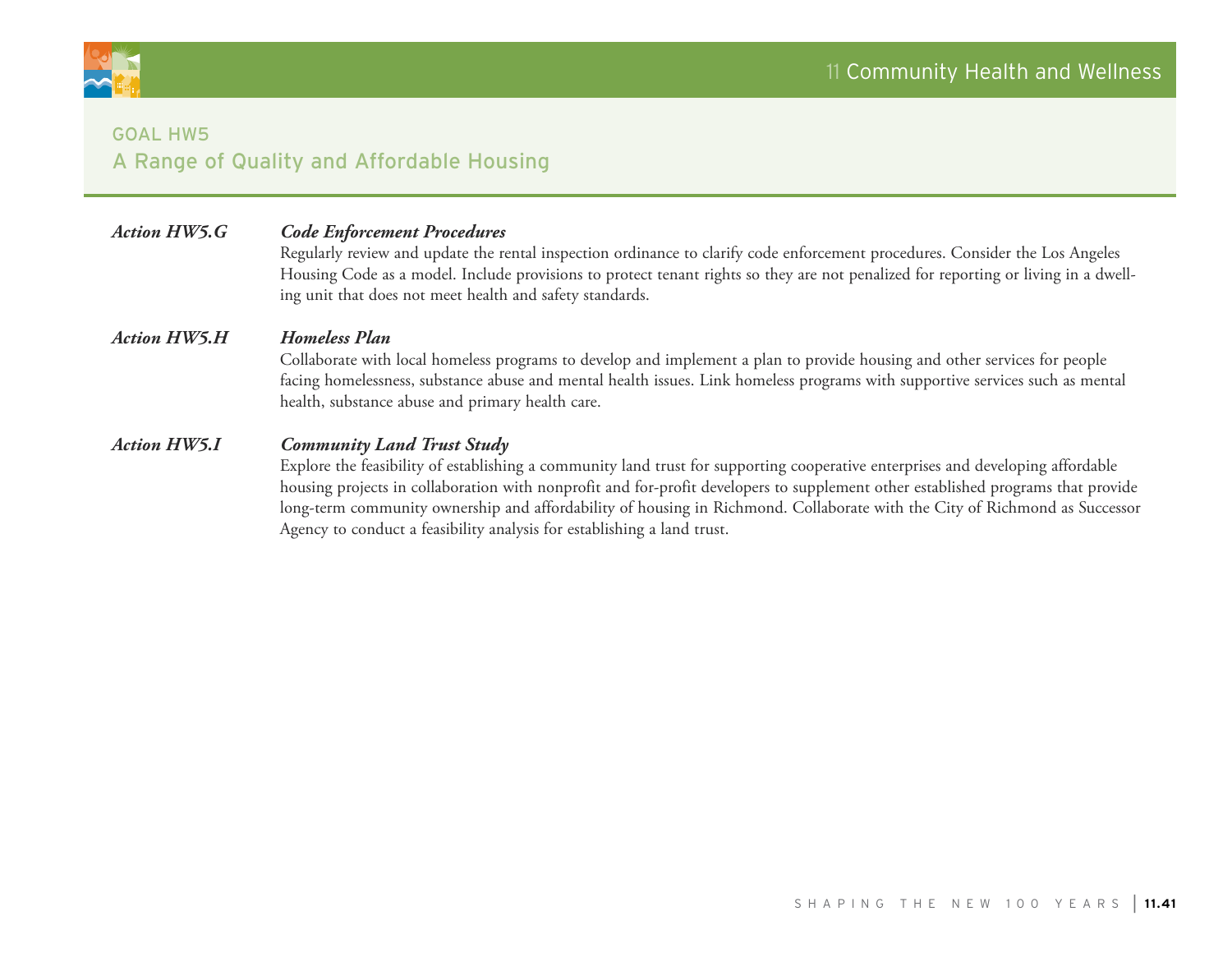## GOAL HW5
## A Range of Quality and Affordable Housing

***Action HW5.G*** ***Code Enforcement Procedures***

Regularly review and update the rental inspection ordinance to clarify code enforcement procedures. Consider the Los Angeles Housing Code as a model. Include provisions to protect tenant rights so they are not penalized for reporting or living in a dwelling unit that does not meet health and safety standards.

***Action HW5.H*** ***Homeless Plan***

Collaborate with local homeless programs to develop and implement a plan to provide housing and other services for people facing homelessness, substance abuse and mental health issues. Link homeless programs with supportive services such as mental health, substance abuse and primary health care.

***Action HW5.I*** ***Community Land Trust Study***

Explore the feasibility of establishing a community land trust for supporting cooperative enterprises and developing affordable housing projects in collaboration with nonprofit and for-profit developers to supplement other established programs that provide long-term community ownership and affordability of housing in Richmond. Collaborate with the City of Richmond as Successor Agency to conduct a feasibility analysis for establishing a land trust.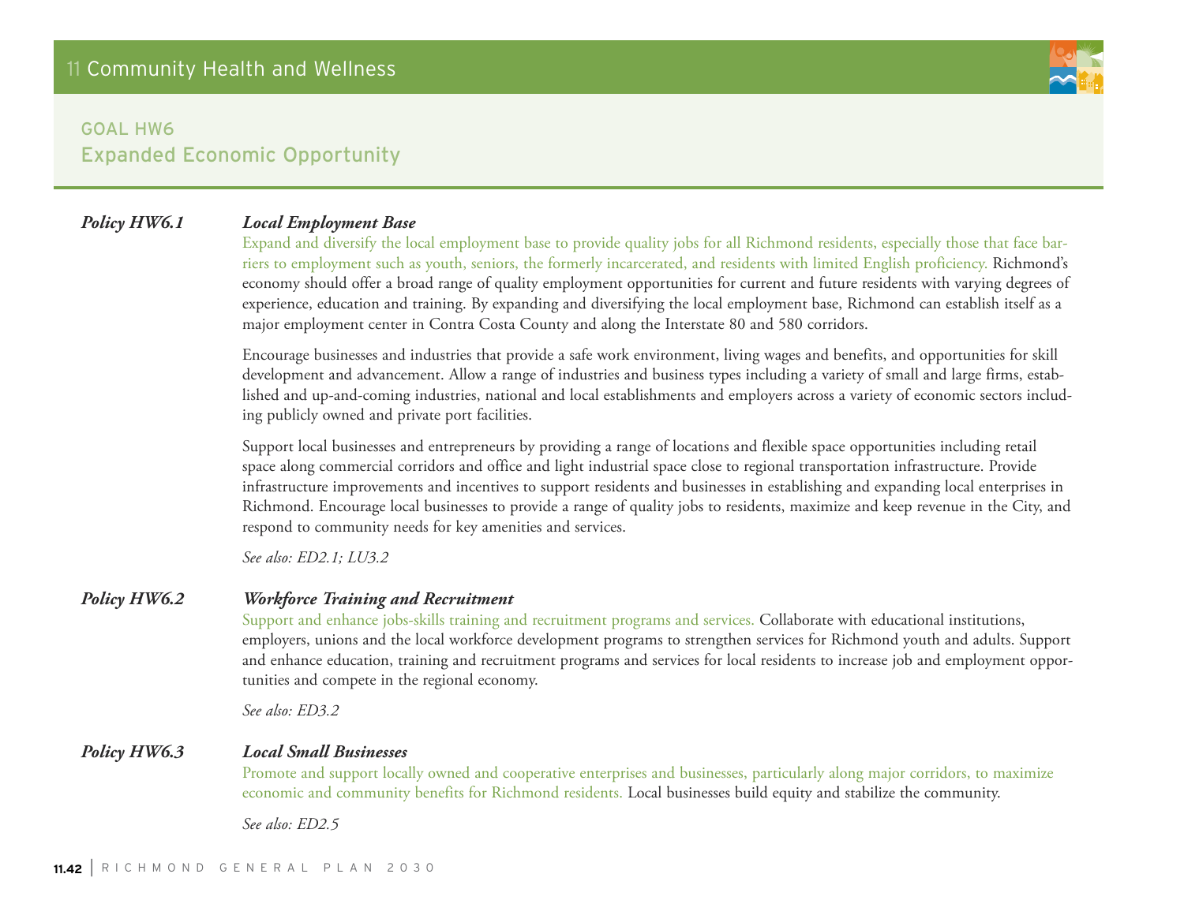## GOAL HW6
## Expanded Economic Opportunity

**_Policy HW6.1_** **_Local Employment Base_**

Expand and diversify the local employment base to provide quality jobs for all Richmond residents, especially those that face barriers to employment such as youth, seniors, the formerly incarcerated, and residents with limited English proficiency. Richmond's economy should offer a broad range of quality employment opportunities for current and future residents with varying degrees of experience, education and training. By expanding and diversifying the local employment base, Richmond can establish itself as a major employment center in Contra Costa County and along the Interstate 80 and 580 corridors.

Encourage businesses and industries that provide a safe work environment, living wages and benefits, and opportunities for skill development and advancement. Allow a range of industries and business types including a variety of small and large firms, established and up-and-coming industries, national and local establishments and employers across a variety of economic sectors including publicly owned and private port facilities.

Support local businesses and entrepreneurs by providing a range of locations and flexible space opportunities including retail space along commercial corridors and office and light industrial space close to regional transportation infrastructure. Provide infrastructure improvements and incentives to support residents and businesses in establishing and expanding local enterprises in Richmond. Encourage local businesses to provide a range of quality jobs to residents, maximize and keep revenue in the City, and respond to community needs for key amenities and services.

*See also: ED2.1; LU3.2*

**_Policy HW6.2_** **_Workforce Training and Recruitment_**

Support and enhance jobs-skills training and recruitment programs and services. Collaborate with educational institutions, employers, unions and the local workforce development programs to strengthen services for Richmond youth and adults. Support and enhance education, training and recruitment programs and services for local residents to increase job and employment opportunities and compete in the regional economy.

*See also: ED3.2*

**_Policy HW6.3_** **_Local Small Businesses_**

Promote and support locally owned and cooperative enterprises and businesses, particularly along major corridors, to maximize economic and community benefits for Richmond residents. Local businesses build equity and stabilize the community.

*See also: ED2.5*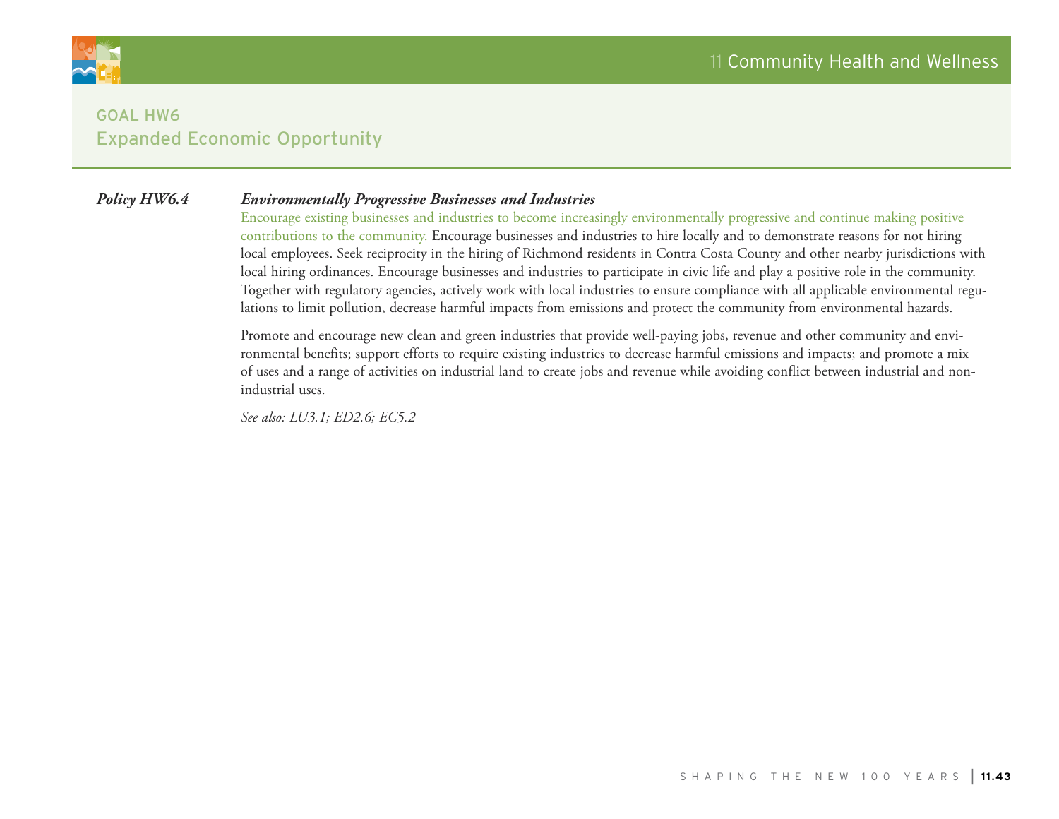## GOAL HW6
## Expanded Economic Opportunity

***Policy HW6.4*** ***Environmentally Progressive Businesses and Industries***

Encourage existing businesses and industries to become increasingly environmentally progressive and continue making positive contributions to the community. Encourage businesses and industries to hire locally and to demonstrate reasons for not hiring local employees. Seek reciprocity in the hiring of Richmond residents in Contra Costa County and other nearby jurisdictions with local hiring ordinances. Encourage businesses and industries to participate in civic life and play a positive role in the community. Together with regulatory agencies, actively work with local industries to ensure compliance with all applicable environmental regulations to limit pollution, decrease harmful impacts from emissions and protect the community from environmental hazards.

Promote and encourage new clean and green industries that provide well-paying jobs, revenue and other community and environmental benefits; support efforts to require existing industries to decrease harmful emissions and impacts; and promote a mix of uses and a range of activities on industrial land to create jobs and revenue while avoiding conflict between industrial and non-industrial uses.

*See also: LU3.1; ED2.6; EC5.2*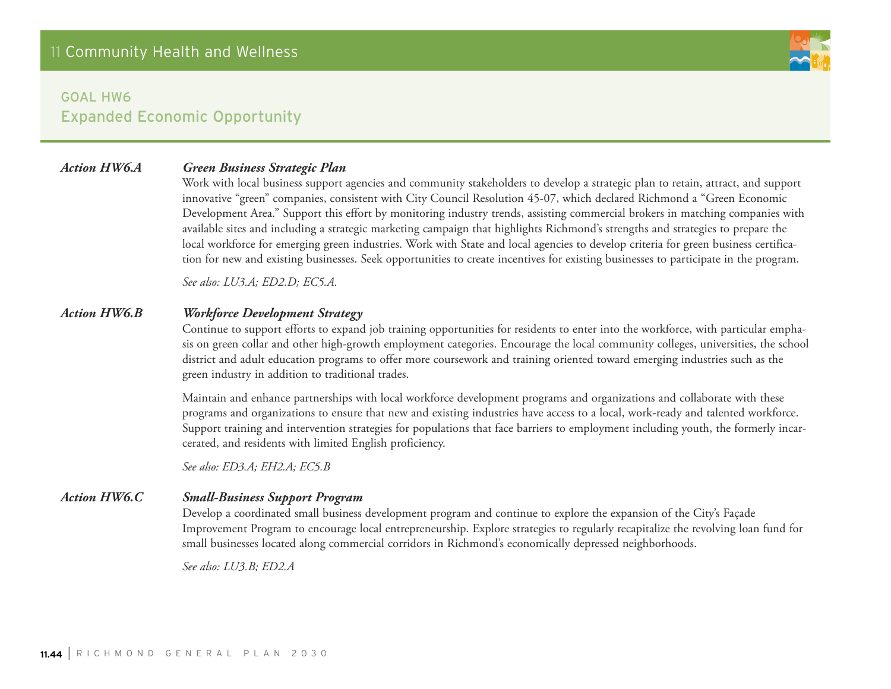## GOAL HW6
## Expanded Economic Opportunity

**_Action HW6.A_** **_Green Business Strategic Plan_**

Work with local business support agencies and community stakeholders to develop a strategic plan to retain, attract, and support innovative "green" companies, consistent with City Council Resolution 45-07, which declared Richmond a "Green Economic Development Area." Support this effort by monitoring industry trends, assisting commercial brokers in matching companies with available sites and including a strategic marketing campaign that highlights Richmond's strengths and strategies to prepare the local workforce for emerging green industries. Work with State and local agencies to develop criteria for green business certification for new and existing businesses. Seek opportunities to create incentives for existing businesses to participate in the program.

*See also: LU3.A; ED2.D; EC5.A.*

**_Action HW6.B_** **_Workforce Development Strategy_**

Continue to support efforts to expand job training opportunities for residents to enter into the workforce, with particular emphasis on green collar and other high-growth employment categories. Encourage the local community colleges, universities, the school district and adult education programs to offer more coursework and training oriented toward emerging industries such as the green industry in addition to traditional trades.

Maintain and enhance partnerships with local workforce development programs and organizations and collaborate with these programs and organizations to ensure that new and existing industries have access to a local, work-ready and talented workforce. Support training and intervention strategies for populations that face barriers to employment including youth, the formerly incarcerated, and residents with limited English proficiency.

*See also: ED3.A; EH2.A; EC5.B*

**_Action HW6.C_** **_Small-Business Support Program_**

Develop a coordinated small business development program and continue to explore the expansion of the City's Façade Improvement Program to encourage local entrepreneurship. Explore strategies to regularly recapitalize the revolving loan fund for small businesses located along commercial corridors in Richmond's economically depressed neighborhoods.

*See also: LU3.B; ED2.A*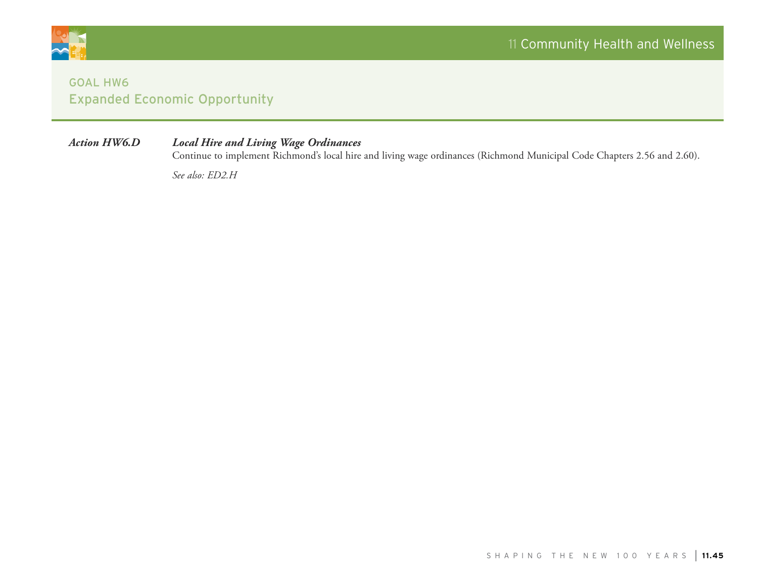## GOAL HW6
## Expanded Economic Opportunity

***Action HW6.D*** ***Local Hire and Living Wage Ordinances***

Continue to implement Richmond's local hire and living wage ordinances (Richmond Municipal Code Chapters 2.56 and 2.60).

*See also: ED2.H*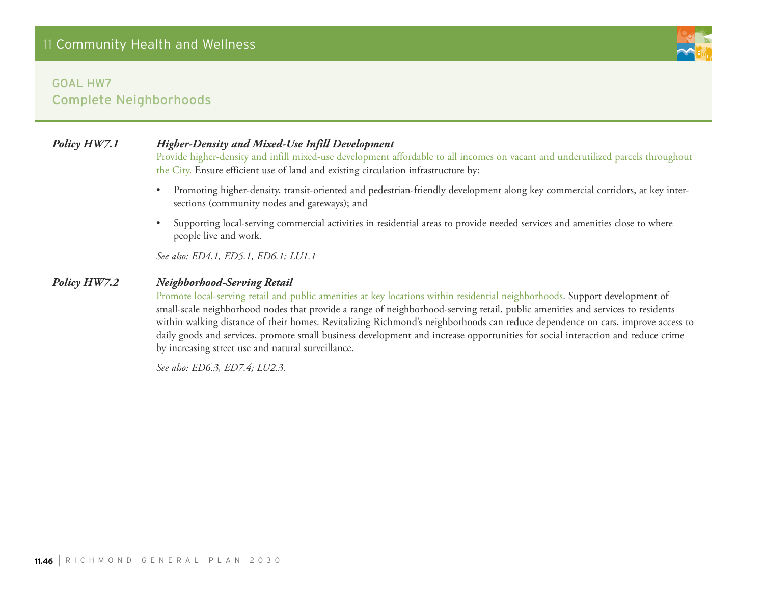## GOAL HW7
## Complete Neighborhoods

***Policy HW7.1*** ***Higher-Density and Mixed-Use Infill Development***

Provide higher-density and infill mixed-use development affordable to all incomes on vacant and underutilized parcels throughout the City. Ensure efficient use of land and existing circulation infrastructure by:

- Promoting higher-density, transit-oriented and pedestrian-friendly development along key commercial corridors, at key intersections (community nodes and gateways); and
- Supporting local-serving commercial activities in residential areas to provide needed services and amenities close to where people live and work.

*See also: ED4.1, ED5.1, ED6.1; LU1.1*

***Policy HW7.2*** ***Neighborhood-Serving Retail***

Promote local-serving retail and public amenities at key locations within residential neighborhoods. Support development of small-scale neighborhood nodes that provide a range of neighborhood-serving retail, public amenities and services to residents within walking distance of their homes. Revitalizing Richmond's neighborhoods can reduce dependence on cars, improve access to daily goods and services, promote small business development and increase opportunities for social interaction and reduce crime by increasing street use and natural surveillance.

*See also: ED6.3, ED7.4; LU2.3.*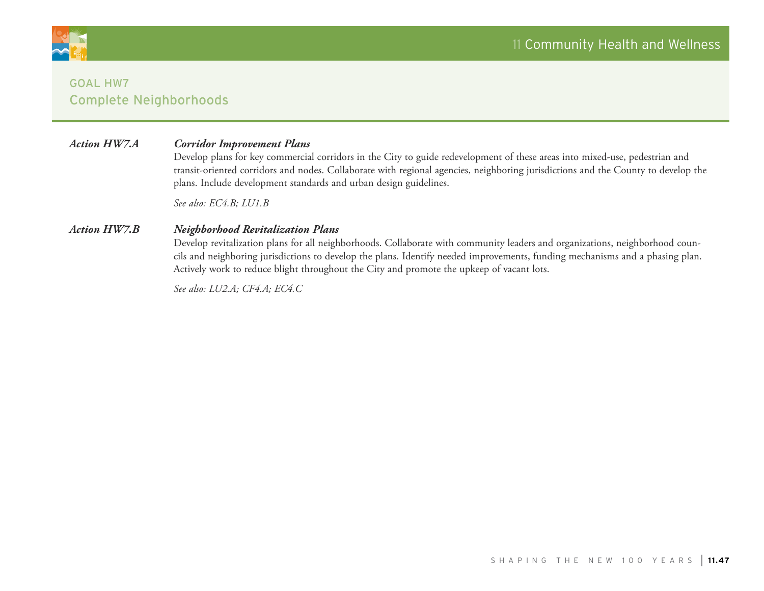## GOAL HW7
## Complete Neighborhoods

***Action HW7.A*** ***Corridor Improvement Plans***

Develop plans for key commercial corridors in the City to guide redevelopment of these areas into mixed-use, pedestrian and transit-oriented corridors and nodes. Collaborate with regional agencies, neighboring jurisdictions and the County to develop the plans. Include development standards and urban design guidelines.

*See also: EC4.B; LU1.B*

***Action HW7.B*** ***Neighborhood Revitalization Plans***

Develop revitalization plans for all neighborhoods. Collaborate with community leaders and organizations, neighborhood councils and neighboring jurisdictions to develop the plans. Identify needed improvements, funding mechanisms and a phasing plan. Actively work to reduce blight throughout the City and promote the upkeep of vacant lots.

*See also: LU2.A; CF4.A; EC4.C*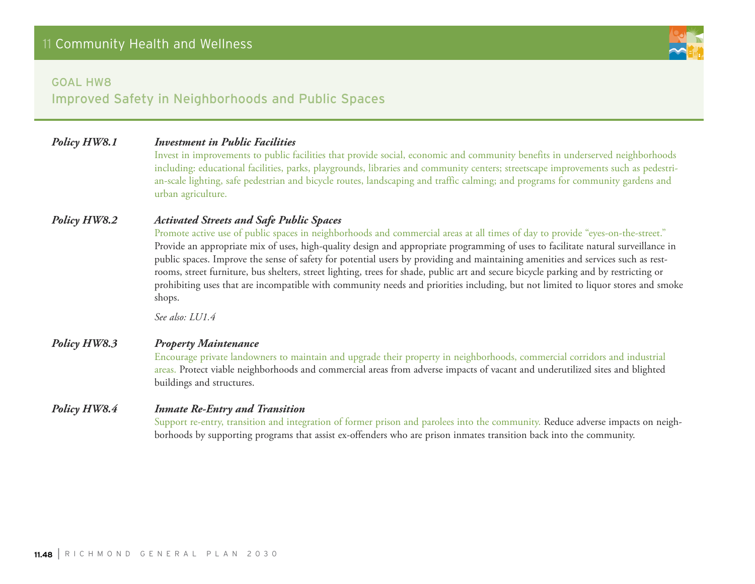## GOAL HW8
## Improved Safety in Neighborhoods and Public Spaces

***Policy HW8.1*** ***Investment in Public Facilities***

Invest in improvements to public facilities that provide social, economic and community benefits in underserved neighborhoods including: educational facilities, parks, playgrounds, libraries and community centers; streetscape improvements such as pedestrian-scale lighting, safe pedestrian and bicycle routes, landscaping and traffic calming; and programs for community gardens and urban agriculture.

***Policy HW8.2*** ***Activated Streets and Safe Public Spaces***

Promote active use of public spaces in neighborhoods and commercial areas at all times of day to provide "eyes-on-the-street." Provide an appropriate mix of uses, high-quality design and appropriate programming of uses to facilitate natural surveillance in public spaces. Improve the sense of safety for potential users by providing and maintaining amenities and services such as restrooms, street furniture, bus shelters, street lighting, trees for shade, public art and secure bicycle parking and by restricting or prohibiting uses that are incompatible with community needs and priorities including, but not limited to liquor stores and smoke shops.

*See also: LU1.4*

***Policy HW8.3*** ***Property Maintenance***

Encourage private landowners to maintain and upgrade their property in neighborhoods, commercial corridors and industrial areas. Protect viable neighborhoods and commercial areas from adverse impacts of vacant and underutilized sites and blighted buildings and structures.

***Policy HW8.4*** ***Inmate Re-Entry and Transition***

Support re-entry, transition and integration of former prison and parolees into the community. Reduce adverse impacts on neighborhoods by supporting programs that assist ex-offenders who are prison inmates transition back into the community.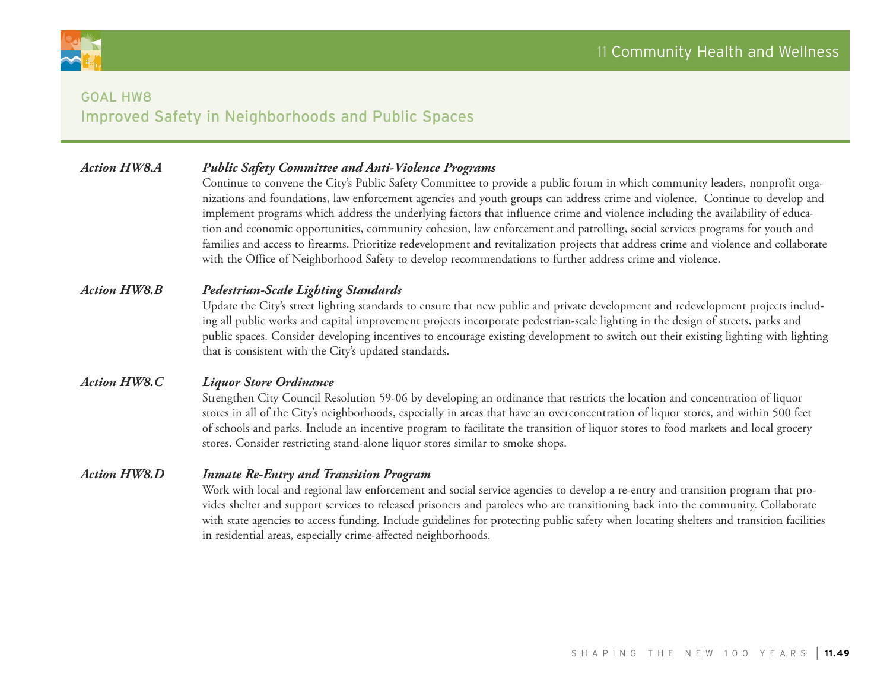## GOAL HW8
## Improved Safety in Neighborhoods and Public Spaces

***Action HW8.A*** ***Public Safety Committee and Anti-Violence Programs***

Continue to convene the City's Public Safety Committee to provide a public forum in which community leaders, nonprofit organizations and foundations, law enforcement agencies and youth groups can address crime and violence. Continue to develop and implement programs which address the underlying factors that influence crime and violence including the availability of education and economic opportunities, community cohesion, law enforcement and patrolling, social services programs for youth and families and access to firearms. Prioritize redevelopment and revitalization projects that address crime and violence and collaborate with the Office of Neighborhood Safety to develop recommendations to further address crime and violence.

***Action HW8.B*** ***Pedestrian-Scale Lighting Standards***

Update the City's street lighting standards to ensure that new public and private development and redevelopment projects including all public works and capital improvement projects incorporate pedestrian-scale lighting in the design of streets, parks and public spaces. Consider developing incentives to encourage existing development to switch out their existing lighting with lighting that is consistent with the City's updated standards.

***Action HW8.C*** ***Liquor Store Ordinance***

Strengthen City Council Resolution 59-06 by developing an ordinance that restricts the location and concentration of liquor stores in all of the City's neighborhoods, especially in areas that have an overconcentration of liquor stores, and within 500 feet of schools and parks. Include an incentive program to facilitate the transition of liquor stores to food markets and local grocery stores. Consider restricting stand-alone liquor stores similar to smoke shops.

***Action HW8.D*** ***Inmate Re-Entry and Transition Program***

Work with local and regional law enforcement and social service agencies to develop a re-entry and transition program that provides shelter and support services to released prisoners and parolees who are transitioning back into the community. Collaborate with state agencies to access funding. Include guidelines for protecting public safety when locating shelters and transition facilities in residential areas, especially crime-affected neighborhoods.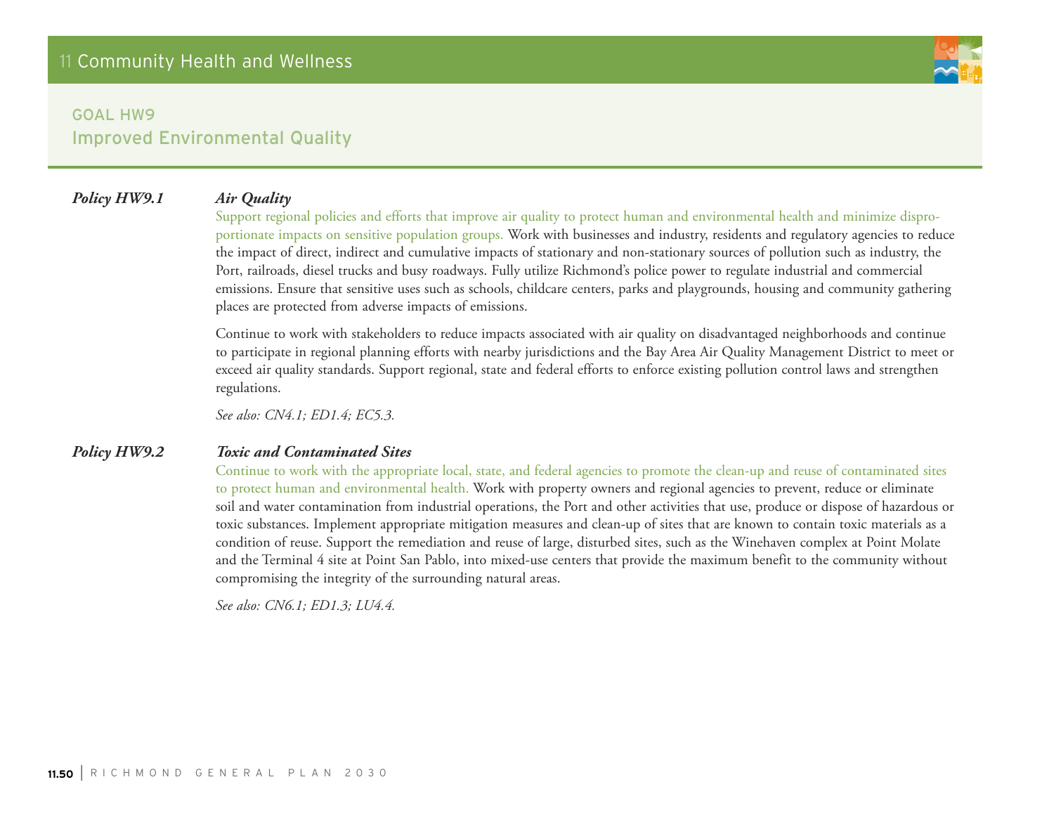## GOAL HW9
## Improved Environmental Quality

### *Policy HW9.1* *Air Quality*

Support regional policies and efforts that improve air quality to protect human and environmental health and minimize disproportionate impacts on sensitive population groups. Work with businesses and industry, residents and regulatory agencies to reduce the impact of direct, indirect and cumulative impacts of stationary and non-stationary sources of pollution such as industry, the Port, railroads, diesel trucks and busy roadways. Fully utilize Richmond's police power to regulate industrial and commercial emissions. Ensure that sensitive uses such as schools, childcare centers, parks and playgrounds, housing and community gathering places are protected from adverse impacts of emissions.

Continue to work with stakeholders to reduce impacts associated with air quality on disadvantaged neighborhoods and continue to participate in regional planning efforts with nearby jurisdictions and the Bay Area Air Quality Management District to meet or exceed air quality standards. Support regional, state and federal efforts to enforce existing pollution control laws and strengthen regulations.

*See also: CN4.1; ED1.4; EC5.3.*

### *Policy HW9.2* *Toxic and Contaminated Sites*

Continue to work with the appropriate local, state, and federal agencies to promote the clean-up and reuse of contaminated sites to protect human and environmental health. Work with property owners and regional agencies to prevent, reduce or eliminate soil and water contamination from industrial operations, the Port and other activities that use, produce or dispose of hazardous or toxic substances. Implement appropriate mitigation measures and clean-up of sites that are known to contain toxic materials as a condition of reuse. Support the remediation and reuse of large, disturbed sites, such as the Winehaven complex at Point Molate and the Terminal 4 site at Point San Pablo, into mixed-use centers that provide the maximum benefit to the community without compromising the integrity of the surrounding natural areas.

*See also: CN6.1; ED1.3; LU4.4.*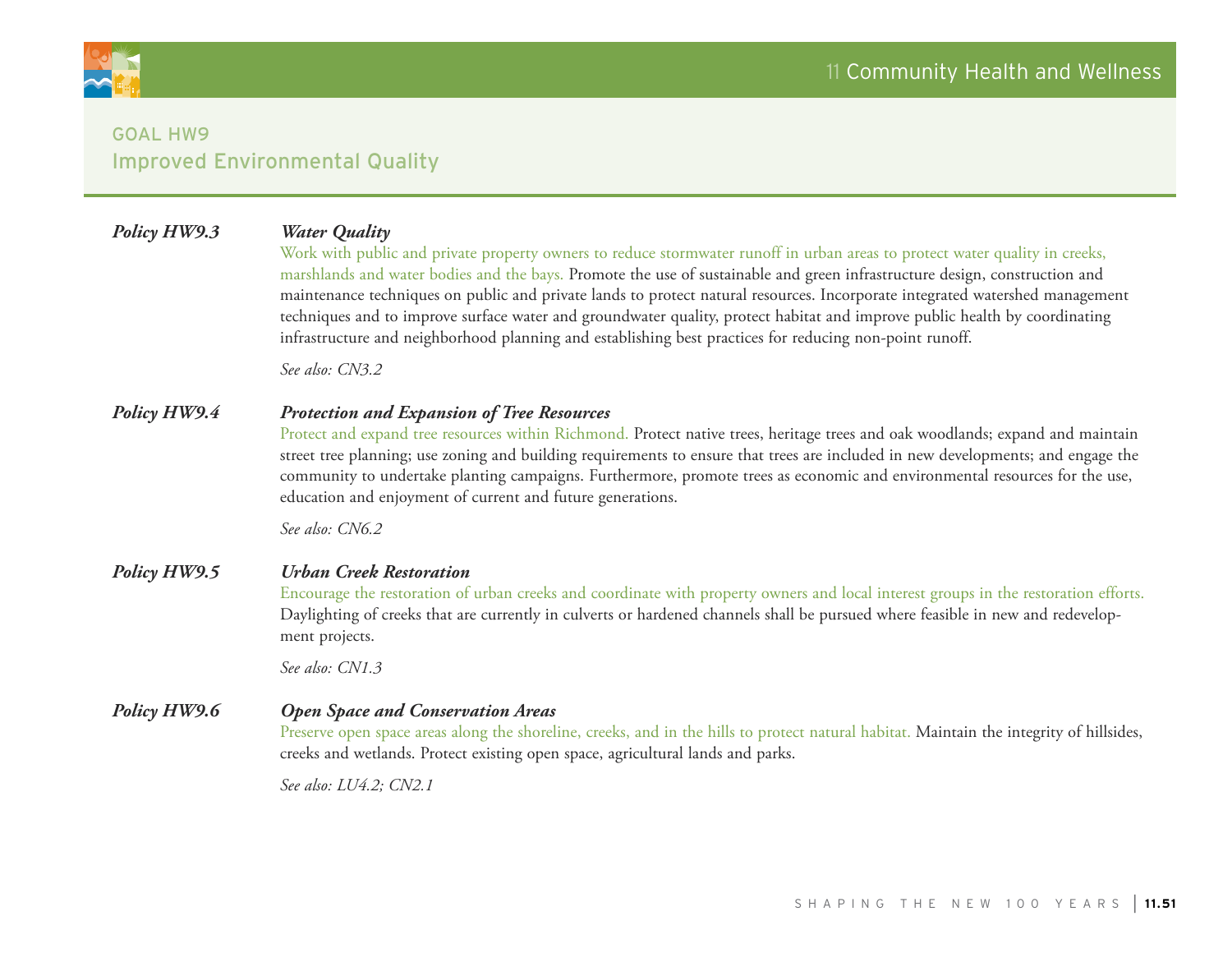## GOAL HW9
## Improved Environmental Quality

**_Policy HW9.3_** **_Water Quality_**

Work with public and private property owners to reduce stormwater runoff in urban areas to protect water quality in creeks, marshlands and water bodies and the bays. Promote the use of sustainable and green infrastructure design, construction and maintenance techniques on public and private lands to protect natural resources. Incorporate integrated watershed management techniques and to improve surface water and groundwater quality, protect habitat and improve public health by coordinating infrastructure and neighborhood planning and establishing best practices for reducing non-point runoff.

*See also: CN3.2*

**_Policy HW9.4_** **_Protection and Expansion of Tree Resources_**

Protect and expand tree resources within Richmond. Protect native trees, heritage trees and oak woodlands; expand and maintain street tree planning; use zoning and building requirements to ensure that trees are included in new developments; and engage the community to undertake planting campaigns. Furthermore, promote trees as economic and environmental resources for the use, education and enjoyment of current and future generations.

*See also: CN6.2*

**_Policy HW9.5_** **_Urban Creek Restoration_**

Encourage the restoration of urban creeks and coordinate with property owners and local interest groups in the restoration efforts. Daylighting of creeks that are currently in culverts or hardened channels shall be pursued where feasible in new and redevelopment projects.

*See also: CN1.3*

**_Policy HW9.6_** **_Open Space and Conservation Areas_**

Preserve open space areas along the shoreline, creeks, and in the hills to protect natural habitat. Maintain the integrity of hillsides, creeks and wetlands. Protect existing open space, agricultural lands and parks.

*See also: LU4.2; CN2.1*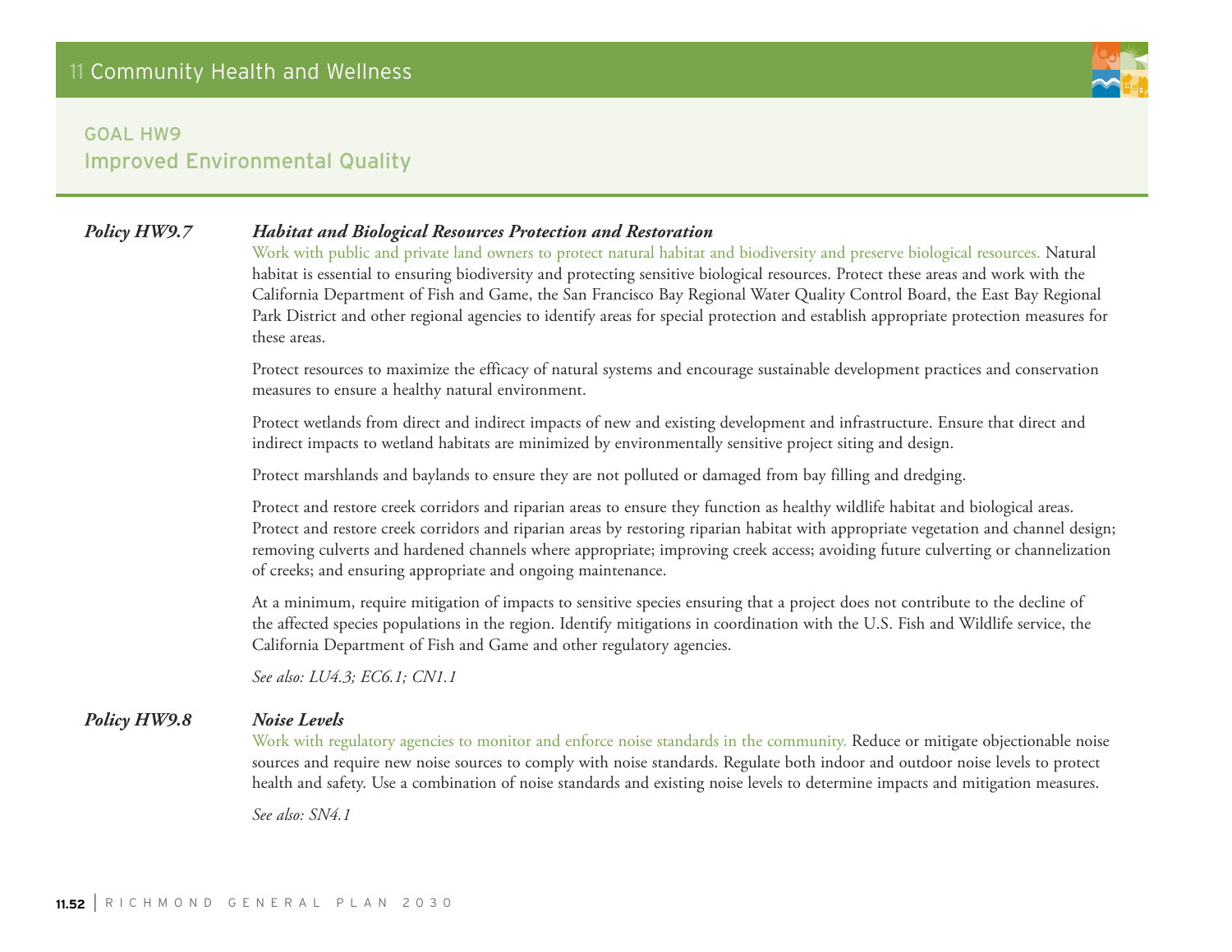## GOAL HW9
## Improved Environmental Quality

**_Policy HW9.7_** **_Habitat and Biological Resources Protection and Restoration_**

Work with public and private land owners to protect natural habitat and biodiversity and preserve biological resources. Natural habitat is essential to ensuring biodiversity and protecting sensitive biological resources. Protect these areas and work with the California Department of Fish and Game, the San Francisco Bay Regional Water Quality Control Board, the East Bay Regional Park District and other regional agencies to identify areas for special protection and establish appropriate protection measures for these areas.

Protect resources to maximize the efficacy of natural systems and encourage sustainable development practices and conservation measures to ensure a healthy natural environment.

Protect wetlands from direct and indirect impacts of new and existing development and infrastructure. Ensure that direct and indirect impacts to wetland habitats are minimized by environmentally sensitive project siting and design.

Protect marshlands and baylands to ensure they are not polluted or damaged from bay filling and dredging.

Protect and restore creek corridors and riparian areas to ensure they function as healthy wildlife habitat and biological areas. Protect and restore creek corridors and riparian areas by restoring riparian habitat with appropriate vegetation and channel design; removing culverts and hardened channels where appropriate; improving creek access; avoiding future culverting or channelization of creeks; and ensuring appropriate and ongoing maintenance.

At a minimum, require mitigation of impacts to sensitive species ensuring that a project does not contribute to the decline of the affected species populations in the region. Identify mitigations in coordination with the U.S. Fish and Wildlife service, the California Department of Fish and Game and other regulatory agencies.

*See also: LU4.3; EC6.1; CN1.1*

**_Policy HW9.8_** **_Noise Levels_**

Work with regulatory agencies to monitor and enforce noise standards in the community. Reduce or mitigate objectionable noise sources and require new noise sources to comply with noise standards. Regulate both indoor and outdoor noise levels to protect health and safety. Use a combination of noise standards and existing noise levels to determine impacts and mitigation measures.

*See also: SN4.1*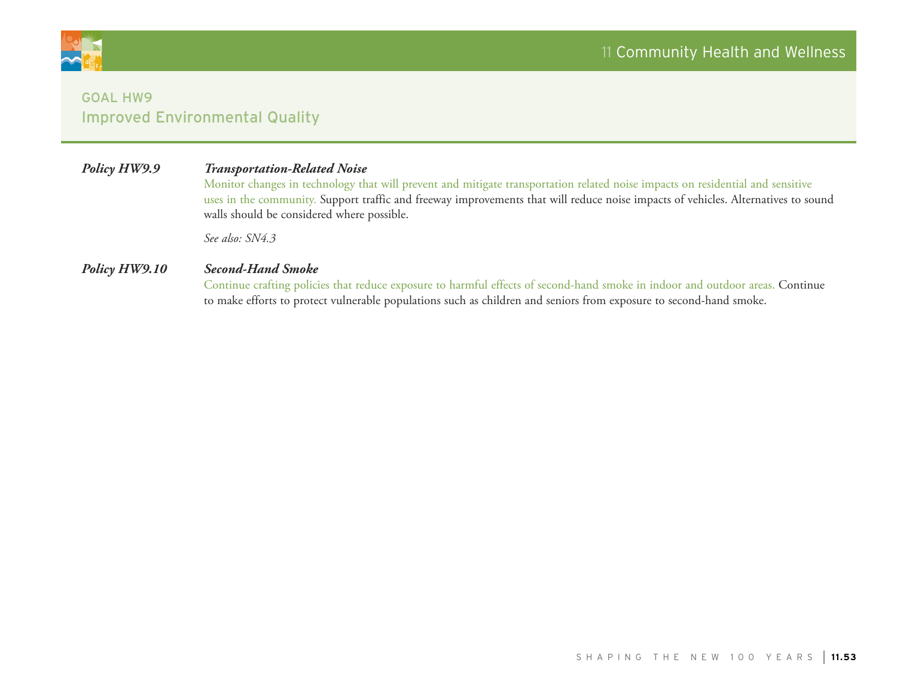## GOAL HW9
## Improved Environmental Quality

**_Policy HW9.9_** **_Transportation-Related Noise_**

Monitor changes in technology that will prevent and mitigate transportation related noise impacts on residential and sensitive uses in the community. Support traffic and freeway improvements that will reduce noise impacts of vehicles. Alternatives to sound walls should be considered where possible.

*See also: SN4.3*

**_Policy HW9.10_** **_Second-Hand Smoke_**

Continue crafting policies that reduce exposure to harmful effects of second-hand smoke in indoor and outdoor areas. Continue to make efforts to protect vulnerable populations such as children and seniors from exposure to second-hand smoke.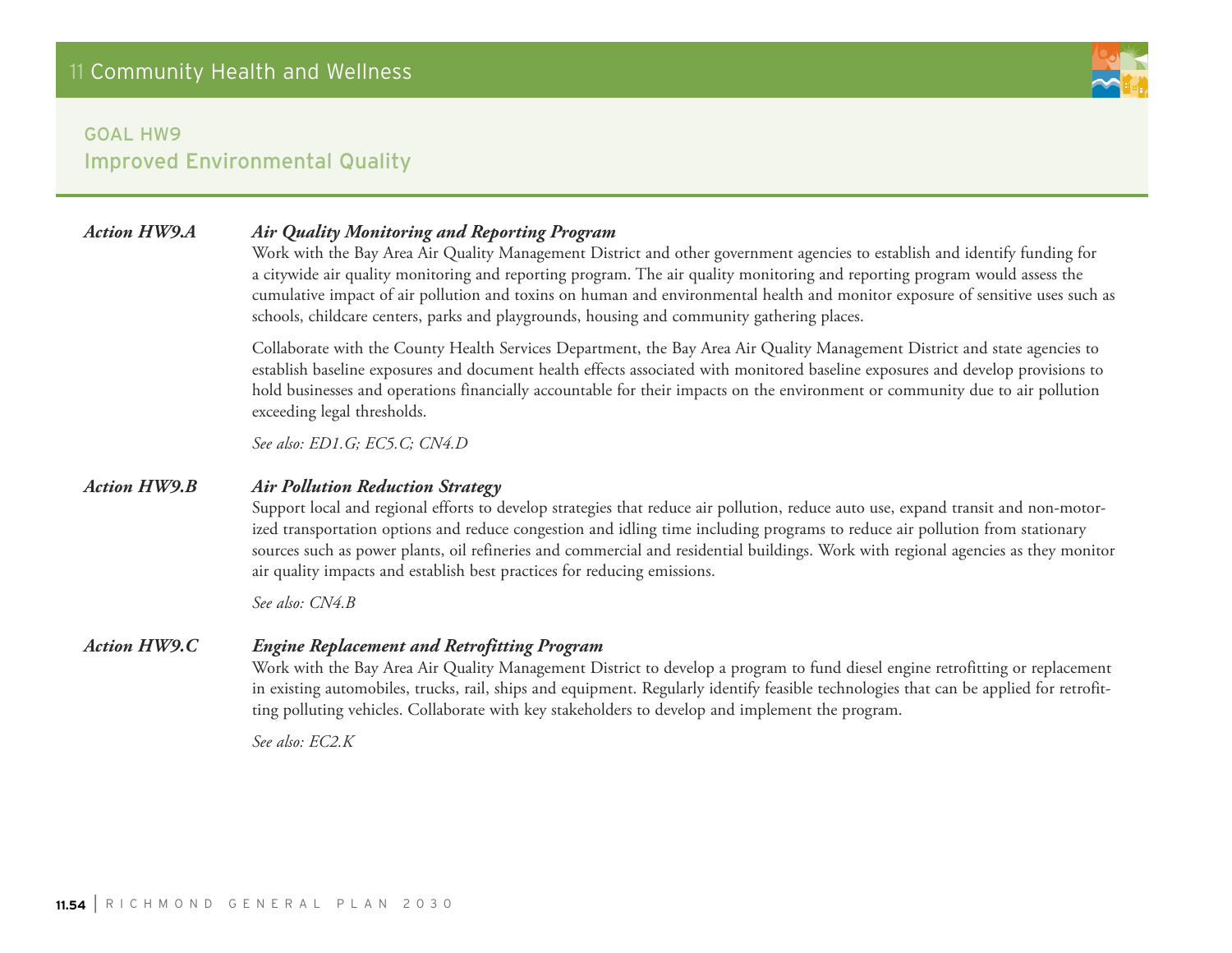## GOAL HW9
## Improved Environmental Quality

***Action HW9.A*** ***Air Quality Monitoring and Reporting Program***

Work with the Bay Area Air Quality Management District and other government agencies to establish and identify funding for a citywide air quality monitoring and reporting program. The air quality monitoring and reporting program would assess the cumulative impact of air pollution and toxins on human and environmental health and monitor exposure of sensitive uses such as schools, childcare centers, parks and playgrounds, housing and community gathering places.

Collaborate with the County Health Services Department, the Bay Area Air Quality Management District and state agencies to establish baseline exposures and document health effects associated with monitored baseline exposures and develop provisions to hold businesses and operations financially accountable for their impacts on the environment or community due to air pollution exceeding legal thresholds.

*See also: ED1.G; EC5.C; CN4.D*

***Action HW9.B*** ***Air Pollution Reduction Strategy***

Support local and regional efforts to develop strategies that reduce air pollution, reduce auto use, expand transit and non-motorized transportation options and reduce congestion and idling time including programs to reduce air pollution from stationary sources such as power plants, oil refineries and commercial and residential buildings. Work with regional agencies as they monitor air quality impacts and establish best practices for reducing emissions.

*See also: CN4.B*

***Action HW9.C*** ***Engine Replacement and Retrofitting Program***

Work with the Bay Area Air Quality Management District to develop a program to fund diesel engine retrofitting or replacement in existing automobiles, trucks, rail, ships and equipment. Regularly identify feasible technologies that can be applied for retrofitting polluting vehicles. Collaborate with key stakeholders to develop and implement the program.

*See also: EC2.K*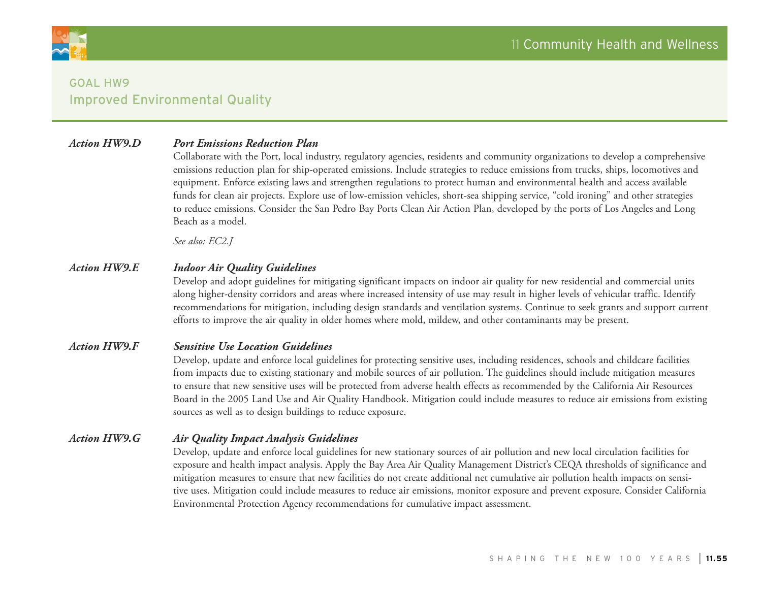## GOAL HW9
## Improved Environmental Quality

***Action HW9.D*** ***Port Emissions Reduction Plan***

Collaborate with the Port, local industry, regulatory agencies, residents and community organizations to develop a comprehensive emissions reduction plan for ship-operated emissions. Include strategies to reduce emissions from trucks, ships, locomotives and equipment. Enforce existing laws and strengthen regulations to protect human and environmental health and access available funds for clean air projects. Explore use of low-emission vehicles, short-sea shipping service, "cold ironing" and other strategies to reduce emissions. Consider the San Pedro Bay Ports Clean Air Action Plan, developed by the ports of Los Angeles and Long Beach as a model.

*See also: EC2.J*

***Action HW9.E*** ***Indoor Air Quality Guidelines***

Develop and adopt guidelines for mitigating significant impacts on indoor air quality for new residential and commercial units along higher-density corridors and areas where increased intensity of use may result in higher levels of vehicular traffic. Identify recommendations for mitigation, including design standards and ventilation systems. Continue to seek grants and support current efforts to improve the air quality in older homes where mold, mildew, and other contaminants may be present.

***Action HW9.F*** ***Sensitive Use Location Guidelines***

Develop, update and enforce local guidelines for protecting sensitive uses, including residences, schools and childcare facilities from impacts due to existing stationary and mobile sources of air pollution. The guidelines should include mitigation measures to ensure that new sensitive uses will be protected from adverse health effects as recommended by the California Air Resources Board in the 2005 Land Use and Air Quality Handbook. Mitigation could include measures to reduce air emissions from existing sources as well as to design buildings to reduce exposure.

***Action HW9.G*** ***Air Quality Impact Analysis Guidelines***

Develop, update and enforce local guidelines for new stationary sources of air pollution and new local circulation facilities for exposure and health impact analysis. Apply the Bay Area Air Quality Management District's CEQA thresholds of significance and mitigation measures to ensure that new facilities do not create additional net cumulative air pollution health impacts on sensitive uses. Mitigation could include measures to reduce air emissions, monitor exposure and prevent exposure. Consider California Environmental Protection Agency recommendations for cumulative impact assessment.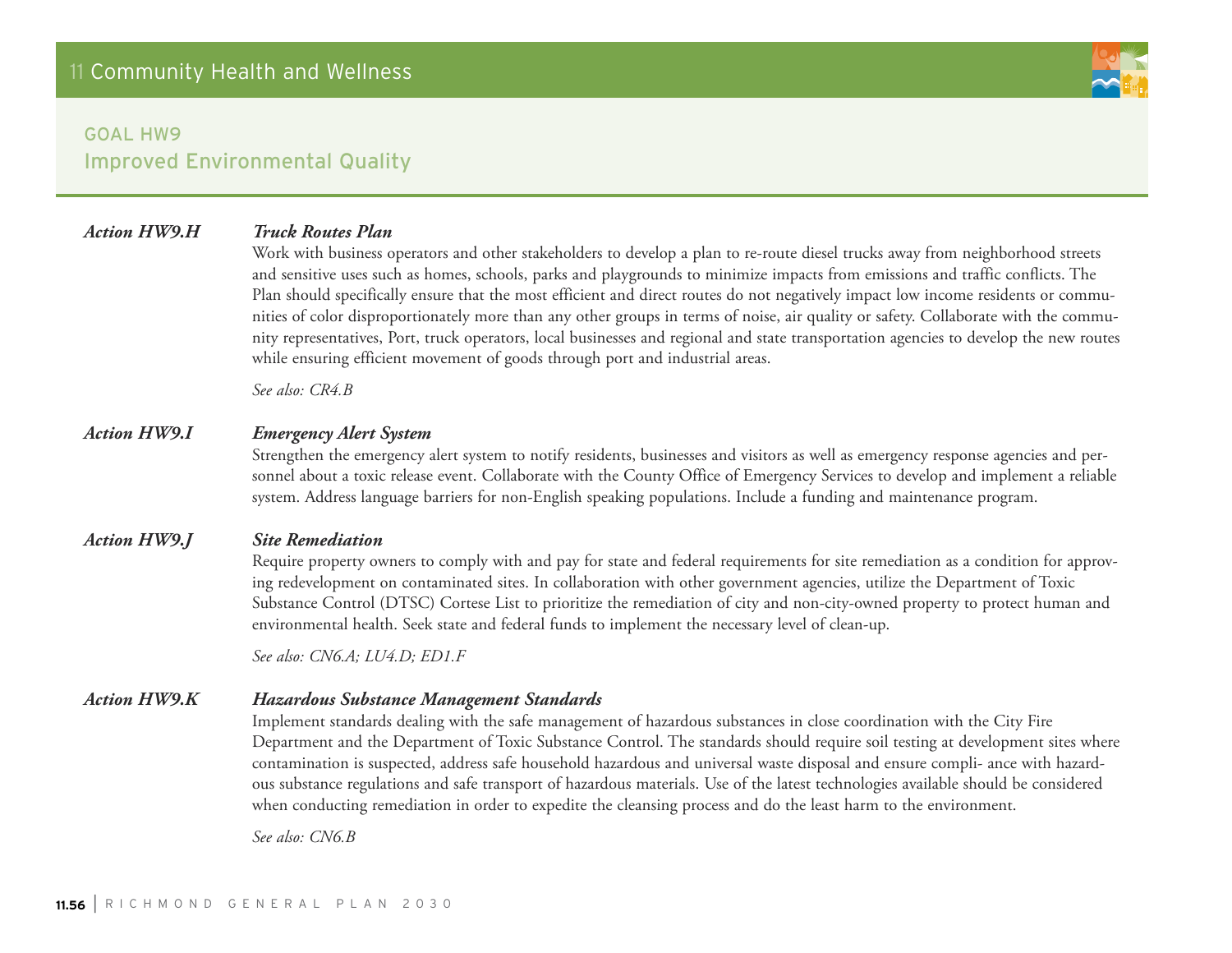## GOAL HW9
## Improved Environmental Quality

**_Action HW9.H_** **_Truck Routes Plan_**

Work with business operators and other stakeholders to develop a plan to re-route diesel trucks away from neighborhood streets and sensitive uses such as homes, schools, parks and playgrounds to minimize impacts from emissions and traffic conflicts. The Plan should specifically ensure that the most efficient and direct routes do not negatively impact low income residents or communities of color disproportionately more than any other groups in terms of noise, air quality or safety. Collaborate with the community representatives, Port, truck operators, local businesses and regional and state transportation agencies to develop the new routes while ensuring efficient movement of goods through port and industrial areas.

*See also: CR4.B*

**_Action HW9.I_** **_Emergency Alert System_**

Strengthen the emergency alert system to notify residents, businesses and visitors as well as emergency response agencies and personnel about a toxic release event. Collaborate with the County Office of Emergency Services to develop and implement a reliable system. Address language barriers for non-English speaking populations. Include a funding and maintenance program.

**_Action HW9.J_** **_Site Remediation_**

Require property owners to comply with and pay for state and federal requirements for site remediation as a condition for approving redevelopment on contaminated sites. In collaboration with other government agencies, utilize the Department of Toxic Substance Control (DTSC) Cortese List to prioritize the remediation of city and non-city-owned property to protect human and environmental health. Seek state and federal funds to implement the necessary level of clean-up.

*See also: CN6.A; LU4.D; ED1.F*

**_Action HW9.K_** **_Hazardous Substance Management Standards_**

Implement standards dealing with the safe management of hazardous substances in close coordination with the City Fire Department and the Department of Toxic Substance Control. The standards should require soil testing at development sites where contamination is suspected, address safe household hazardous and universal waste disposal and ensure compliance with hazardous substance regulations and safe transport of hazardous materials. Use of the latest technologies available should be considered when conducting remediation in order to expedite the cleansing process and do the least harm to the environment.

*See also: CN6.B*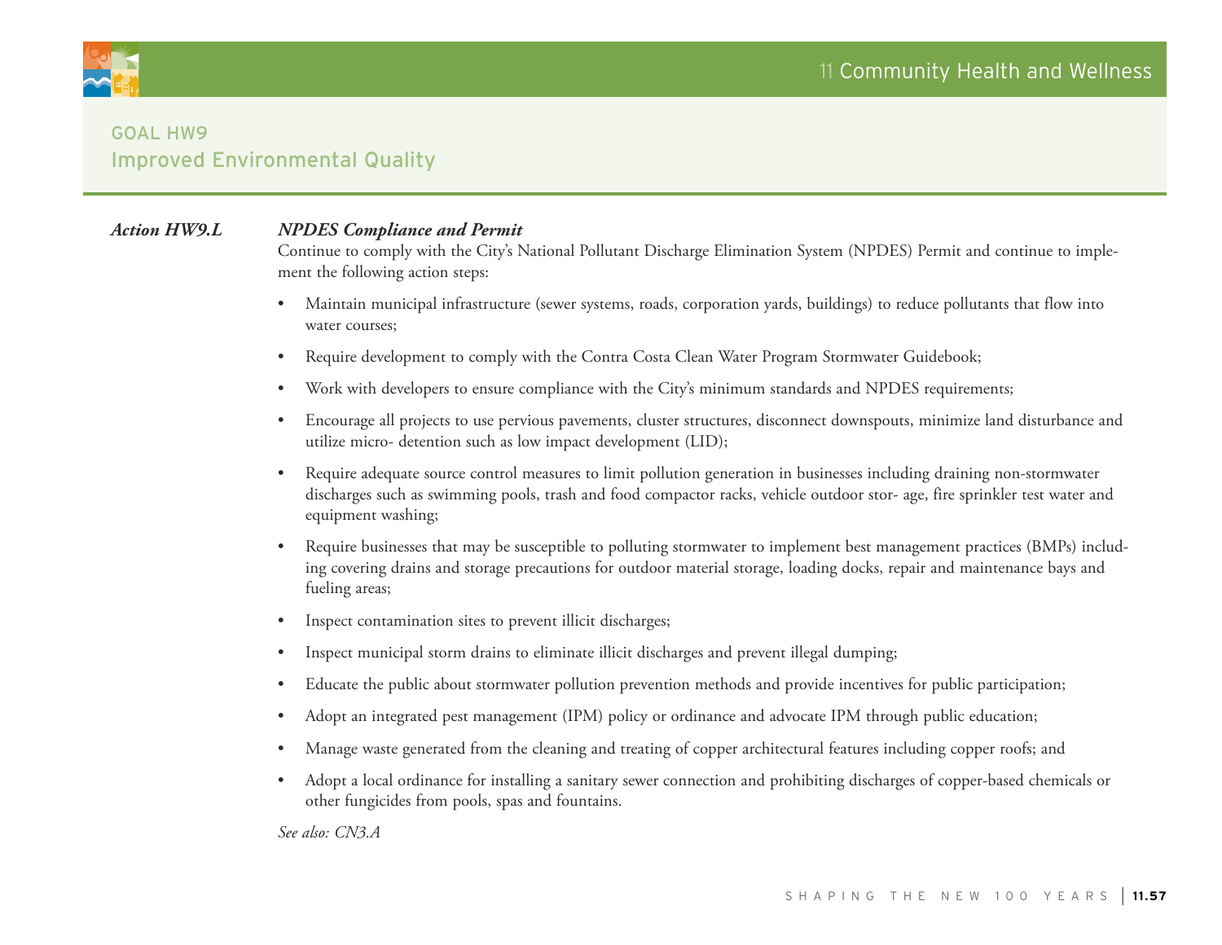## GOAL HW9
## Improved Environmental Quality

***Action HW9.L*** ***NPDES Compliance and Permit***

Continue to comply with the City's National Pollutant Discharge Elimination System (NPDES) Permit and continue to implement the following action steps:

- Maintain municipal infrastructure (sewer systems, roads, corporation yards, buildings) to reduce pollutants that flow into water courses;
- Require development to comply with the Contra Costa Clean Water Program Stormwater Guidebook;
- Work with developers to ensure compliance with the City's minimum standards and NPDES requirements;
- Encourage all projects to use pervious pavements, cluster structures, disconnect downspouts, minimize land disturbance and utilize micro- detention such as low impact development (LID);
- Require adequate source control measures to limit pollution generation in businesses including draining non-stormwater discharges such as swimming pools, trash and food compactor racks, vehicle outdoor stor- age, fire sprinkler test water and equipment washing;
- Require businesses that may be susceptible to polluting stormwater to implement best management practices (BMPs) including covering drains and storage precautions for outdoor material storage, loading docks, repair and maintenance bays and fueling areas;
- Inspect contamination sites to prevent illicit discharges;
- Inspect municipal storm drains to eliminate illicit discharges and prevent illegal dumping;
- Educate the public about stormwater pollution prevention methods and provide incentives for public participation;
- Adopt an integrated pest management (IPM) policy or ordinance and advocate IPM through public education;
- Manage waste generated from the cleaning and treating of copper architectural features including copper roofs; and
- Adopt a local ordinance for installing a sanitary sewer connection and prohibiting discharges of copper-based chemicals or other fungicides from pools, spas and fountains.

*See also: CN3.A*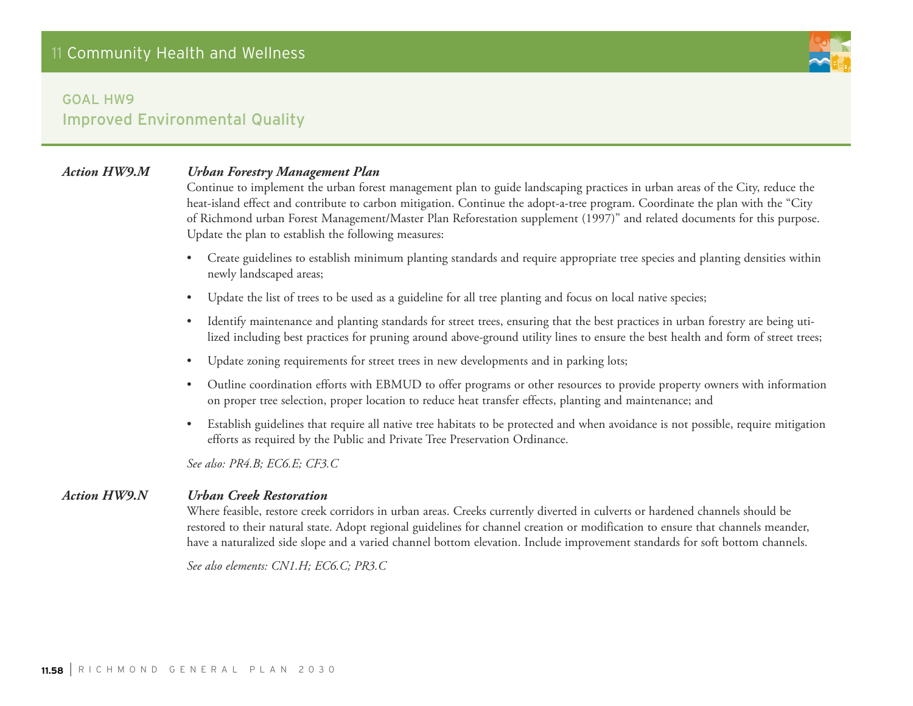## GOAL HW9
## Improved Environmental Quality

***Action HW9.M*** ***Urban Forestry Management Plan***

Continue to implement the urban forest management plan to guide landscaping practices in urban areas of the City, reduce the heat-island effect and contribute to carbon mitigation. Continue the adopt-a-tree program. Coordinate the plan with the "City of Richmond urban Forest Management/Master Plan Reforestation supplement (1997)" and related documents for this purpose. Update the plan to establish the following measures:

- Create guidelines to establish minimum planting standards and require appropriate tree species and planting densities within newly landscaped areas;
- Update the list of trees to be used as a guideline for all tree planting and focus on local native species;
- Identify maintenance and planting standards for street trees, ensuring that the best practices in urban forestry are being utilized including best practices for pruning around above-ground utility lines to ensure the best health and form of street trees;
- Update zoning requirements for street trees in new developments and in parking lots;
- Outline coordination efforts with EBMUD to offer programs or other resources to provide property owners with information on proper tree selection, proper location to reduce heat transfer effects, planting and maintenance; and
- Establish guidelines that require all native tree habitats to be protected and when avoidance is not possible, require mitigation efforts as required by the Public and Private Tree Preservation Ordinance.

*See also: PR4.B; EC6.E; CF3.C*

***Action HW9.N*** ***Urban Creek Restoration***

Where feasible, restore creek corridors in urban areas. Creeks currently diverted in culverts or hardened channels should be restored to their natural state. Adopt regional guidelines for channel creation or modification to ensure that channels meander, have a naturalized side slope and a varied channel bottom elevation. Include improvement standards for soft bottom channels.

*See also elements: CN1.H; EC6.C; PR3.C*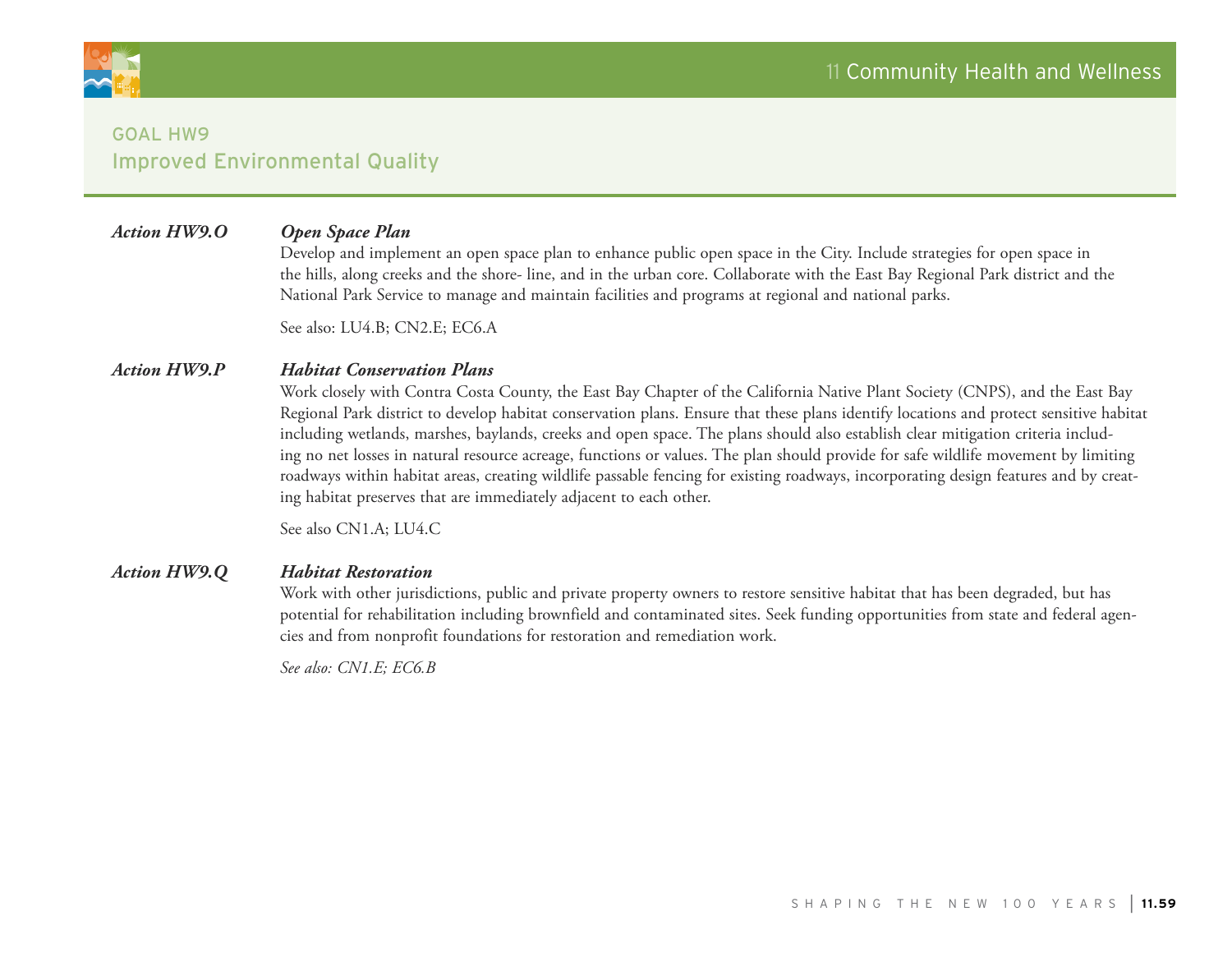## GOAL HW9
## Improved Environmental Quality

***Action HW9.O*** ***Open Space Plan***

Develop and implement an open space plan to enhance public open space in the City. Include strategies for open space in the hills, along creeks and the shore- line, and in the urban core. Collaborate with the East Bay Regional Park district and the National Park Service to manage and maintain facilities and programs at regional and national parks.

See also: LU4.B; CN2.E; EC6.A

***Action HW9.P*** ***Habitat Conservation Plans***

Work closely with Contra Costa County, the East Bay Chapter of the California Native Plant Society (CNPS), and the East Bay Regional Park district to develop habitat conservation plans. Ensure that these plans identify locations and protect sensitive habitat including wetlands, marshes, baylands, creeks and open space. The plans should also establish clear mitigation criteria including no net losses in natural resource acreage, functions or values. The plan should provide for safe wildlife movement by limiting roadways within habitat areas, creating wildlife passable fencing for existing roadways, incorporating design features and by creating habitat preserves that are immediately adjacent to each other.

See also CN1.A; LU4.C

***Action HW9.Q*** ***Habitat Restoration***

Work with other jurisdictions, public and private property owners to restore sensitive habitat that has been degraded, but has potential for rehabilitation including brownfield and contaminated sites. Seek funding opportunities from state and federal agencies and from nonprofit foundations for restoration and remediation work.

*See also: CN1.E; EC6.B*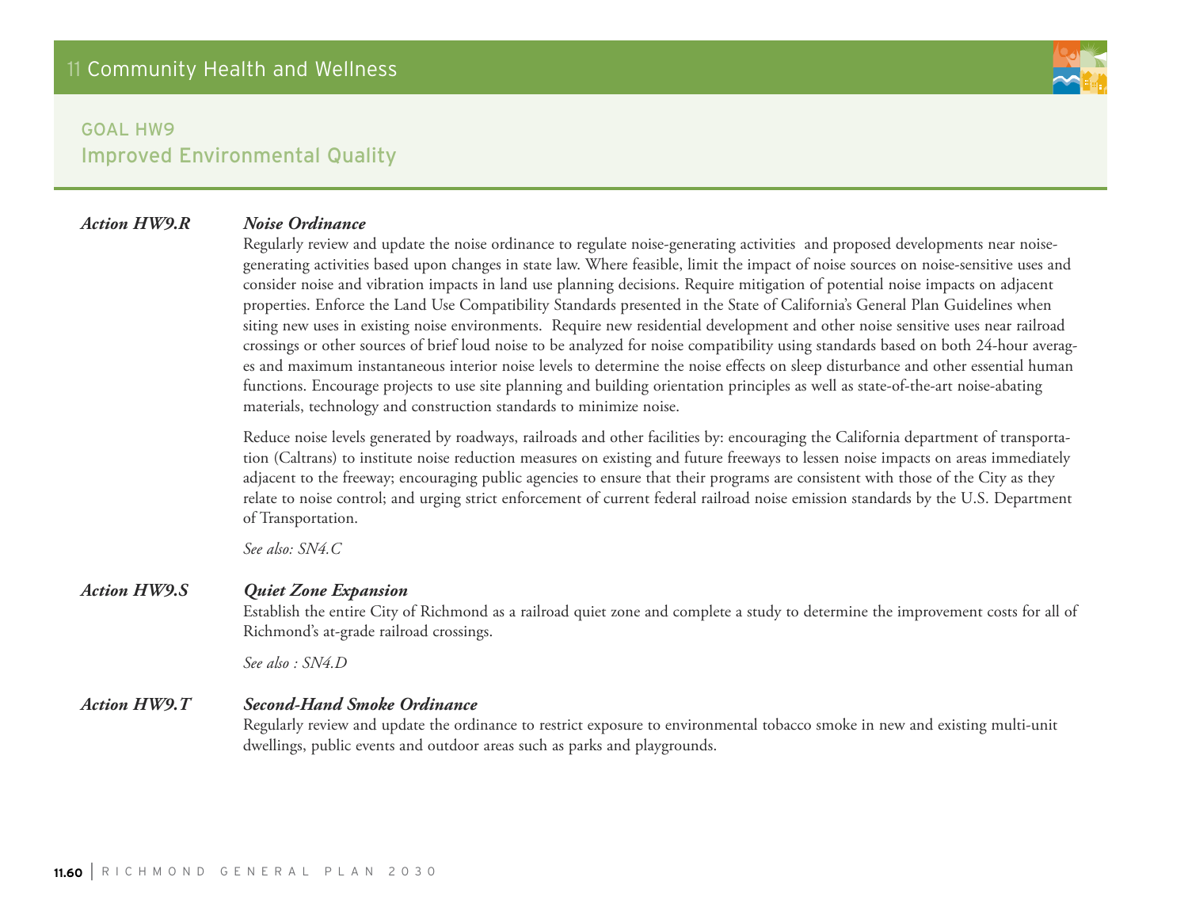## GOAL HW9
## Improved Environmental Quality

***Action HW9.R*** ***Noise Ordinance***

Regularly review and update the noise ordinance to regulate noise-generating activities and proposed developments near noise-generating activities based upon changes in state law. Where feasible, limit the impact of noise sources on noise-sensitive uses and consider noise and vibration impacts in land use planning decisions. Require mitigation of potential noise impacts on adjacent properties. Enforce the Land Use Compatibility Standards presented in the State of California's General Plan Guidelines when siting new uses in existing noise environments. Require new residential development and other noise sensitive uses near railroad crossings or other sources of brief loud noise to be analyzed for noise compatibility using standards based on both 24-hour averages and maximum instantaneous interior noise levels to determine the noise effects on sleep disturbance and other essential human functions. Encourage projects to use site planning and building orientation principles as well as state-of-the-art noise-abating materials, technology and construction standards to minimize noise.

Reduce noise levels generated by roadways, railroads and other facilities by: encouraging the California department of transportation (Caltrans) to institute noise reduction measures on existing and future freeways to lessen noise impacts on areas immediately adjacent to the freeway; encouraging public agencies to ensure that their programs are consistent with those of the City as they relate to noise control; and urging strict enforcement of current federal railroad noise emission standards by the U.S. Department of Transportation.

*See also: SN4.C*

***Action HW9.S*** ***Quiet Zone Expansion***

Establish the entire City of Richmond as a railroad quiet zone and complete a study to determine the improvement costs for all of Richmond's at-grade railroad crossings.

*See also : SN4.D*

***Action HW9.T*** ***Second-Hand Smoke Ordinance***

Regularly review and update the ordinance to restrict exposure to environmental tobacco smoke in new and existing multi-unit dwellings, public events and outdoor areas such as parks and playgrounds.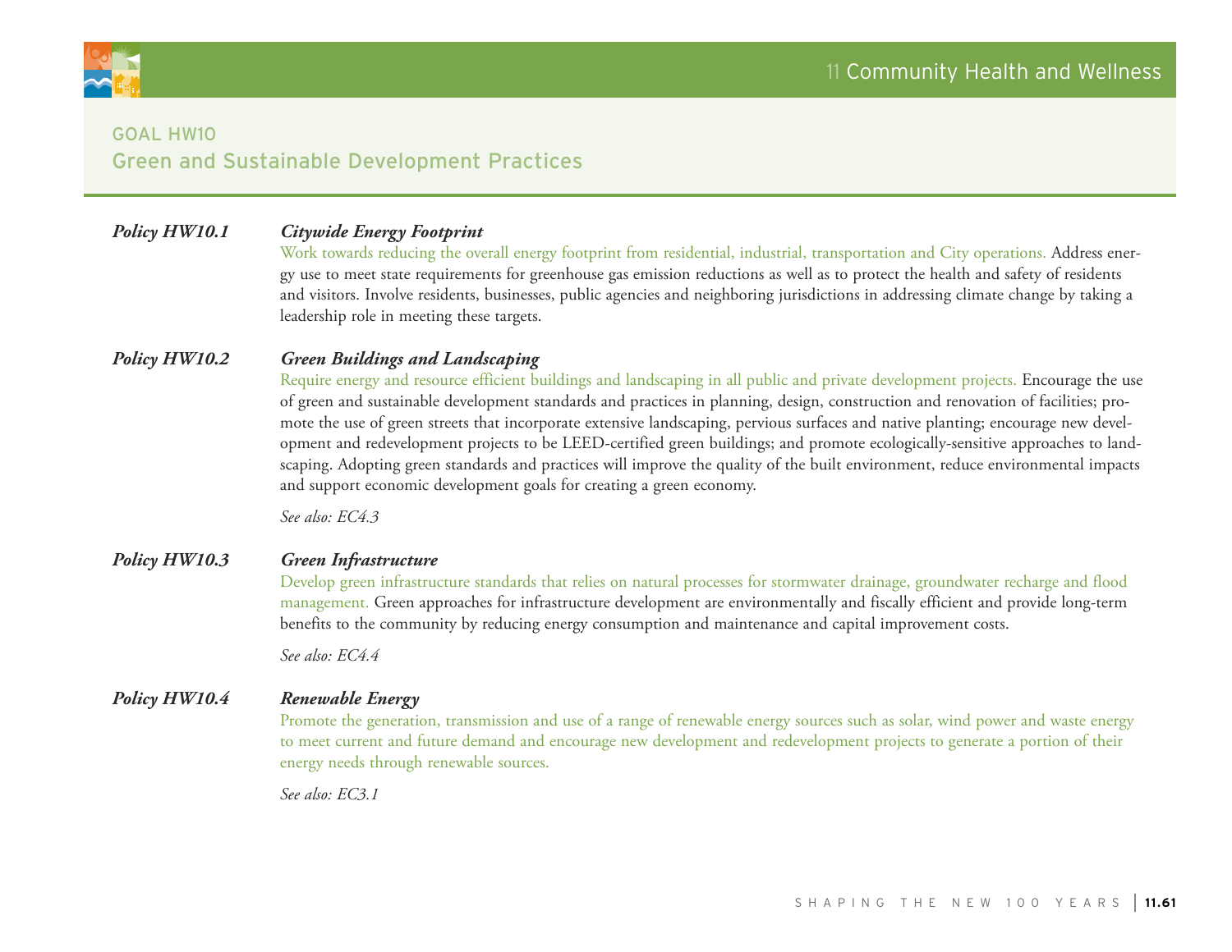## GOAL HW10
## Green and Sustainable Development Practices

***Policy HW10.1*** ***Citywide Energy Footprint***

Work towards reducing the overall energy footprint from residential, industrial, transportation and City operations. Address energy use to meet state requirements for greenhouse gas emission reductions as well as to protect the health and safety of residents and visitors. Involve residents, businesses, public agencies and neighboring jurisdictions in addressing climate change by taking a leadership role in meeting these targets.

***Policy HW10.2*** ***Green Buildings and Landscaping***

Require energy and resource efficient buildings and landscaping in all public and private development projects. Encourage the use of green and sustainable development standards and practices in planning, design, construction and renovation of facilities; promote the use of green streets that incorporate extensive landscaping, pervious surfaces and native planting; encourage new development and redevelopment projects to be LEED-certified green buildings; and promote ecologically-sensitive approaches to landscaping. Adopting green standards and practices will improve the quality of the built environment, reduce environmental impacts and support economic development goals for creating a green economy.

*See also: EC4.3*

***Policy HW10.3*** ***Green Infrastructure***

Develop green infrastructure standards that relies on natural processes for stormwater drainage, groundwater recharge and flood management. Green approaches for infrastructure development are environmentally and fiscally efficient and provide long-term benefits to the community by reducing energy consumption and maintenance and capital improvement costs.

*See also: EC4.4*

***Policy HW10.4*** ***Renewable Energy***

Promote the generation, transmission and use of a range of renewable energy sources such as solar, wind power and waste energy to meet current and future demand and encourage new development and redevelopment projects to generate a portion of their energy needs through renewable sources.

*See also: EC3.1*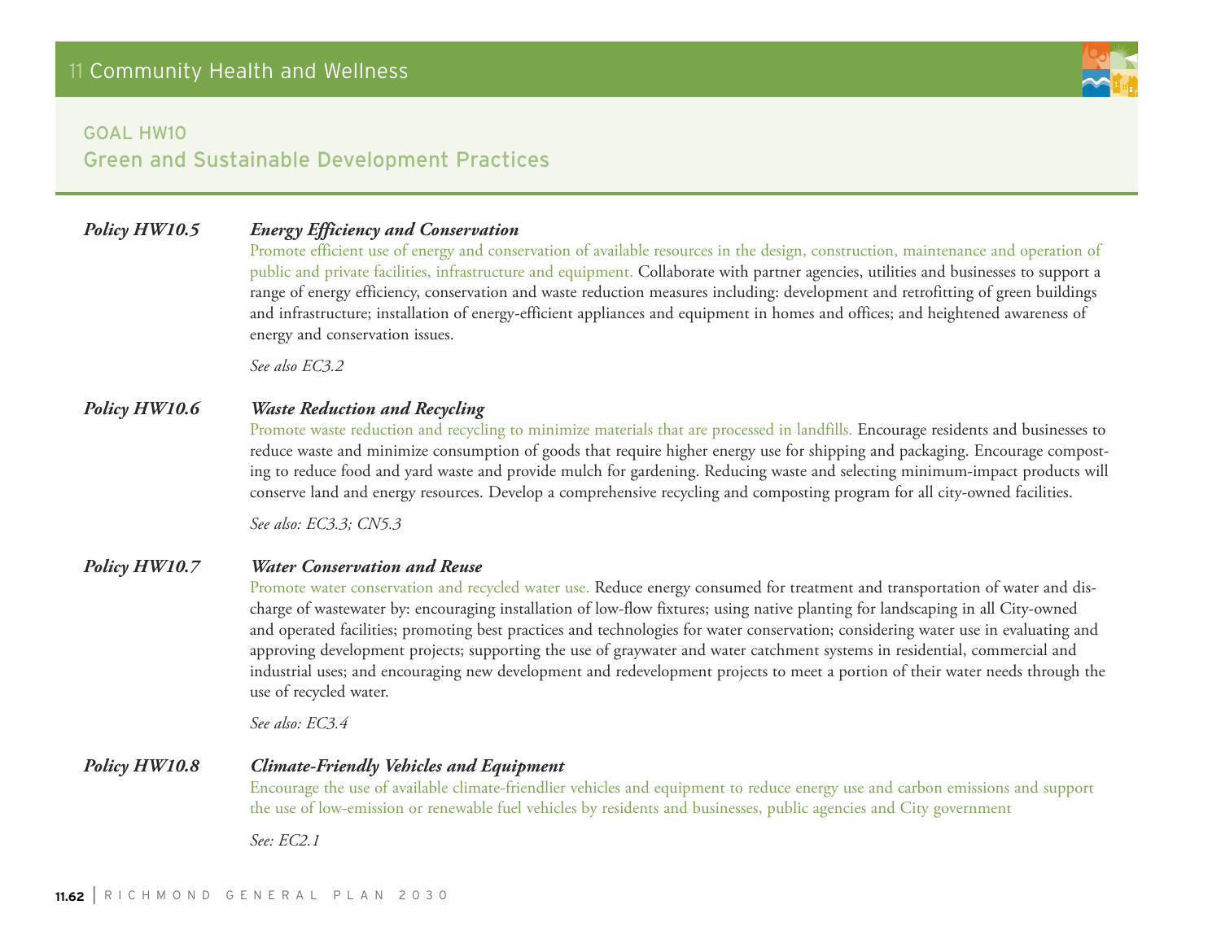## GOAL HW10
## Green and Sustainable Development Practices

***Policy HW10.5*** ***Energy Efficiency and Conservation***

Promote efficient use of energy and conservation of available resources in the design, construction, maintenance and operation of public and private facilities, infrastructure and equipment. Collaborate with partner agencies, utilities and businesses to support a range of energy efficiency, conservation and waste reduction measures including: development and retrofitting of green buildings and infrastructure; installation of energy-efficient appliances and equipment in homes and offices; and heightened awareness of energy and conservation issues.

*See also EC3.2*

***Policy HW10.6*** ***Waste Reduction and Recycling***

Promote waste reduction and recycling to minimize materials that are processed in landfills. Encourage residents and businesses to reduce waste and minimize consumption of goods that require higher energy use for shipping and packaging. Encourage composting to reduce food and yard waste and provide mulch for gardening. Reducing waste and selecting minimum-impact products will conserve land and energy resources. Develop a comprehensive recycling and composting program for all city-owned facilities.

*See also: EC3.3; CN5.3*

***Policy HW10.7*** ***Water Conservation and Reuse***

Promote water conservation and recycled water use. Reduce energy consumed for treatment and transportation of water and discharge of wastewater by: encouraging installation of low-flow fixtures; using native planting for landscaping in all City-owned and operated facilities; promoting best practices and technologies for water conservation; considering water use in evaluating and approving development projects; supporting the use of graywater and water catchment systems in residential, commercial and industrial uses; and encouraging new development and redevelopment projects to meet a portion of their water needs through the use of recycled water.

*See also: EC3.4*

***Policy HW10.8*** ***Climate-Friendly Vehicles and Equipment***

Encourage the use of available climate-friendlier vehicles and equipment to reduce energy use and carbon emissions and support the use of low-emission or renewable fuel vehicles by residents and businesses, public agencies and City government

*See: EC2.1*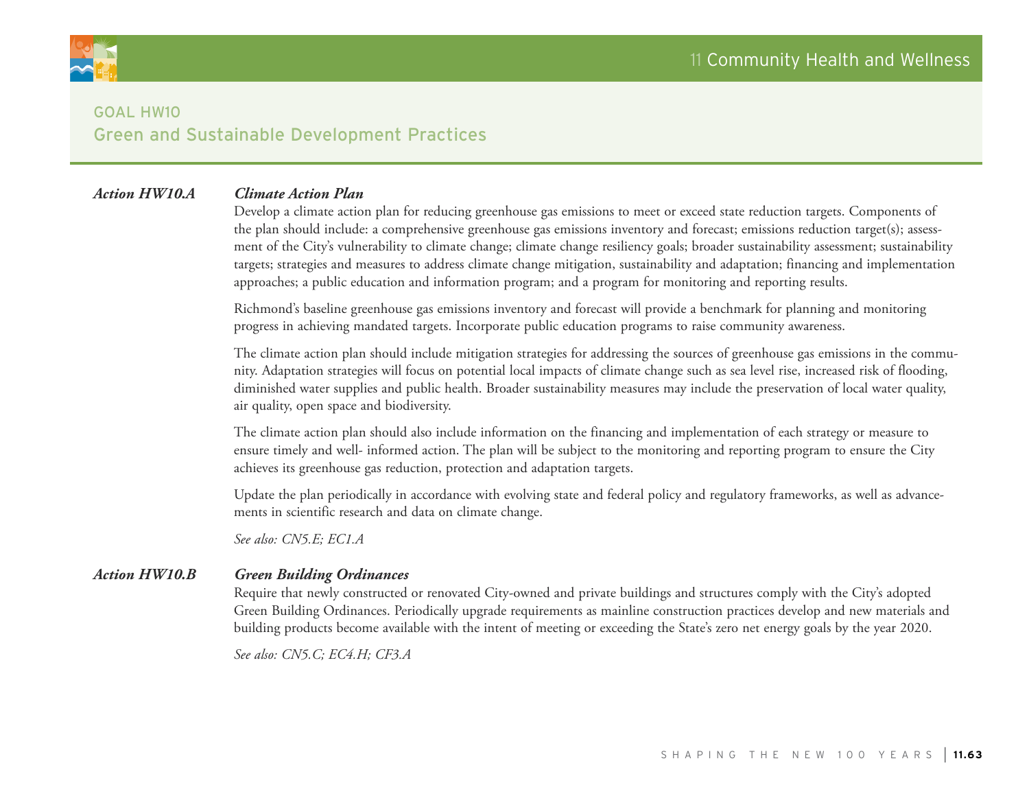## GOAL HW10
## Green and Sustainable Development Practices

***Action HW10.A*** ***Climate Action Plan***

Develop a climate action plan for reducing greenhouse gas emissions to meet or exceed state reduction targets. Components of the plan should include: a comprehensive greenhouse gas emissions inventory and forecast; emissions reduction target(s); assessment of the City's vulnerability to climate change; climate change resiliency goals; broader sustainability assessment; sustainability targets; strategies and measures to address climate change mitigation, sustainability and adaptation; financing and implementation approaches; a public education and information program; and a program for monitoring and reporting results.

Richmond's baseline greenhouse gas emissions inventory and forecast will provide a benchmark for planning and monitoring progress in achieving mandated targets. Incorporate public education programs to raise community awareness.

The climate action plan should include mitigation strategies for addressing the sources of greenhouse gas emissions in the community. Adaptation strategies will focus on potential local impacts of climate change such as sea level rise, increased risk of flooding, diminished water supplies and public health. Broader sustainability measures may include the preservation of local water quality, air quality, open space and biodiversity.

The climate action plan should also include information on the financing and implementation of each strategy or measure to ensure timely and well- informed action. The plan will be subject to the monitoring and reporting program to ensure the City achieves its greenhouse gas reduction, protection and adaptation targets.

Update the plan periodically in accordance with evolving state and federal policy and regulatory frameworks, as well as advancements in scientific research and data on climate change.

*See also: CN5.E; EC1.A*

***Action HW10.B*** ***Green Building Ordinances***

Require that newly constructed or renovated City-owned and private buildings and structures comply with the City's adopted Green Building Ordinances. Periodically upgrade requirements as mainline construction practices develop and new materials and building products become available with the intent of meeting or exceeding the State's zero net energy goals by the year 2020.

*See also: CN5.C; EC4.H; CF3.A*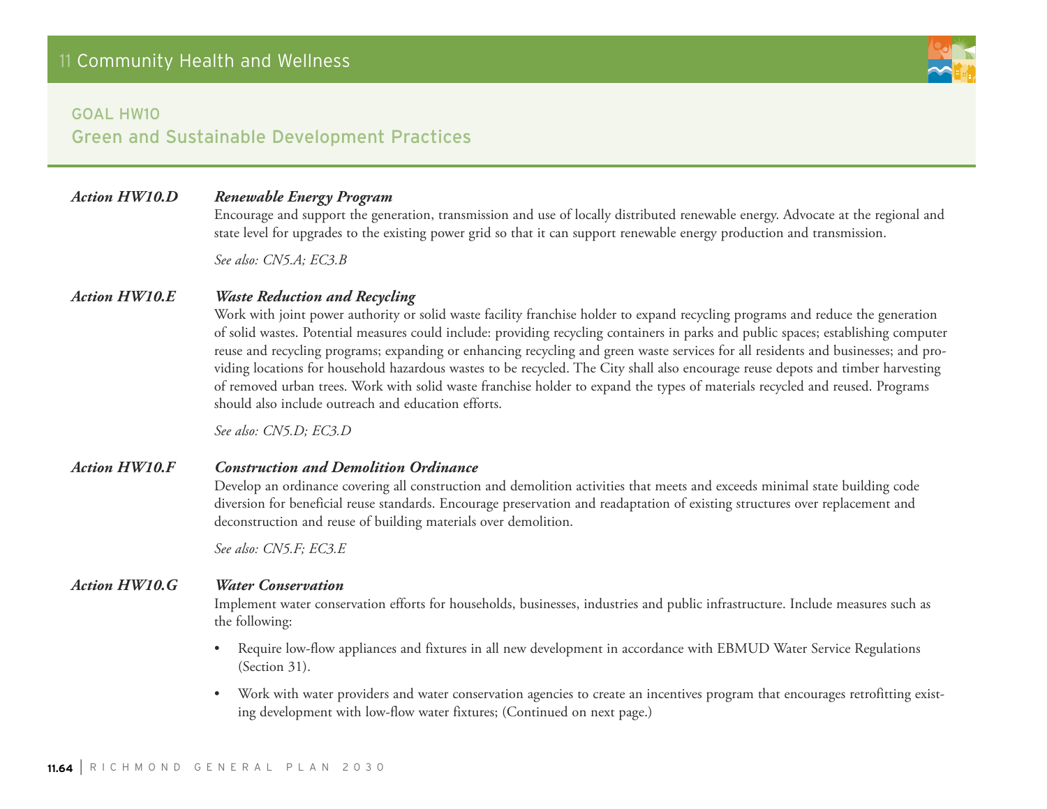## GOAL HW10
## Green and Sustainable Development Practices

***Action HW10.D*** ***Renewable Energy Program***

Encourage and support the generation, transmission and use of locally distributed renewable energy. Advocate at the regional and state level for upgrades to the existing power grid so that it can support renewable energy production and transmission.

*See also: CN5.A; EC3.B*

***Action HW10.E*** ***Waste Reduction and Recycling***

Work with joint power authority or solid waste facility franchise holder to expand recycling programs and reduce the generation of solid wastes. Potential measures could include: providing recycling containers in parks and public spaces; establishing computer reuse and recycling programs; expanding or enhancing recycling and green waste services for all residents and businesses; and providing locations for household hazardous wastes to be recycled. The City shall also encourage reuse depots and timber harvesting of removed urban trees. Work with solid waste franchise holder to expand the types of materials recycled and reused. Programs should also include outreach and education efforts.

*See also: CN5.D; EC3.D*

***Action HW10.F*** ***Construction and Demolition Ordinance***

Develop an ordinance covering all construction and demolition activities that meets and exceeds minimal state building code diversion for beneficial reuse standards. Encourage preservation and readaptation of existing structures over replacement and deconstruction and reuse of building materials over demolition.

*See also: CN5.F; EC3.E*

***Action HW10.G*** ***Water Conservation***

Implement water conservation efforts for households, businesses, industries and public infrastructure. Include measures such as the following:

- Require low-flow appliances and fixtures in all new development in accordance with EBMUD Water Service Regulations (Section 31).
- Work with water providers and water conservation agencies to create an incentives program that encourages retrofitting existing development with low-flow water fixtures; (Continued on next page.)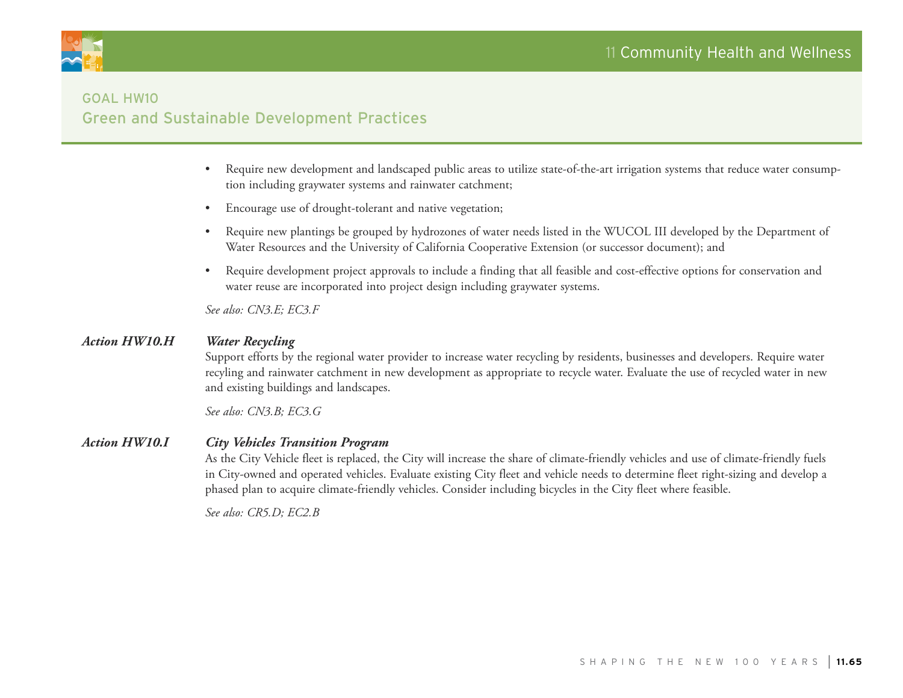## GOAL HW10
## Green and Sustainable Development Practices

- Require new development and landscaped public areas to utilize state-of-the-art irrigation systems that reduce water consumption including graywater systems and rainwater catchment;
- Encourage use of drought-tolerant and native vegetation;
- Require new plantings be grouped by hydrozones of water needs listed in the WUCOL III developed by the Department of Water Resources and the University of California Cooperative Extension (or successor document); and
- Require development project approvals to include a finding that all feasible and cost-effective options for conservation and water reuse are incorporated into project design including graywater systems.

*See also: CN3.E; EC3.F*

***Action HW10.H*** ***Water Recycling***

Support efforts by the regional water provider to increase water recycling by residents, businesses and developers. Require water recyling and rainwater catchment in new development as appropriate to recycle water. Evaluate the use of recycled water in new and existing buildings and landscapes.

*See also: CN3.B; EC3.G*

***Action HW10.I*** ***City Vehicles Transition Program***

As the City Vehicle fleet is replaced, the City will increase the share of climate-friendly vehicles and use of climate-friendly fuels in City-owned and operated vehicles. Evaluate existing City fleet and vehicle needs to determine fleet right-sizing and develop a phased plan to acquire climate-friendly vehicles. Consider including bicycles in the City fleet where feasible.

*See also: CR5.D; EC2.B*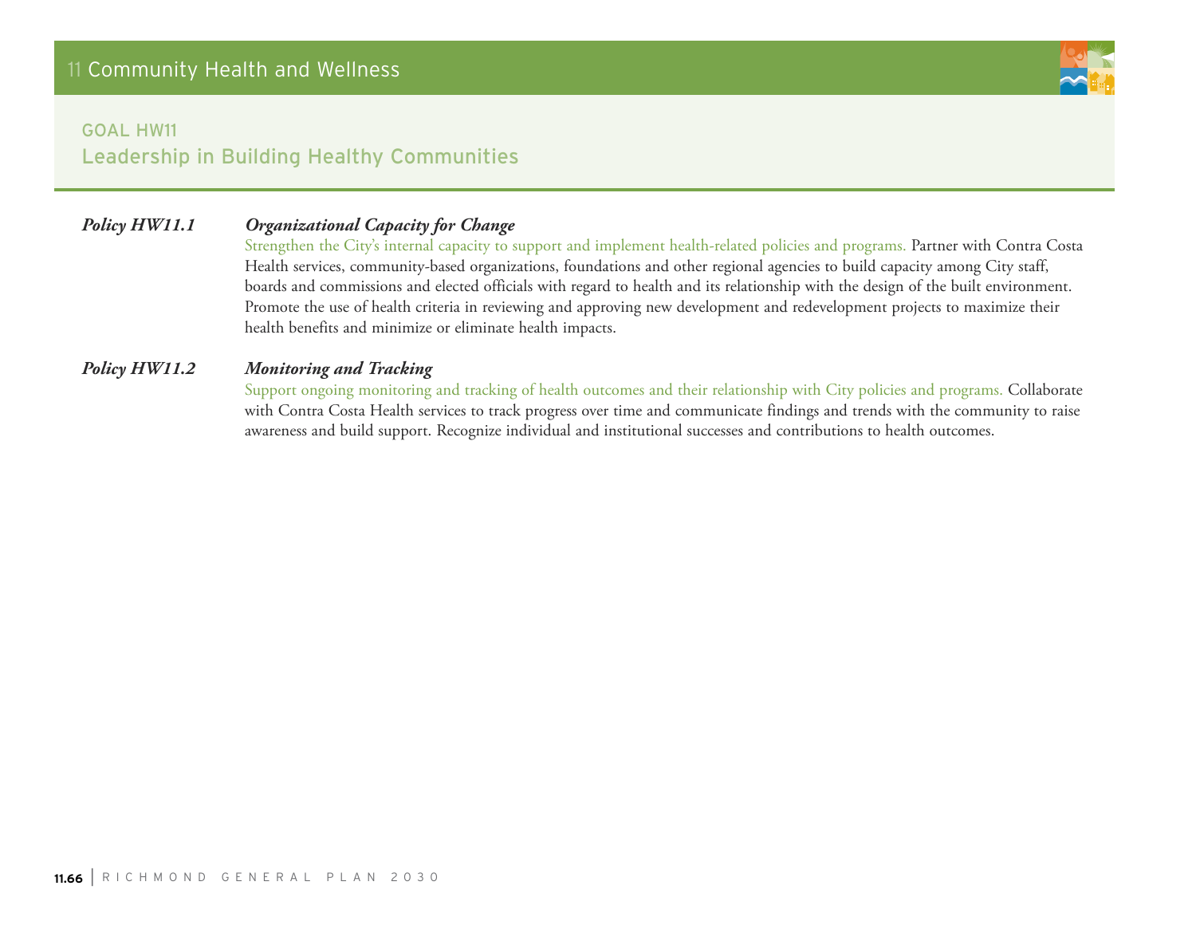## GOAL HW11
## Leadership in Building Healthy Communities

***Policy HW11.1*** ***Organizational Capacity for Change***

Strengthen the City's internal capacity to support and implement health-related policies and programs. Partner with Contra Costa Health services, community-based organizations, foundations and other regional agencies to build capacity among City staff, boards and commissions and elected officials with regard to health and its relationship with the design of the built environment. Promote the use of health criteria in reviewing and approving new development and redevelopment projects to maximize their health benefits and minimize or eliminate health impacts.

***Policy HW11.2*** ***Monitoring and Tracking***

Support ongoing monitoring and tracking of health outcomes and their relationship with City policies and programs. Collaborate with Contra Costa Health services to track progress over time and communicate findings and trends with the community to raise awareness and build support. Recognize individual and institutional successes and contributions to health outcomes.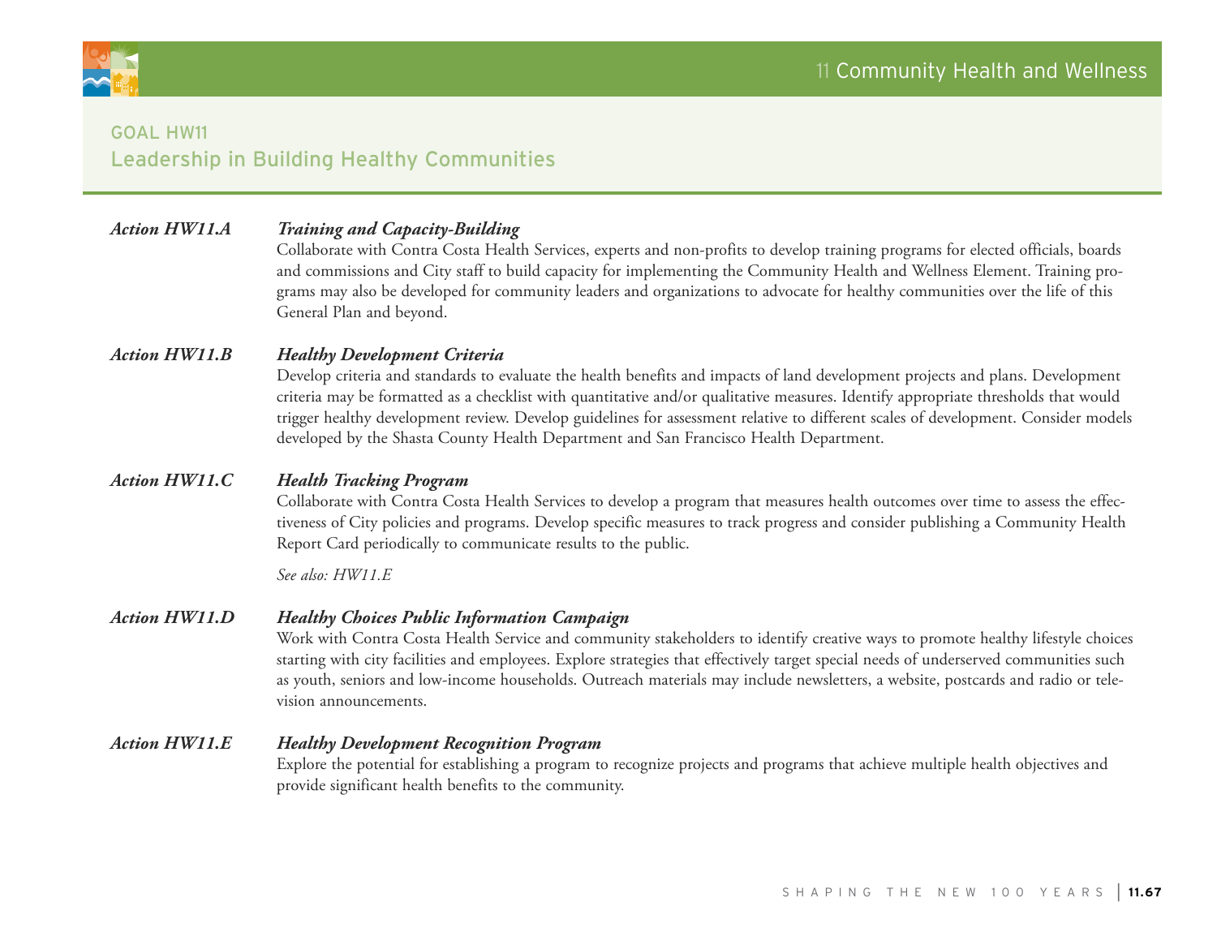## GOAL HW11
## Leadership in Building Healthy Communities

***Action HW11.A*** ***Training and Capacity-Building***

Collaborate with Contra Costa Health Services, experts and non-profits to develop training programs for elected officials, boards and commissions and City staff to build capacity for implementing the Community Health and Wellness Element. Training programs may also be developed for community leaders and organizations to advocate for healthy communities over the life of this General Plan and beyond.

***Action HW11.B*** ***Healthy Development Criteria***

Develop criteria and standards to evaluate the health benefits and impacts of land development projects and plans. Development criteria may be formatted as a checklist with quantitative and/or qualitative measures. Identify appropriate thresholds that would trigger healthy development review. Develop guidelines for assessment relative to different scales of development. Consider models developed by the Shasta County Health Department and San Francisco Health Department.

***Action HW11.C*** ***Health Tracking Program***

Collaborate with Contra Costa Health Services to develop a program that measures health outcomes over time to assess the effectiveness of City policies and programs. Develop specific measures to track progress and consider publishing a Community Health Report Card periodically to communicate results to the public.

*See also: HW11.E*

***Action HW11.D*** ***Healthy Choices Public Information Campaign***

Work with Contra Costa Health Service and community stakeholders to identify creative ways to promote healthy lifestyle choices starting with city facilities and employees. Explore strategies that effectively target special needs of underserved communities such as youth, seniors and low-income households. Outreach materials may include newsletters, a website, postcards and radio or television announcements.

***Action HW11.E*** ***Healthy Development Recognition Program***

Explore the potential for establishing a program to recognize projects and programs that achieve multiple health objectives and provide significant health benefits to the community.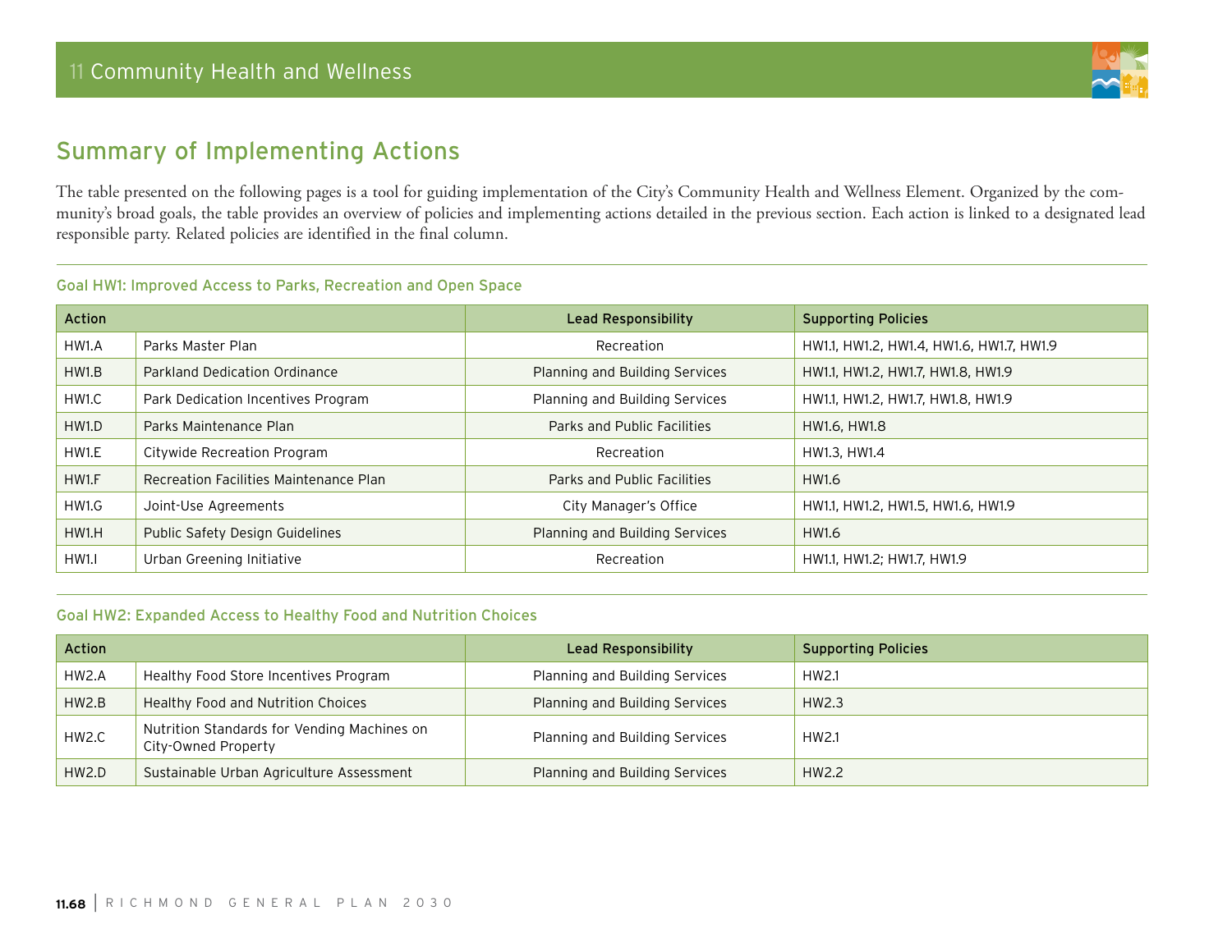## Summary of Implementing Actions

The table presented on the following pages is a tool for guiding implementation of the City's Community Health and Wellness Element. Organized by the community's broad goals, the table provides an overview of policies and implementing actions detailed in the previous section. Each action is linked to a designated lead responsible party. Related policies are identified in the final column.

### Goal HW1: Improved Access to Parks, Recreation and Open Space

| Action | | Lead Responsibility | Supporting Policies |
|---|---|---|---|
| HW1.A | Parks Master Plan | Recreation | HW1.1, HW1.2, HW1.4, HW1.6, HW1.7, HW1.9 |
| HW1.B | Parkland Dedication Ordinance | Planning and Building Services | HW1.1, HW1.2, HW1.7, HW1.8, HW1.9 |
| HW1.C | Park Dedication Incentives Program | Planning and Building Services | HW1.1, HW1.2, HW1.7, HW1.8, HW1.9 |
| HW1.D | Parks Maintenance Plan | Parks and Public Facilities | HW1.6, HW1.8 |
| HW1.E | Citywide Recreation Program | Recreation | HW1.3, HW1.4 |
| HW1.F | Recreation Facilities Maintenance Plan | Parks and Public Facilities | HW1.6 |
| HW1.G | Joint-Use Agreements | City Manager's Office | HW1.1, HW1.2, HW1.5, HW1.6, HW1.9 |
| HW1.H | Public Safety Design Guidelines | Planning and Building Services | HW1.6 |
| HW1.I | Urban Greening Initiative | Recreation | HW1.1, HW1.2; HW1.7, HW1.9 |

### Goal HW2: Expanded Access to Healthy Food and Nutrition Choices

| Action | | Lead Responsibility | Supporting Policies |
|---|---|---|---|
| HW2.A | Healthy Food Store Incentives Program | Planning and Building Services | HW2.1 |
| HW2.B | Healthy Food and Nutrition Choices | Planning and Building Services | HW2.3 |
| HW2.C | Nutrition Standards for Vending Machines on City-Owned Property | Planning and Building Services | HW2.1 |
| HW2.D | Sustainable Urban Agriculture Assessment | Planning and Building Services | HW2.2 |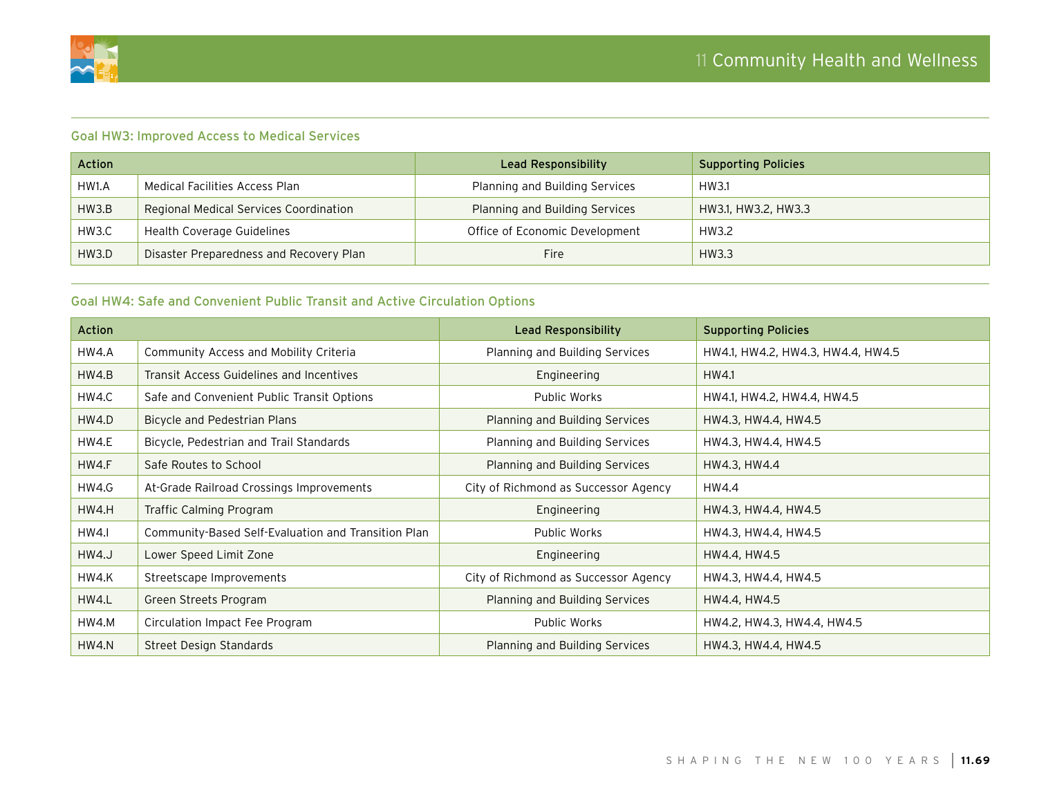## Goal HW3: Improved Access to Medical Services

| Action | | Lead Responsibility | Supporting Policies |
|---|---|---|---|
| HW1.A | Medical Facilities Access Plan | Planning and Building Services | HW3.1 |
| HW3.B | Regional Medical Services Coordination | Planning and Building Services | HW3.1, HW3.2, HW3.3 |
| HW3.C | Health Coverage Guidelines | Office of Economic Development | HW3.2 |
| HW3.D | Disaster Preparedness and Recovery Plan | Fire | HW3.3 |

## Goal HW4: Safe and Convenient Public Transit and Active Circulation Options

| Action | | Lead Responsibility | Supporting Policies |
|---|---|---|---|
| HW4.A | Community Access and Mobility Criteria | Planning and Building Services | HW4.1, HW4.2, HW4.3, HW4.4, HW4.5 |
| HW4.B | Transit Access Guidelines and Incentives | Engineering | HW4.1 |
| HW4.C | Safe and Convenient Public Transit Options | Public Works | HW4.1, HW4.2, HW4.4, HW4.5 |
| HW4.D | Bicycle and Pedestrian Plans | Planning and Building Services | HW4.3, HW4.4, HW4.5 |
| HW4.E | Bicycle, Pedestrian and Trail Standards | Planning and Building Services | HW4.3, HW4.4, HW4.5 |
| HW4.F | Safe Routes to School | Planning and Building Services | HW4.3, HW4.4 |
| HW4.G | At-Grade Railroad Crossings Improvements | City of Richmond as Successor Agency | HW4.4 |
| HW4.H | Traffic Calming Program | Engineering | HW4.3, HW4.4, HW4.5 |
| HW4.I | Community-Based Self-Evaluation and Transition Plan | Public Works | HW4.3, HW4.4, HW4.5 |
| HW4.J | Lower Speed Limit Zone | Engineering | HW4.4, HW4.5 |
| HW4.K | Streetscape Improvements | City of Richmond as Successor Agency | HW4.3, HW4.4, HW4.5 |
| HW4.L | Green Streets Program | Planning and Building Services | HW4.4, HW4.5 |
| HW4.M | Circulation Impact Fee Program | Public Works | HW4.2, HW4.3, HW4.4, HW4.5 |
| HW4.N | Street Design Standards | Planning and Building Services | HW4.3, HW4.4, HW4.5 |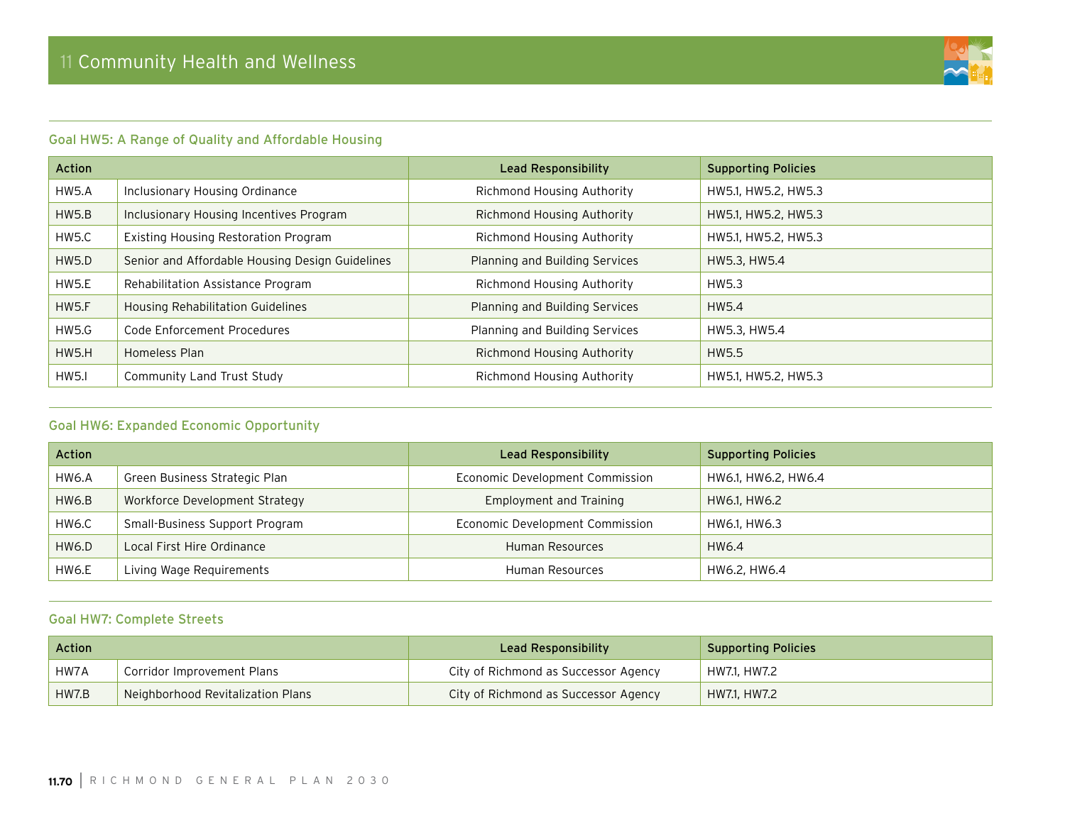## 11 Community Health and Wellness

### Goal HW5: A Range of Quality and Affordable Housing

| Action | | Lead Responsibility | Supporting Policies |
|---|---|---|---|
| HW5.A | Inclusionary Housing Ordinance | Richmond Housing Authority | HW5.1, HW5.2, HW5.3 |
| HW5.B | Inclusionary Housing Incentives Program | Richmond Housing Authority | HW5.1, HW5.2, HW5.3 |
| HW5.C | Existing Housing Restoration Program | Richmond Housing Authority | HW5.1, HW5.2, HW5.3 |
| HW5.D | Senior and Affordable Housing Design Guidelines | Planning and Building Services | HW5.3, HW5.4 |
| HW5.E | Rehabilitation Assistance Program | Richmond Housing Authority | HW5.3 |
| HW5.F | Housing Rehabilitation Guidelines | Planning and Building Services | HW5.4 |
| HW5.G | Code Enforcement Procedures | Planning and Building Services | HW5.3, HW5.4 |
| HW5.H | Homeless Plan | Richmond Housing Authority | HW5.5 |
| HW5.I | Community Land Trust Study | Richmond Housing Authority | HW5.1, HW5.2, HW5.3 |

### Goal HW6: Expanded Economic Opportunity

| Action | | Lead Responsibility | Supporting Policies |
|---|---|---|---|
| HW6.A | Green Business Strategic Plan | Economic Development Commission | HW6.1, HW6.2, HW6.4 |
| HW6.B | Workforce Development Strategy | Employment and Training | HW6.1, HW6.2 |
| HW6.C | Small-Business Support Program | Economic Development Commission | HW6.1, HW6.3 |
| HW6.D | Local First Hire Ordinance | Human Resources | HW6.4 |
| HW6.E | Living Wage Requirements | Human Resources | HW6.2, HW6.4 |

### Goal HW7: Complete Streets

| Action | | Lead Responsibility | Supporting Policies |
|---|---|---|---|
| HW7A | Corridor Improvement Plans | City of Richmond as Successor Agency | HW7.1, HW7.2 |
| HW7.B | Neighborhood Revitalization Plans | City of Richmond as Successor Agency | HW7.1, HW7.2 |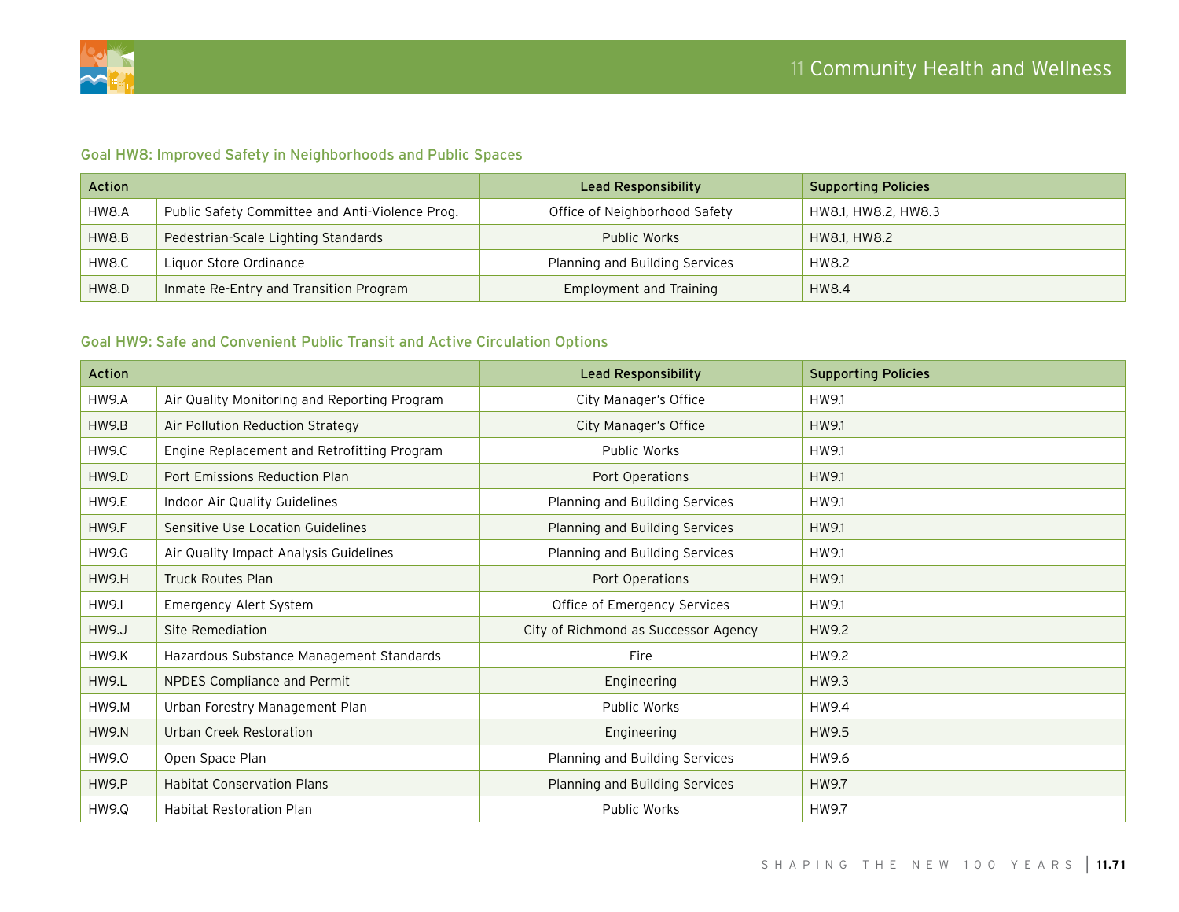### Goal HW8: Improved Safety in Neighborhoods and Public Spaces

| Action | | Lead Responsibility | Supporting Policies |
|---|---|---|---|
| HW8.A | Public Safety Committee and Anti-Violence Prog. | Office of Neighborhood Safety | HW8.1, HW8.2, HW8.3 |
| HW8.B | Pedestrian-Scale Lighting Standards | Public Works | HW8.1, HW8.2 |
| HW8.C | Liquor Store Ordinance | Planning and Building Services | HW8.2 |
| HW8.D | Inmate Re-Entry and Transition Program | Employment and Training | HW8.4 |

### Goal HW9: Safe and Convenient Public Transit and Active Circulation Options

| Action | | Lead Responsibility | Supporting Policies |
|---|---|---|---|
| HW9.A | Air Quality Monitoring and Reporting Program | City Manager's Office | HW9.1 |
| HW9.B | Air Pollution Reduction Strategy | City Manager's Office | HW9.1 |
| HW9.C | Engine Replacement and Retrofitting Program | Public Works | HW9.1 |
| HW9.D | Port Emissions Reduction Plan | Port Operations | HW9.1 |
| HW9.E | Indoor Air Quality Guidelines | Planning and Building Services | HW9.1 |
| HW9.F | Sensitive Use Location Guidelines | Planning and Building Services | HW9.1 |
| HW9.G | Air Quality Impact Analysis Guidelines | Planning and Building Services | HW9.1 |
| HW9.H | Truck Routes Plan | Port Operations | HW9.1 |
| HW9.I | Emergency Alert System | Office of Emergency Services | HW9.1 |
| HW9.J | Site Remediation | City of Richmond as Successor Agency | HW9.2 |
| HW9.K | Hazardous Substance Management Standards | Fire | HW9.2 |
| HW9.L | NPDES Compliance and Permit | Engineering | HW9.3 |
| HW9.M | Urban Forestry Management Plan | Public Works | HW9.4 |
| HW9.N | Urban Creek Restoration | Engineering | HW9.5 |
| HW9.O | Open Space Plan | Planning and Building Services | HW9.6 |
| HW9.P | Habitat Conservation Plans | Planning and Building Services | HW9.7 |
| HW9.Q | Habitat Restoration Plan | Public Works | HW9.7 |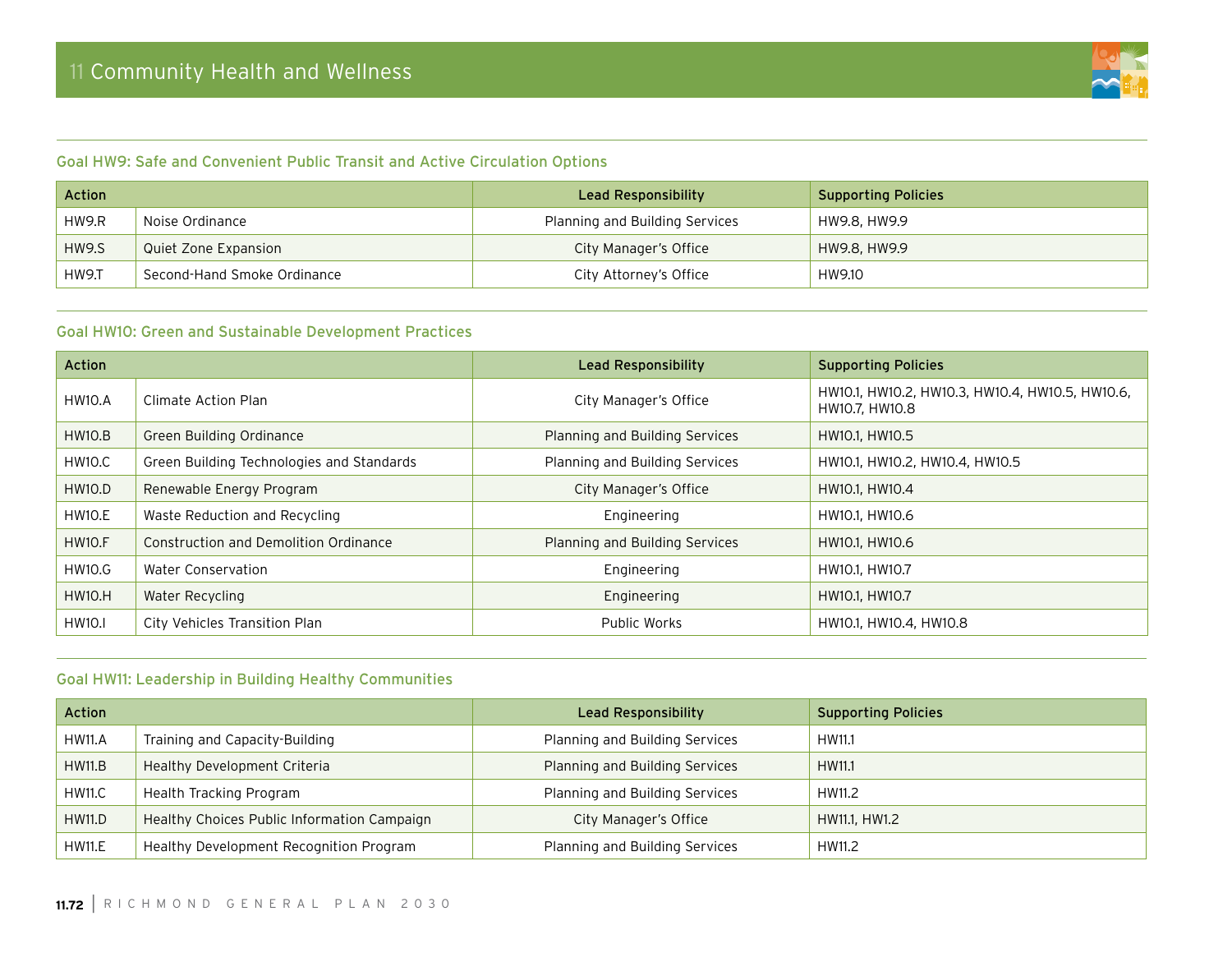### Goal HW9: Safe and Convenient Public Transit and Active Circulation Options

| Action | | Lead Responsibility | Supporting Policies |
|---|---|---|---|
| HW9.R | Noise Ordinance | Planning and Building Services | HW9.8, HW9.9 |
| HW9.S | Quiet Zone Expansion | City Manager's Office | HW9.8, HW9.9 |
| HW9.T | Second-Hand Smoke Ordinance | City Attorney's Office | HW9.10 |

### Goal HW10: Green and Sustainable Development Practices

| Action | | Lead Responsibility | Supporting Policies |
|---|---|---|---|
| HW10.A | Climate Action Plan | City Manager's Office | HW10.1, HW10.2, HW10.3, HW10.4, HW10.5, HW10.6, HW10.7, HW10.8 |
| HW10.B | Green Building Ordinance | Planning and Building Services | HW10.1, HW10.5 |
| HW10.C | Green Building Technologies and Standards | Planning and Building Services | HW10.1, HW10.2, HW10.4, HW10.5 |
| HW10.D | Renewable Energy Program | City Manager's Office | HW10.1, HW10.4 |
| HW10.E | Waste Reduction and Recycling | Engineering | HW10.1, HW10.6 |
| HW10.F | Construction and Demolition Ordinance | Planning and Building Services | HW10.1, HW10.6 |
| HW10.G | Water Conservation | Engineering | HW10.1, HW10.7 |
| HW10.H | Water Recycling | Engineering | HW10.1, HW10.7 |
| HW10.I | City Vehicles Transition Plan | Public Works | HW10.1, HW10.4, HW10.8 |

### Goal HW11: Leadership in Building Healthy Communities

| Action | | Lead Responsibility | Supporting Policies |
|---|---|---|---|
| HW11.A | Training and Capacity-Building | Planning and Building Services | HW11.1 |
| HW11.B | Healthy Development Criteria | Planning and Building Services | HW11.1 |
| HW11.C | Health Tracking Program | Planning and Building Services | HW11.2 |
| HW11.D | Healthy Choices Public Information Campaign | City Manager's Office | HW11.1, HW1.2 |
| HW11.E | Healthy Development Recognition Program | Planning and Building Services | HW11.2 |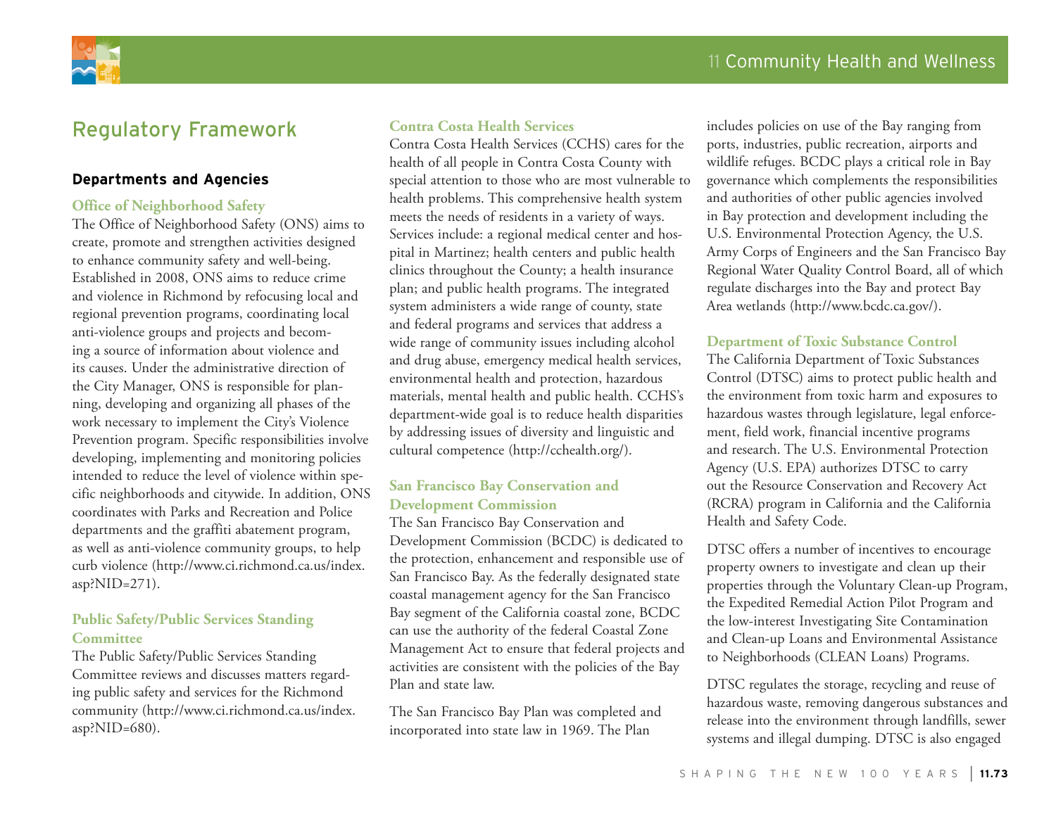## Regulatory Framework

### Departments and Agencies

#### Office of Neighborhood Safety

The Office of Neighborhood Safety (ONS) aims to create, promote and strengthen activities designed to enhance community safety and well-being. Established in 2008, ONS aims to reduce crime and violence in Richmond by refocusing local and regional prevention programs, coordinating local anti-violence groups and projects and becoming a source of information about violence and its causes. Under the administrative direction of the City Manager, ONS is responsible for planning, developing and organizing all phases of the work necessary to implement the City's Violence Prevention program. Specific responsibilities involve developing, implementing and monitoring policies intended to reduce the level of violence within specific neighborhoods and citywide. In addition, ONS coordinates with Parks and Recreation and Police departments and the graffiti abatement program, as well as anti-violence community groups, to help curb violence (http://www.ci.richmond.ca.us/index.asp?NID=271).

#### Public Safety/Public Services Standing Committee

The Public Safety/Public Services Standing Committee reviews and discusses matters regarding public safety and services for the Richmond community (http://www.ci.richmond.ca.us/index.asp?NID=680).

#### Contra Costa Health Services

Contra Costa Health Services (CCHS) cares for the health of all people in Contra Costa County with special attention to those who are most vulnerable to health problems. This comprehensive health system meets the needs of residents in a variety of ways. Services include: a regional medical center and hospital in Martinez; health centers and public health clinics throughout the County; a health insurance plan; and public health programs. The integrated system administers a wide range of county, state and federal programs and services that address a wide range of community issues including alcohol and drug abuse, emergency medical health services, environmental health and protection, hazardous materials, mental health and public health. CCHS's department-wide goal is to reduce health disparities by addressing issues of diversity and linguistic and cultural competence (http://cchealth.org/).

#### San Francisco Bay Conservation and Development Commission

The San Francisco Bay Conservation and Development Commission (BCDC) is dedicated to the protection, enhancement and responsible use of San Francisco Bay. As the federally designated state coastal management agency for the San Francisco Bay segment of the California coastal zone, BCDC can use the authority of the federal Coastal Zone Management Act to ensure that federal projects and activities are consistent with the policies of the Bay Plan and state law.

The San Francisco Bay Plan was completed and incorporated into state law in 1969. The Plan includes policies on use of the Bay ranging from ports, industries, public recreation, airports and wildlife refuges. BCDC plays a critical role in Bay governance which complements the responsibilities and authorities of other public agencies involved in Bay protection and development including the U.S. Environmental Protection Agency, the U.S. Army Corps of Engineers and the San Francisco Bay Regional Water Quality Control Board, all of which regulate discharges into the Bay and protect Bay Area wetlands (http://www.bcdc.ca.gov/).

#### Department of Toxic Substance Control

The California Department of Toxic Substances Control (DTSC) aims to protect public health and the environment from toxic harm and exposures to hazardous wastes through legislature, legal enforcement, field work, financial incentive programs and research. The U.S. Environmental Protection Agency (U.S. EPA) authorizes DTSC to carry out the Resource Conservation and Recovery Act (RCRA) program in California and the California Health and Safety Code.

DTSC offers a number of incentives to encourage property owners to investigate and clean up their properties through the Voluntary Clean-up Program, the Expedited Remedial Action Pilot Program and the low-interest Investigating Site Contamination and Clean-up Loans and Environmental Assistance to Neighborhoods (CLEAN Loans) Programs.

DTSC regulates the storage, recycling and reuse of hazardous waste, removing dangerous substances and release into the environment through landfills, sewer systems and illegal dumping. DTSC is also engaged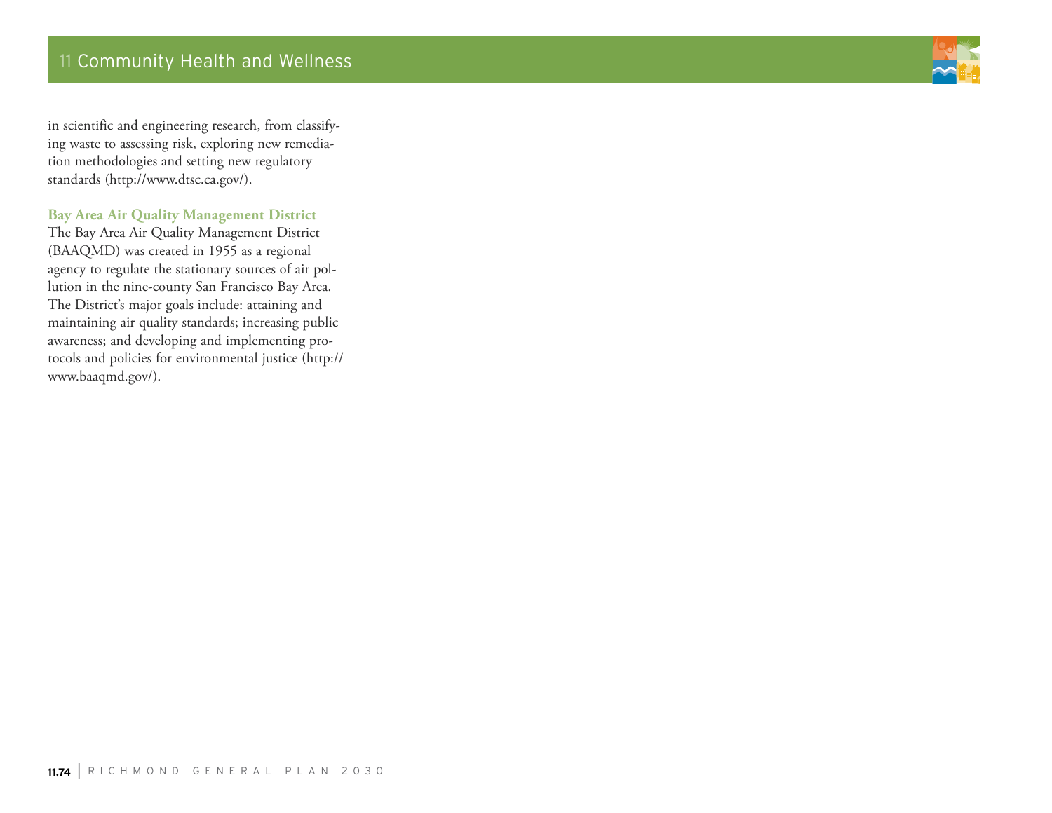in scientific and engineering research, from classifying waste to assessing risk, exploring new remediation methodologies and setting new regulatory standards (http://www.dtsc.ca.gov/).

### Bay Area Air Quality Management District

The Bay Area Air Quality Management District (BAAQMD) was created in 1955 as a regional agency to regulate the stationary sources of air pollution in the nine-county San Francisco Bay Area. The District's major goals include: attaining and maintaining air quality standards; increasing public awareness; and developing and implementing protocols and policies for environmental justice (http://www.baaqmd.gov/).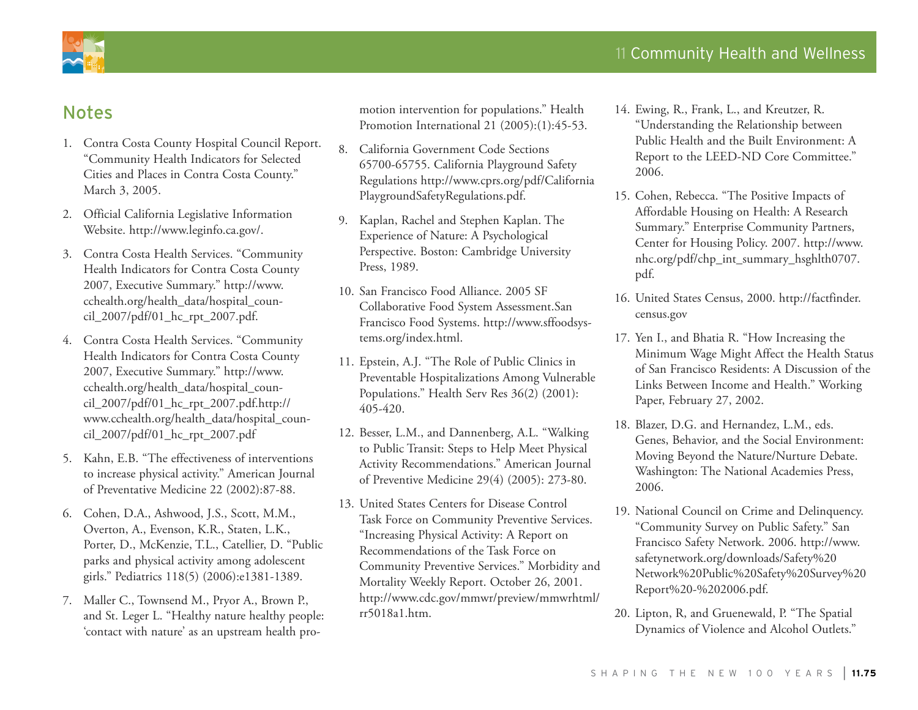## Notes

1. Contra Costa County Hospital Council Report. "Community Health Indicators for Selected Cities and Places in Contra Costa County." March 3, 2005.

2. Official California Legislative Information Website. http://www.leginfo.ca.gov/.

3. Contra Costa Health Services. "Community Health Indicators for Contra Costa County 2007, Executive Summary." http://www.cchealth.org/health_data/hospital_council_2007/pdf/01_hc_rpt_2007.pdf.

4. Contra Costa Health Services. "Community Health Indicators for Contra Costa County 2007, Executive Summary." http://www.cchealth.org/health_data/hospital_council_2007/pdf/01_hc_rpt_2007.pdf.http://www.cchealth.org/health_data/hospital_council_2007/pdf/01_hc_rpt_2007.pdf

5. Kahn, E.B. "The effectiveness of interventions to increase physical activity." American Journal of Preventative Medicine 22 (2002):87-88.

6. Cohen, D.A., Ashwood, J.S., Scott, M.M., Overton, A., Evenson, K.R., Staten, L.K., Porter, D., McKenzie, T.L., Catellier, D. "Public parks and physical activity among adolescent girls." Pediatrics 118(5) (2006):e1381-1389.

7. Maller C., Townsend M., Pryor A., Brown P., and St. Leger L. "Healthy nature healthy people: 'contact with nature' as an upstream health promotion intervention for populations." Health Promotion International 21 (2005):(1):45-53.

8. California Government Code Sections 65700-65755. California Playground Safety Regulations http://www.cprs.org/pdf/CaliforniaPlaygroundSafetyRegulations.pdf.

9. Kaplan, Rachel and Stephen Kaplan. The Experience of Nature: A Psychological Perspective. Boston: Cambridge University Press, 1989.

10. San Francisco Food Alliance. 2005 SF Collaborative Food System Assessment.San Francisco Food Systems. http://www.sffoodsystems.org/index.html.

11. Epstein, A.J. "The Role of Public Clinics in Preventable Hospitalizations Among Vulnerable Populations." Health Serv Res 36(2) (2001): 405-420.

12. Besser, L.M., and Dannenberg, A.L. "Walking to Public Transit: Steps to Help Meet Physical Activity Recommendations." American Journal of Preventive Medicine 29(4) (2005): 273-80.

13. United States Centers for Disease Control Task Force on Community Preventive Services. "Increasing Physical Activity: A Report on Recommendations of the Task Force on Community Preventive Services." Morbidity and Mortality Weekly Report. October 26, 2001. http://www.cdc.gov/mmwr/preview/mmwrhtml/rr5018a1.htm.

14. Ewing, R., Frank, L., and Kreutzer, R. "Understanding the Relationship between Public Health and the Built Environment: A Report to the LEED-ND Core Committee." 2006.

15. Cohen, Rebecca. "The Positive Impacts of Affordable Housing on Health: A Research Summary." Enterprise Community Partners, Center for Housing Policy. 2007. http://www.nhc.org/pdf/chp_int_summary_hsghlth0707.pdf.

16. United States Census, 2000. http://factfinder.census.gov

17. Yen I., and Bhatia R. "How Increasing the Minimum Wage Might Affect the Health Status of San Francisco Residents: A Discussion of the Links Between Income and Health." Working Paper, February 27, 2002.

18. Blazer, D.G. and Hernandez, L.M., eds. Genes, Behavior, and the Social Environment: Moving Beyond the Nature/Nurture Debate. Washington: The National Academies Press, 2006.

19. National Council on Crime and Delinquency. "Community Survey on Public Safety." San Francisco Safety Network. 2006. http://www.safetynetwork.org/downloads/Safety%20Network%20Public%20Safety%20Survey%20Report%20-%202006.pdf.

20. Lipton, R, and Gruenewald, P. "The Spatial Dynamics of Violence and Alcohol Outlets."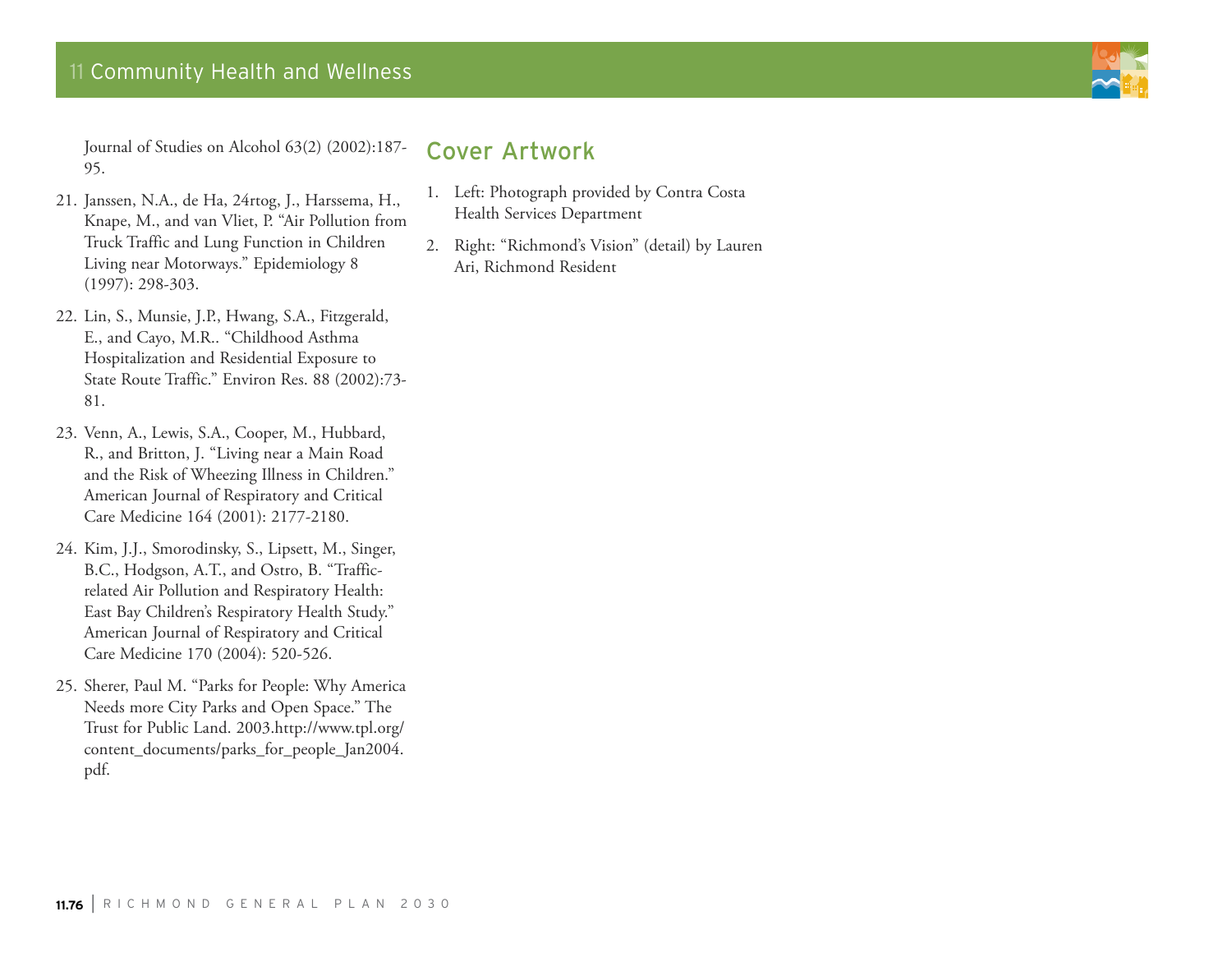Journal of Studies on Alcohol 63(2) (2002):187-95.

21. Janssen, N.A., de Ha, 24rtog, J., Harssema, H., Knape, M., and van Vliet, P. "Air Pollution from Truck Traffic and Lung Function in Children Living near Motorways." Epidemiology 8 (1997): 298-303.

22. Lin, S., Munsie, J.P., Hwang, S.A., Fitzgerald, E., and Cayo, M.R.. "Childhood Asthma Hospitalization and Residential Exposure to State Route Traffic." Environ Res. 88 (2002):73-81.

23. Venn, A., Lewis, S.A., Cooper, M., Hubbard, R., and Britton, J. "Living near a Main Road and the Risk of Wheezing Illness in Children." American Journal of Respiratory and Critical Care Medicine 164 (2001): 2177-2180.

24. Kim, J.J., Smorodinsky, S., Lipsett, M., Singer, B.C., Hodgson, A.T., and Ostro, B. "Traffic-related Air Pollution and Respiratory Health: East Bay Children's Respiratory Health Study." American Journal of Respiratory and Critical Care Medicine 170 (2004): 520-526.

25. Sherer, Paul M. "Parks for People: Why America Needs more City Parks and Open Space." The Trust for Public Land. 2003.http://www.tpl.org/content_documents/parks_for_people_Jan2004.pdf.

## Cover Artwork

1. Left: Photograph provided by Contra Costa Health Services Department
2. Right: "Richmond's Vision" (detail) by Lauren Ari, Richmond Resident